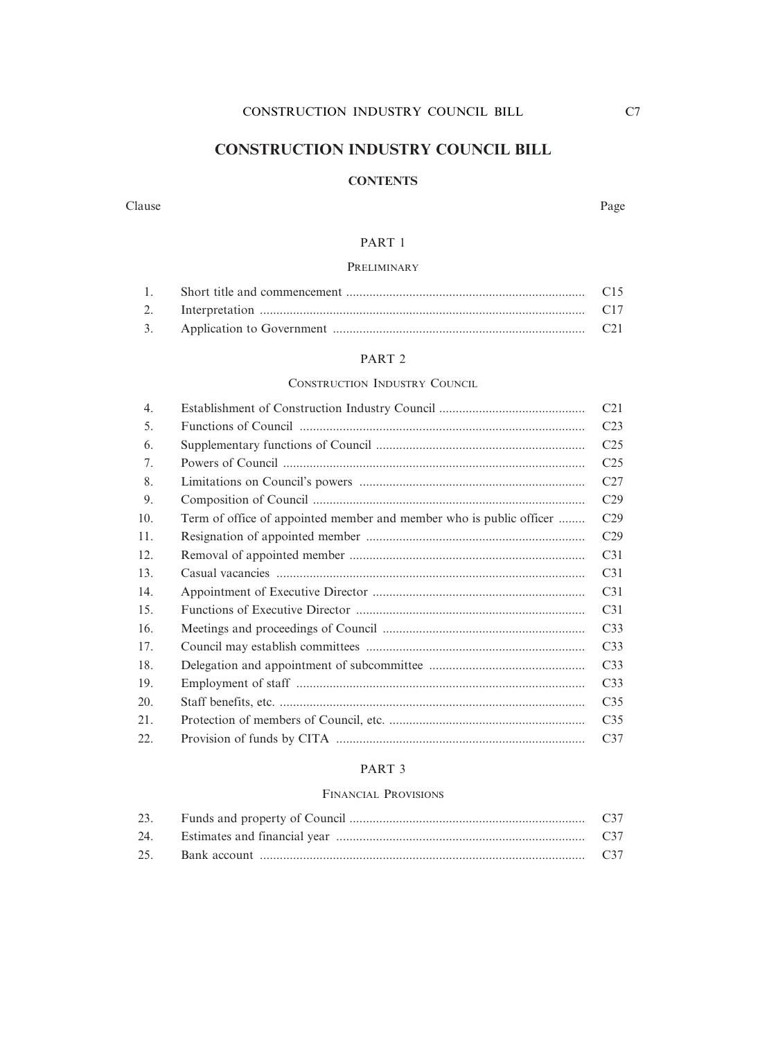# CONSTRUCTION INDUSTRY COUNCIL BILL

## CONTENTS

| Clause | | Page |
|---|---|---|
| | **PART 1** | |
| | PRELIMINARY | |
| 1. | Short title and commencement | C15 |
| 2. | Interpretation | C17 |
| 3. | Application to Government | C21 |
| | **PART 2** | |
| | CONSTRUCTION INDUSTRY COUNCIL | |
| 4. | Establishment of Construction Industry Council | C21 |
| 5. | Functions of Council | C23 |
| 6. | Supplementary functions of Council | C25 |
| 7. | Powers of Council | C25 |
| 8. | Limitations on Council's powers | C27 |
| 9. | Composition of Council | C29 |
| 10. | Term of office of appointed member and member who is public officer | C29 |
| 11. | Resignation of appointed member | C29 |
| 12. | Removal of appointed member | C31 |
| 13. | Casual vacancies | C31 |
| 14. | Appointment of Executive Director | C31 |
| 15. | Functions of Executive Director | C31 |
| 16. | Meetings and proceedings of Council | C33 |
| 17. | Council may establish committees | C33 |
| 18. | Delegation and appointment of subcommittee | C33 |
| 19. | Employment of staff | C33 |
| 20. | Staff benefits, etc. | C35 |
| 21. | Protection of members of Council, etc. | C35 |
| 22. | Provision of funds by CITA | C37 |
| | **PART 3** | |
| | FINANCIAL PROVISIONS | |
| 23. | Funds and property of Council | C37 |
| 24. | Estimates and financial year | C37 |
| 25. | Bank account | C37 |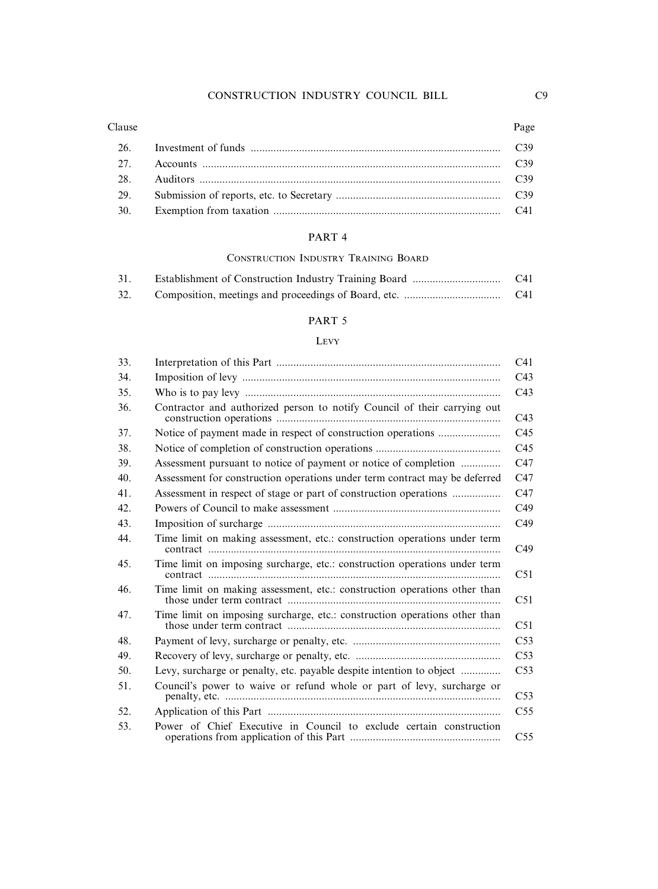| Clause | | Page |
|---|---|---|
| 26. | Investment of funds | C39 |
| 27. | Accounts | C39 |
| 28. | Auditors | C39 |
| 29. | Submission of reports, etc. to Secretary | C39 |
| 30. | Exemption from taxation | C41 |

## PART 4

### Construction Industry Training Board

| Clause | | Page |
|---|---|---|
| 31. | Establishment of Construction Industry Training Board | C41 |
| 32. | Composition, meetings and proceedings of Board, etc. | C41 |

## PART 5

### Levy

| Clause | | Page |
|---|---|---|
| 33. | Interpretation of this Part | C41 |
| 34. | Imposition of levy | C43 |
| 35. | Who is to pay levy | C43 |
| 36. | Contractor and authorized person to notify Council of their carrying out construction operations | C43 |
| 37. | Notice of payment made in respect of construction operations | C45 |
| 38. | Notice of completion of construction operations | C45 |
| 39. | Assessment pursuant to notice of payment or notice of completion | C47 |
| 40. | Assessment for construction operations under term contract may be deferred | C47 |
| 41. | Assessment in respect of stage or part of construction operations | C47 |
| 42. | Powers of Council to make assessment | C49 |
| 43. | Imposition of surcharge | C49 |
| 44. | Time limit on making assessment, etc.: construction operations under term contract | C49 |
| 45. | Time limit on imposing surcharge, etc.: construction operations under term contract | C51 |
| 46. | Time limit on making assessment, etc.: construction operations other than those under term contract | C51 |
| 47. | Time limit on imposing surcharge, etc.: construction operations other than those under term contract | C51 |
| 48. | Payment of levy, surcharge or penalty, etc. | C53 |
| 49. | Recovery of levy, surcharge or penalty, etc. | C53 |
| 50. | Levy, surcharge or penalty, etc. payable despite intention to object | C53 |
| 51. | Council's power to waive or refund whole or part of levy, surcharge or penalty, etc. | C53 |
| 52. | Application of this Part | C55 |
| 53. | Power of Chief Executive in Council to exclude certain construction operations from application of this Part | C55 |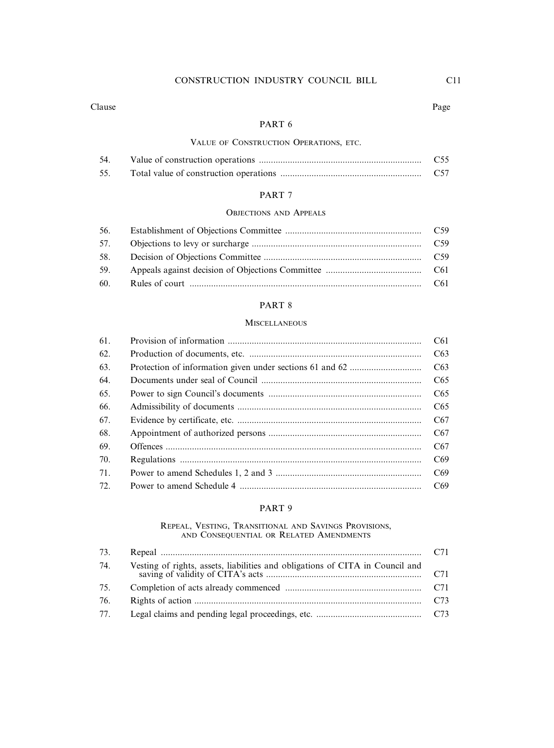| Clause | | Page |
|---|---|---|

## PART 6

### VALUE OF CONSTRUCTION OPERATIONS, ETC.

| | | |
|---|---|---|
| 54. | Value of construction operations | C55 |
| 55. | Total value of construction operations | C57 |

## PART 7

### OBJECTIONS AND APPEALS

| | | |
|---|---|---|
| 56. | Establishment of Objections Committee | C59 |
| 57. | Objections to levy or surcharge | C59 |
| 58. | Decision of Objections Committee | C59 |
| 59. | Appeals against decision of Objections Committee | C61 |
| 60. | Rules of court | C61 |

## PART 8

### MISCELLANEOUS

| | | |
|---|---|---|
| 61. | Provision of information | C61 |
| 62. | Production of documents, etc. | C63 |
| 63. | Protection of information given under sections 61 and 62 | C63 |
| 64. | Documents under seal of Council | C65 |
| 65. | Power to sign Council's documents | C65 |
| 66. | Admissibility of documents | C65 |
| 67. | Evidence by certificate, etc. | C67 |
| 68. | Appointment of authorized persons | C67 |
| 69. | Offences | C67 |
| 70. | Regulations | C69 |
| 71. | Power to amend Schedules 1, 2 and 3 | C69 |
| 72. | Power to amend Schedule 4 | C69 |

## PART 9

### REPEAL, VESTING, TRANSITIONAL AND SAVINGS PROVISIONS, AND CONSEQUENTIAL OR RELATED AMENDMENTS

| | | |
|---|---|---|
| 73. | Repeal | C71 |
| 74. | Vesting of rights, assets, liabilities and obligations of CITA in Council and saving of validity of CITA's acts | C71 |
| 75. | Completion of acts already commenced | C71 |
| 76. | Rights of action | C73 |
| 77. | Legal claims and pending legal proceedings, etc. | C73 |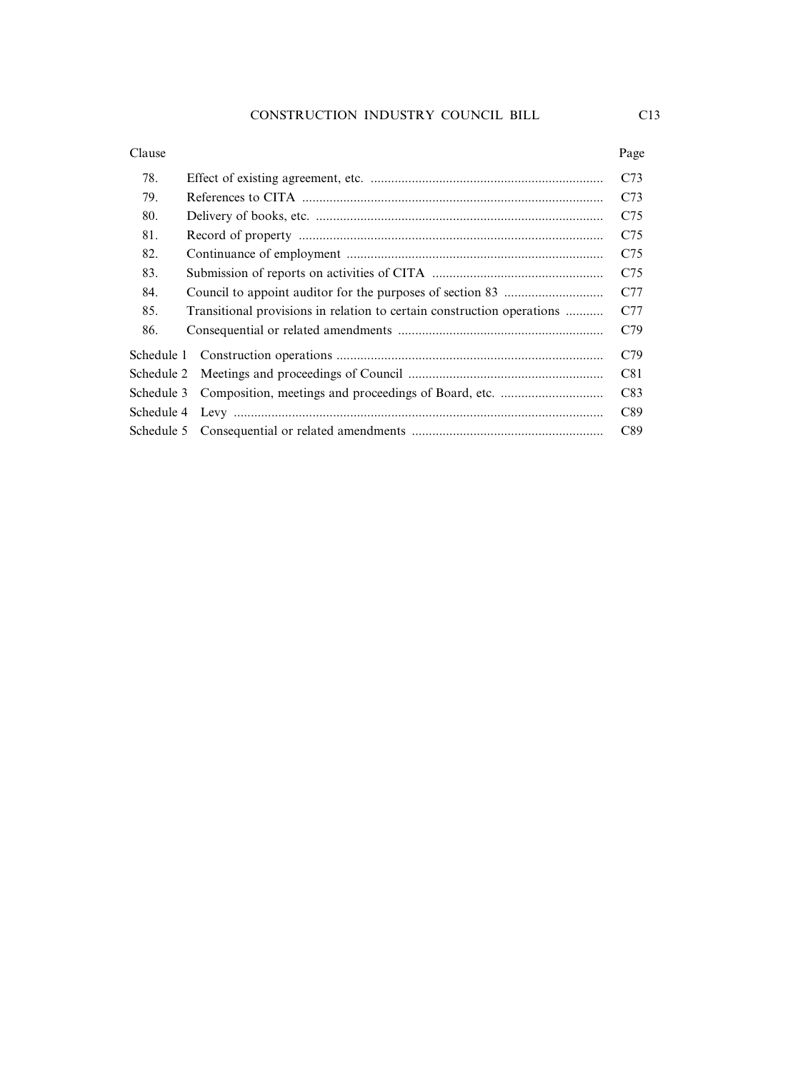| Clause | | Page |
| --- | --- | --- |
| 78. | Effect of existing agreement, etc. | C73 |
| 79. | References to CITA | C73 |
| 80. | Delivery of books, etc. | C75 |
| 81. | Record of property | C75 |
| 82. | Continuance of employment | C75 |
| 83. | Submission of reports on activities of CITA | C75 |
| 84. | Council to appoint auditor for the purposes of section 83 | C77 |
| 85. | Transitional provisions in relation to certain construction operations | C77 |
| 86. | Consequential or related amendments | C79 |
| Schedule 1 | Construction operations | C79 |
| Schedule 2 | Meetings and proceedings of Council | C81 |
| Schedule 3 | Composition, meetings and proceedings of Board, etc. | C83 |
| Schedule 4 | Levy | C89 |
| Schedule 5 | Consequential or related amendments | C89 |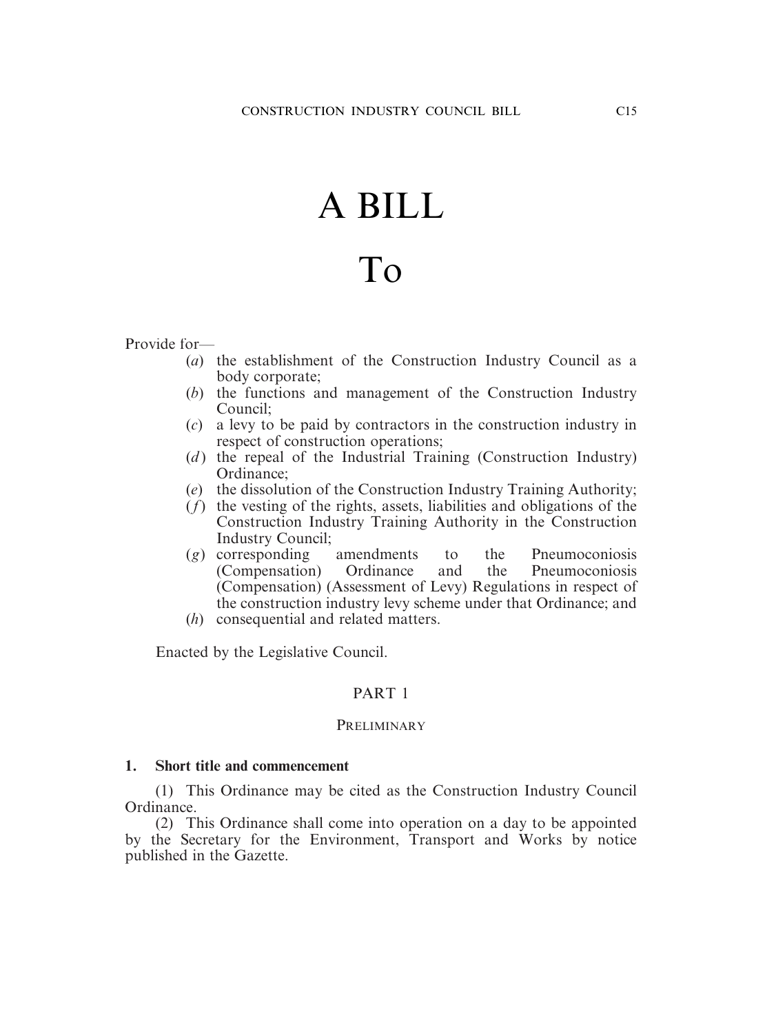# A BILL

# To

Provide for—

(*a*) the establishment of the Construction Industry Council as a body corporate;

(*b*) the functions and management of the Construction Industry Council;

(*c*) a levy to be paid by contractors in the construction industry in respect of construction operations;

(*d*) the repeal of the Industrial Training (Construction Industry) Ordinance;

(*e*) the dissolution of the Construction Industry Training Authority;

(*f*) the vesting of the rights, assets, liabilities and obligations of the Construction Industry Training Authority in the Construction Industry Council;

(*g*) corresponding amendments to the Pneumoconiosis (Compensation) Ordinance and the Pneumoconiosis (Compensation) (Assessment of Levy) Regulations in respect of the construction industry levy scheme under that Ordinance; and

(*h*) consequential and related matters.

Enacted by the Legislative Council.

## PART 1

### PRELIMINARY

**1. Short title and commencement**

(1) This Ordinance may be cited as the Construction Industry Council Ordinance.

(2) This Ordinance shall come into operation on a day to be appointed by the Secretary for the Environment, Transport and Works by notice published in the Gazette.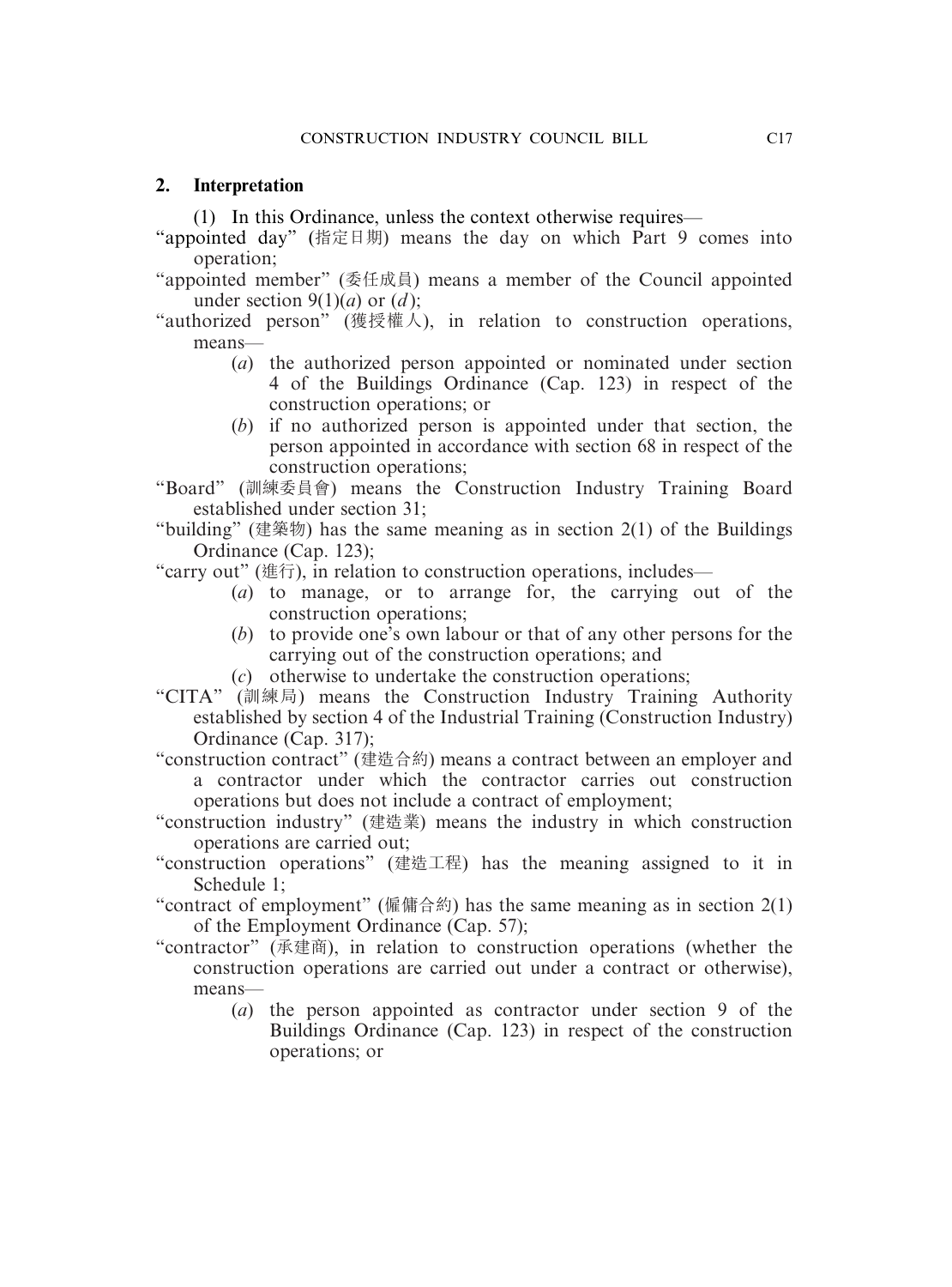## 2. Interpretation

(1) In this Ordinance, unless the context otherwise requires—

"appointed day" (指定日期) means the day on which Part 9 comes into operation;

"appointed member" (委任成員) means a member of the Council appointed under section 9(1)(*a*) or (*d*);

"authorized person" (獲授權人), in relation to construction operations, means—

- (*a*) the authorized person appointed or nominated under section 4 of the Buildings Ordinance (Cap. 123) in respect of the construction operations; or
- (*b*) if no authorized person is appointed under that section, the person appointed in accordance with section 68 in respect of the construction operations;

"Board" (訓練委員會) means the Construction Industry Training Board established under section 31;

"building" (建築物) has the same meaning as in section 2(1) of the Buildings Ordinance (Cap. 123);

"carry out" (進行), in relation to construction operations, includes—

- (*a*) to manage, or to arrange for, the carrying out of the construction operations;
- (*b*) to provide one's own labour or that of any other persons for the carrying out of the construction operations; and
- (*c*) otherwise to undertake the construction operations;

"CITA" (訓練局) means the Construction Industry Training Authority established by section 4 of the Industrial Training (Construction Industry) Ordinance (Cap. 317);

"construction contract" (建造合約) means a contract between an employer and a contractor under which the contractor carries out construction operations but does not include a contract of employment;

"construction industry" (建造業) means the industry in which construction operations are carried out;

"construction operations" (建造工程) has the meaning assigned to it in Schedule 1;

"contract of employment" (僱傭合約) has the same meaning as in section 2(1) of the Employment Ordinance (Cap. 57);

"contractor" (承建商), in relation to construction operations (whether the construction operations are carried out under a contract or otherwise), means—

- (*a*) the person appointed as contractor under section 9 of the Buildings Ordinance (Cap. 123) in respect of the construction operations; or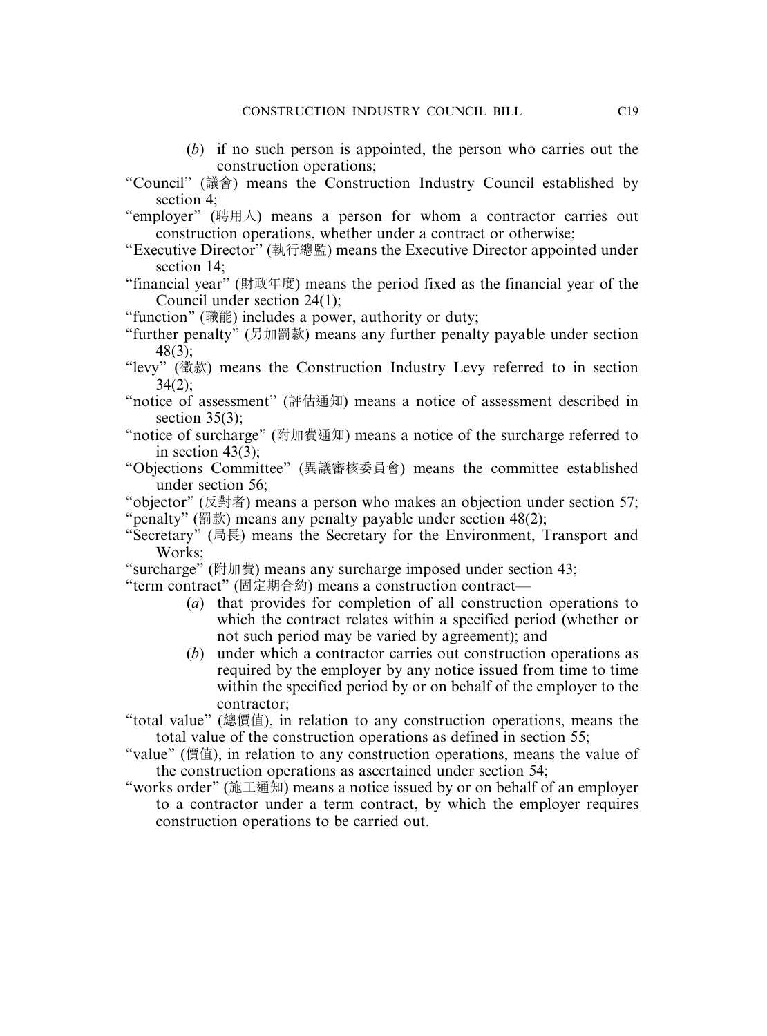(*b*) if no such person is appointed, the person who carries out the construction operations;

"Council" (議會) means the Construction Industry Council established by section 4;

"employer" (聘用人) means a person for whom a contractor carries out construction operations, whether under a contract or otherwise;

"Executive Director" (執行總監) means the Executive Director appointed under section 14;

"financial year" (財政年度) means the period fixed as the financial year of the Council under section 24(1);

"function" (職能) includes a power, authority or duty;

"further penalty" (另加罰款) means any further penalty payable under section 48(3);

"levy" (徵款) means the Construction Industry Levy referred to in section 34(2);

"notice of assessment" (評估通知) means a notice of assessment described in section 35(3);

"notice of surcharge" (附加費通知) means a notice of the surcharge referred to in section 43(3);

"Objections Committee" (異議審核委員會) means the committee established under section 56;

"objector" (反對者) means a person who makes an objection under section 57;

"penalty" (罰款) means any penalty payable under section 48(2);

"Secretary" (局長) means the Secretary for the Environment, Transport and Works;

"surcharge" (附加費) means any surcharge imposed under section 43;

"term contract" (固定期合約) means a construction contract—

(*a*) that provides for completion of all construction operations to which the contract relates within a specified period (whether or not such period may be varied by agreement); and

(*b*) under which a contractor carries out construction operations as required by the employer by any notice issued from time to time within the specified period by or on behalf of the employer to the contractor;

"total value" (總價值), in relation to any construction operations, means the total value of the construction operations as defined in section 55;

"value" (價值), in relation to any construction operations, means the value of the construction operations as ascertained under section 54;

"works order" (施工通知) means a notice issued by or on behalf of an employer to a contractor under a term contract, by which the employer requires construction operations to be carried out.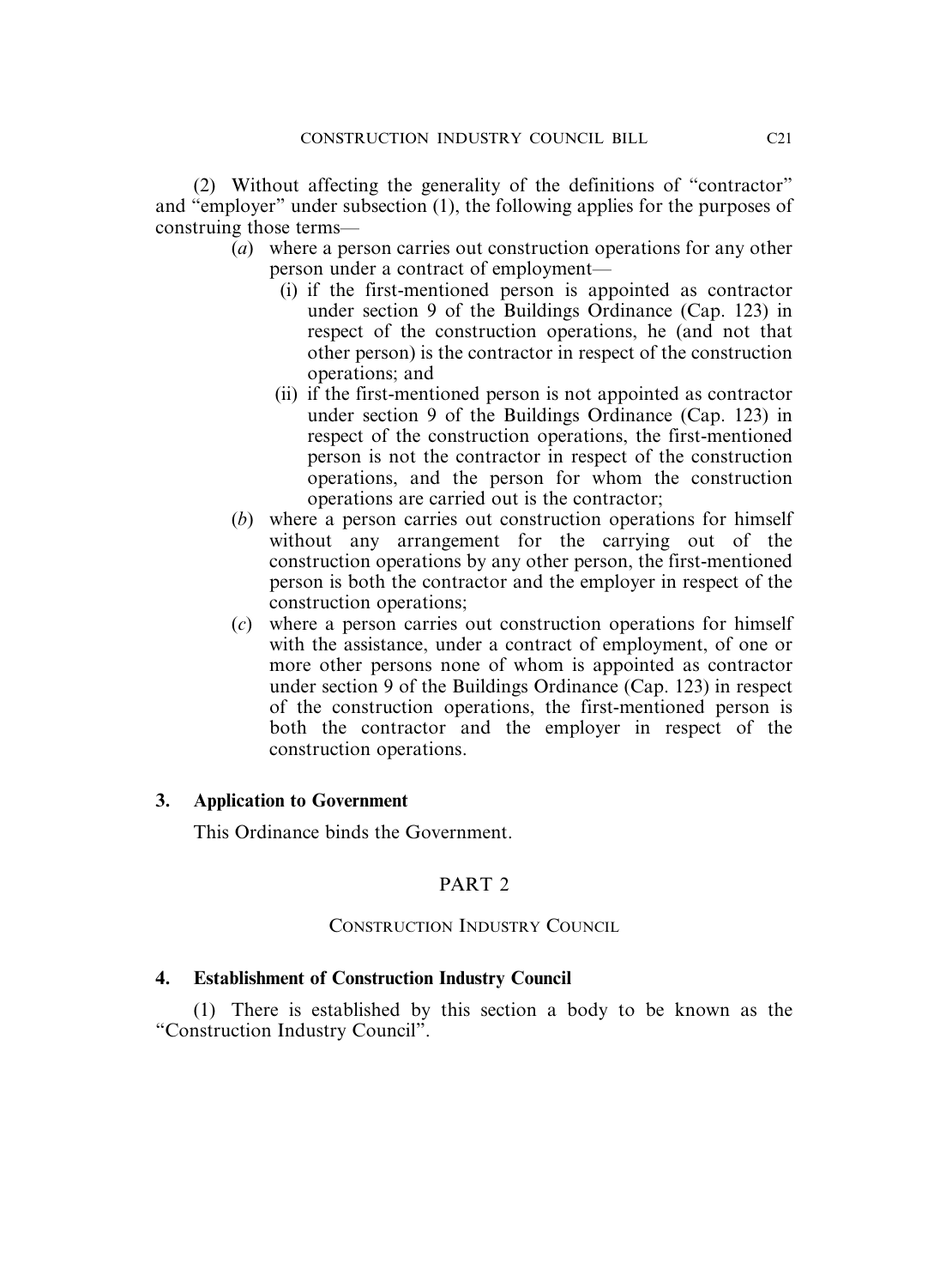(2) Without affecting the generality of the definitions of "contractor" and "employer" under subsection (1), the following applies for the purposes of construing those terms—

- (*a*) where a person carries out construction operations for any other person under a contract of employment—
  - (i) if the first-mentioned person is appointed as contractor under section 9 of the Buildings Ordinance (Cap. 123) in respect of the construction operations, he (and not that other person) is the contractor in respect of the construction operations; and
  - (ii) if the first-mentioned person is not appointed as contractor under section 9 of the Buildings Ordinance (Cap. 123) in respect of the construction operations, the first-mentioned person is not the contractor in respect of the construction operations, and the person for whom the construction operations are carried out is the contractor;
- (*b*) where a person carries out construction operations for himself without any arrangement for the carrying out of the construction operations by any other person, the first-mentioned person is both the contractor and the employer in respect of the construction operations;
- (*c*) where a person carries out construction operations for himself with the assistance, under a contract of employment, of one or more other persons none of whom is appointed as contractor under section 9 of the Buildings Ordinance (Cap. 123) in respect of the construction operations, the first-mentioned person is both the contractor and the employer in respect of the construction operations.

**3. Application to Government**

This Ordinance binds the Government.

## PART 2

### CONSTRUCTION INDUSTRY COUNCIL

**4. Establishment of Construction Industry Council**

(1) There is established by this section a body to be known as the "Construction Industry Council".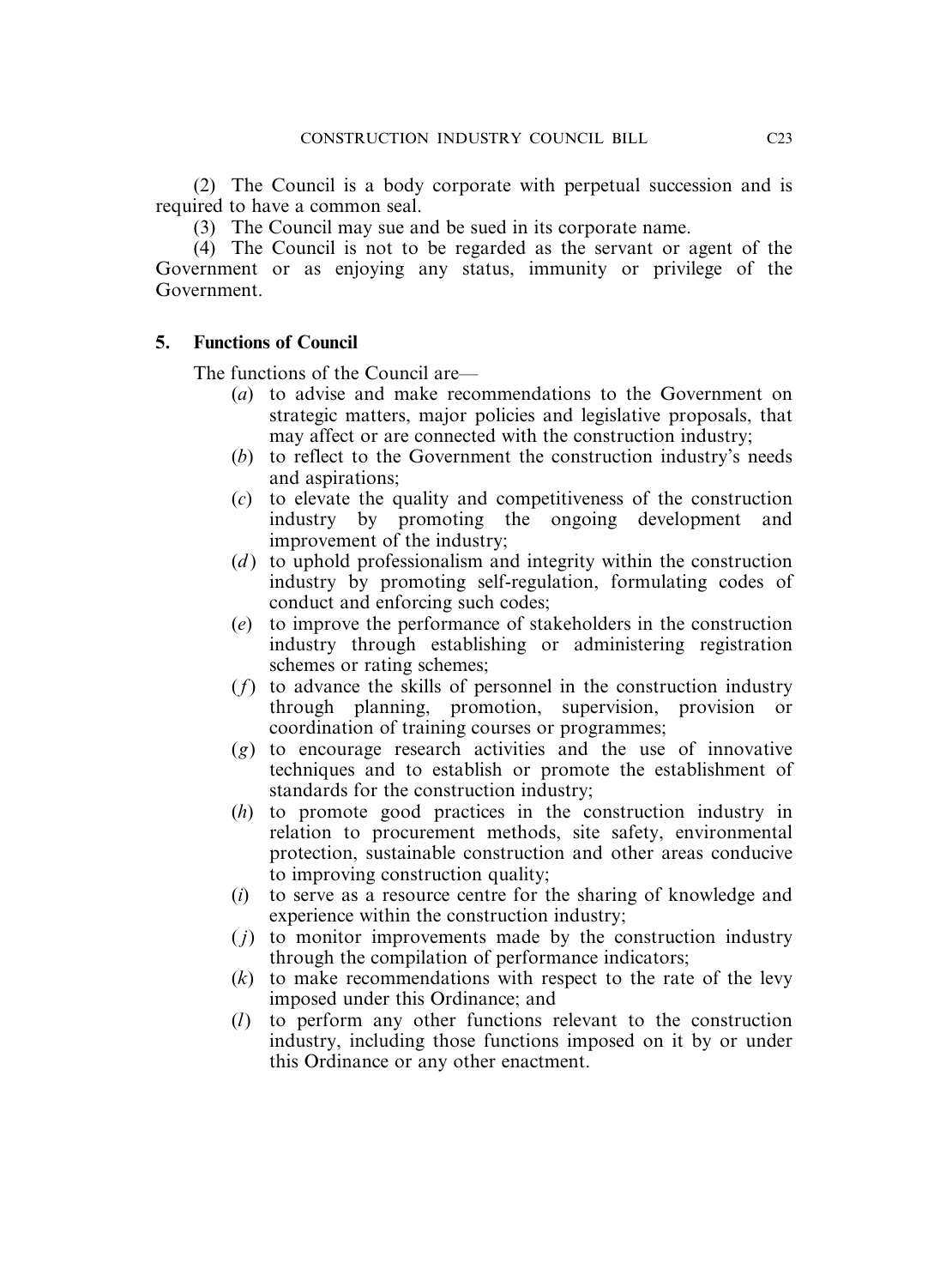(2) The Council is a body corporate with perpetual succession and is required to have a common seal.

(3) The Council may sue and be sued in its corporate name.

(4) The Council is not to be regarded as the servant or agent of the Government or as enjoying any status, immunity or privilege of the Government.

### 5. Functions of Council

The functions of the Council are—

(*a*) to advise and make recommendations to the Government on strategic matters, major policies and legislative proposals, that may affect or are connected with the construction industry;

(*b*) to reflect to the Government the construction industry's needs and aspirations;

(*c*) to elevate the quality and competitiveness of the construction industry by promoting the ongoing development and improvement of the industry;

(*d*) to uphold professionalism and integrity within the construction industry by promoting self-regulation, formulating codes of conduct and enforcing such codes;

(*e*) to improve the performance of stakeholders in the construction industry through establishing or administering registration schemes or rating schemes;

(*f*) to advance the skills of personnel in the construction industry through planning, promotion, supervision, provision or coordination of training courses or programmes;

(*g*) to encourage research activities and the use of innovative techniques and to establish or promote the establishment of standards for the construction industry;

(*h*) to promote good practices in the construction industry in relation to procurement methods, site safety, environmental protection, sustainable construction and other areas conducive to improving construction quality;

(*i*) to serve as a resource centre for the sharing of knowledge and experience within the construction industry;

(*j*) to monitor improvements made by the construction industry through the compilation of performance indicators;

(*k*) to make recommendations with respect to the rate of the levy imposed under this Ordinance; and

(*l*) to perform any other functions relevant to the construction industry, including those functions imposed on it by or under this Ordinance or any other enactment.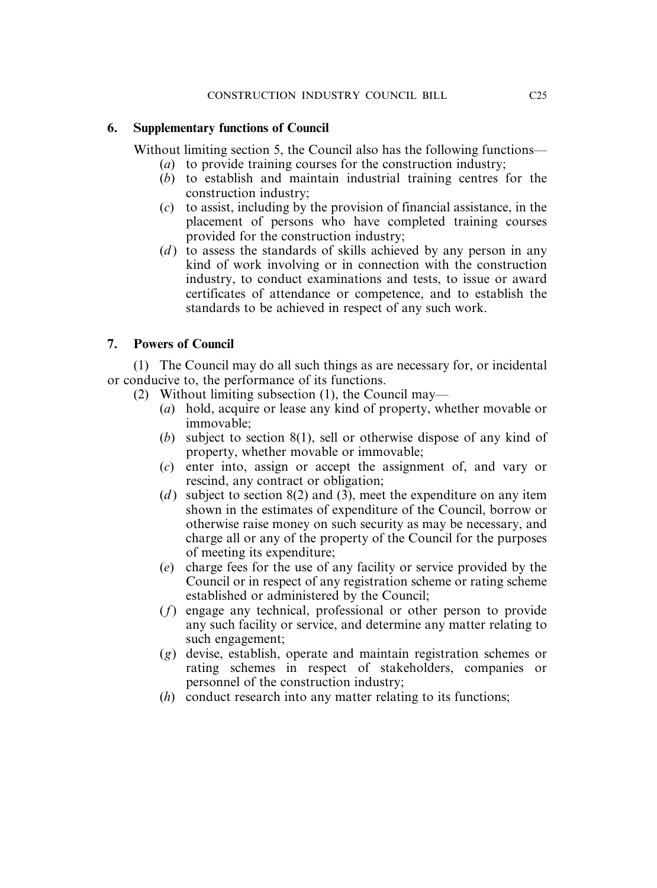### 6. Supplementary functions of Council

Without limiting section 5, the Council also has the following functions—

- (*a*) to provide training courses for the construction industry;
- (*b*) to establish and maintain industrial training centres for the construction industry;
- (*c*) to assist, including by the provision of financial assistance, in the placement of persons who have completed training courses provided for the construction industry;
- (*d*) to assess the standards of skills achieved by any person in any kind of work involving or in connection with the construction industry, to conduct examinations and tests, to issue or award certificates of attendance or competence, and to establish the standards to be achieved in respect of any such work.

### 7. Powers of Council

(1) The Council may do all such things as are necessary for, or incidental or conducive to, the performance of its functions.

(2) Without limiting subsection (1), the Council may—

- (*a*) hold, acquire or lease any kind of property, whether movable or immovable;
- (*b*) subject to section 8(1), sell or otherwise dispose of any kind of property, whether movable or immovable;
- (*c*) enter into, assign or accept the assignment of, and vary or rescind, any contract or obligation;
- (*d*) subject to section 8(2) and (3), meet the expenditure on any item shown in the estimates of expenditure of the Council, borrow or otherwise raise money on such security as may be necessary, and charge all or any of the property of the Council for the purposes of meeting its expenditure;
- (*e*) charge fees for the use of any facility or service provided by the Council or in respect of any registration scheme or rating scheme established or administered by the Council;
- (*f*) engage any technical, professional or other person to provide any such facility or service, and determine any matter relating to such engagement;
- (*g*) devise, establish, operate and maintain registration schemes or rating schemes in respect of stakeholders, companies or personnel of the construction industry;
- (*h*) conduct research into any matter relating to its functions;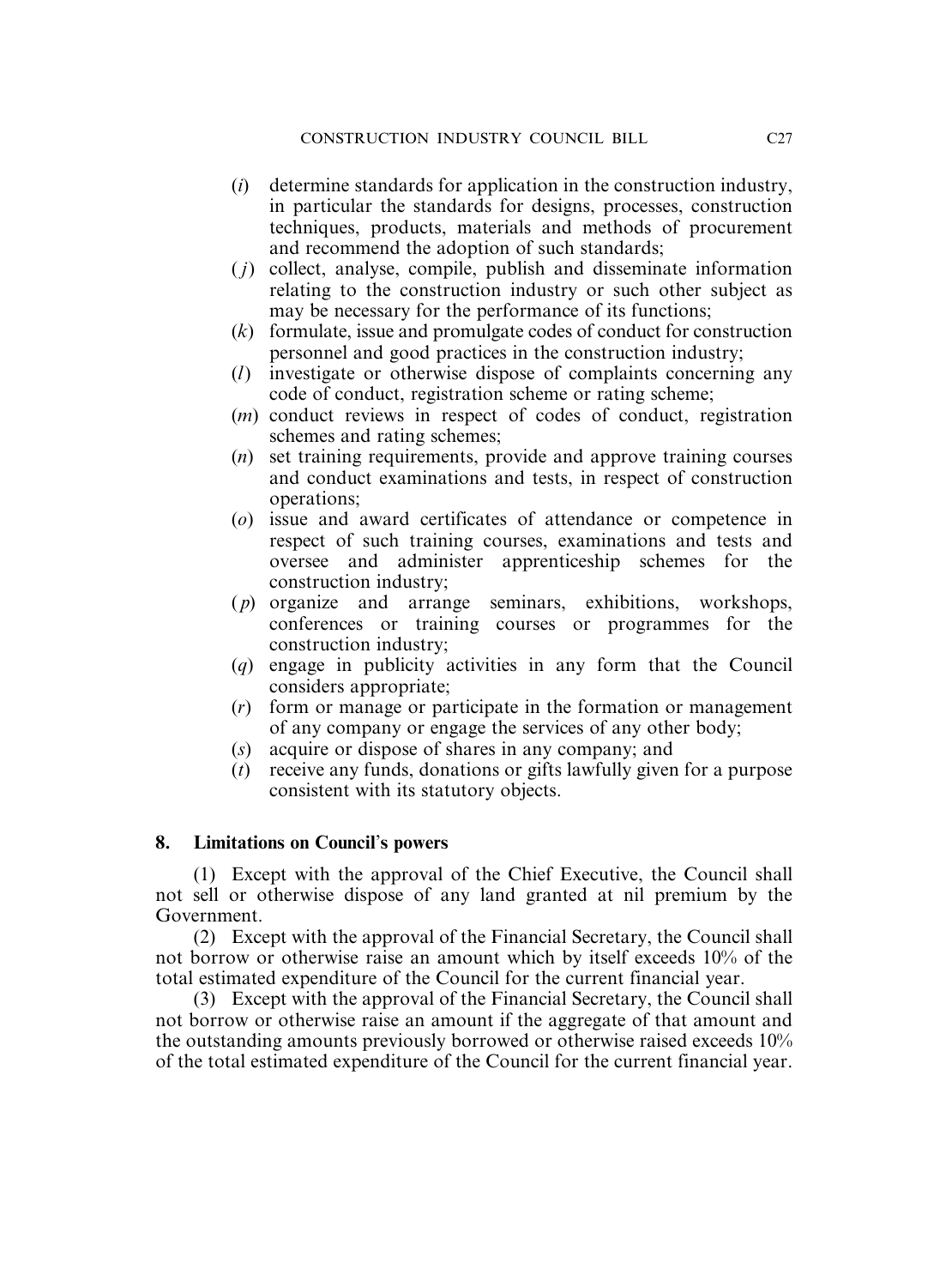(*i*) determine standards for application in the construction industry, in particular the standards for designs, processes, construction techniques, products, materials and methods of procurement and recommend the adoption of such standards;

(*j*) collect, analyse, compile, publish and disseminate information relating to the construction industry or such other subject as may be necessary for the performance of its functions;

(*k*) formulate, issue and promulgate codes of conduct for construction personnel and good practices in the construction industry;

(*l*) investigate or otherwise dispose of complaints concerning any code of conduct, registration scheme or rating scheme;

(*m*) conduct reviews in respect of codes of conduct, registration schemes and rating schemes;

(*n*) set training requirements, provide and approve training courses and conduct examinations and tests, in respect of construction operations;

(*o*) issue and award certificates of attendance or competence in respect of such training courses, examinations and tests and oversee and administer apprenticeship schemes for the construction industry;

(*p*) organize and arrange seminars, exhibitions, workshops, conferences or training courses or programmes for the construction industry;

(*q*) engage in publicity activities in any form that the Council considers appropriate;

(*r*) form or manage or participate in the formation or management of any company or engage the services of any other body;

(*s*) acquire or dispose of shares in any company; and

(*t*) receive any funds, donations or gifts lawfully given for a purpose consistent with its statutory objects.

**8. Limitations on Council's powers**

(1) Except with the approval of the Chief Executive, the Council shall not sell or otherwise dispose of any land granted at nil premium by the Government.

(2) Except with the approval of the Financial Secretary, the Council shall not borrow or otherwise raise an amount which by itself exceeds 10% of the total estimated expenditure of the Council for the current financial year.

(3) Except with the approval of the Financial Secretary, the Council shall not borrow or otherwise raise an amount if the aggregate of that amount and the outstanding amounts previously borrowed or otherwise raised exceeds 10% of the total estimated expenditure of the Council for the current financial year.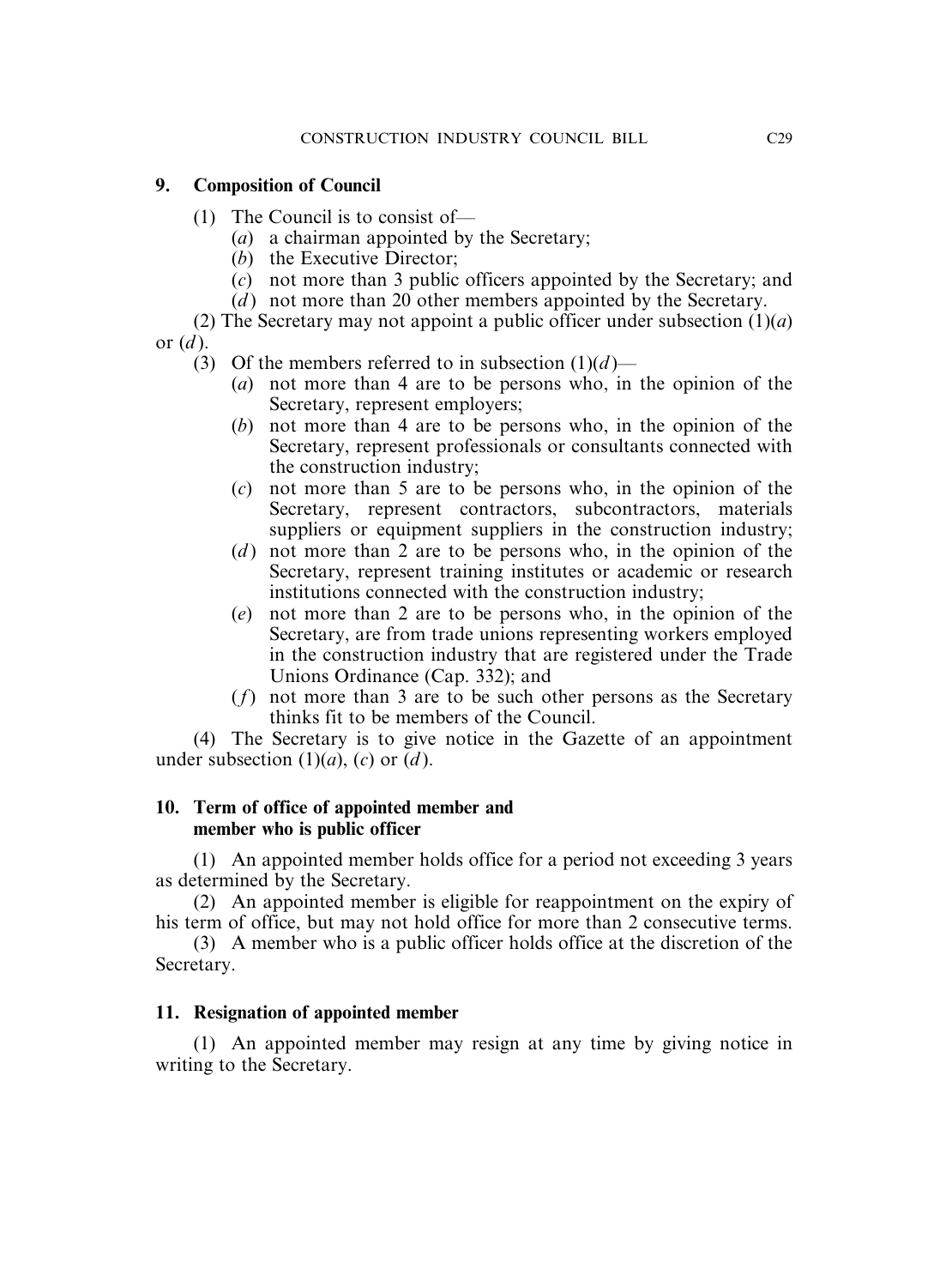### 9. Composition of Council

(1) The Council is to consist of—

(*a*) a chairman appointed by the Secretary;

(*b*) the Executive Director;

(*c*) not more than 3 public officers appointed by the Secretary; and

(*d*) not more than 20 other members appointed by the Secretary.

(2) The Secretary may not appoint a public officer under subsection (1)(*a*) or (*d*).

(3) Of the members referred to in subsection (1)(*d*)—

(*a*) not more than 4 are to be persons who, in the opinion of the Secretary, represent employers;

(*b*) not more than 4 are to be persons who, in the opinion of the Secretary, represent professionals or consultants connected with the construction industry;

(*c*) not more than 5 are to be persons who, in the opinion of the Secretary, represent contractors, subcontractors, materials suppliers or equipment suppliers in the construction industry;

(*d*) not more than 2 are to be persons who, in the opinion of the Secretary, represent training institutes or academic or research institutions connected with the construction industry;

(*e*) not more than 2 are to be persons who, in the opinion of the Secretary, are from trade unions representing workers employed in the construction industry that are registered under the Trade Unions Ordinance (Cap. 332); and

(*f*) not more than 3 are to be such other persons as the Secretary thinks fit to be members of the Council.

(4) The Secretary is to give notice in the Gazette of an appointment under subsection (1)(*a*), (*c*) or (*d*).

### 10. Term of office of appointed member and member who is public officer

(1) An appointed member holds office for a period not exceeding 3 years as determined by the Secretary.

(2) An appointed member is eligible for reappointment on the expiry of his term of office, but may not hold office for more than 2 consecutive terms.

(3) A member who is a public officer holds office at the discretion of the Secretary.

### 11. Resignation of appointed member

(1) An appointed member may resign at any time by giving notice in writing to the Secretary.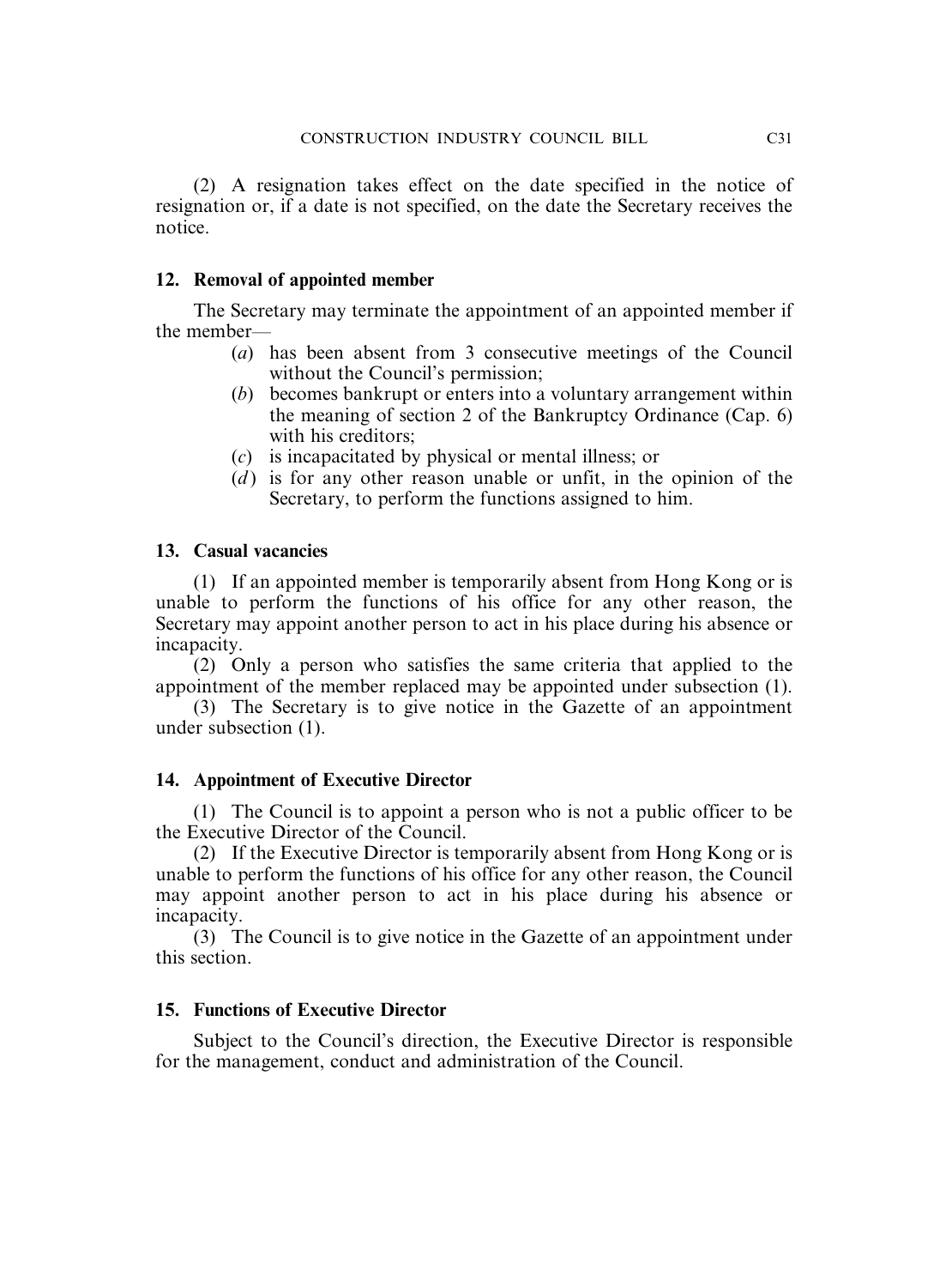(2) A resignation takes effect on the date specified in the notice of resignation or, if a date is not specified, on the date the Secretary receives the notice.

### 12. Removal of appointed member

The Secretary may terminate the appointment of an appointed member if the member—

- (*a*) has been absent from 3 consecutive meetings of the Council without the Council's permission;
- (*b*) becomes bankrupt or enters into a voluntary arrangement within the meaning of section 2 of the Bankruptcy Ordinance (Cap. 6) with his creditors;
- (*c*) is incapacitated by physical or mental illness; or
- (*d*) is for any other reason unable or unfit, in the opinion of the Secretary, to perform the functions assigned to him.

### 13. Casual vacancies

(1) If an appointed member is temporarily absent from Hong Kong or is unable to perform the functions of his office for any other reason, the Secretary may appoint another person to act in his place during his absence or incapacity.

(2) Only a person who satisfies the same criteria that applied to the appointment of the member replaced may be appointed under subsection (1).

(3) The Secretary is to give notice in the Gazette of an appointment under subsection (1).

### 14. Appointment of Executive Director

(1) The Council is to appoint a person who is not a public officer to be the Executive Director of the Council.

(2) If the Executive Director is temporarily absent from Hong Kong or is unable to perform the functions of his office for any other reason, the Council may appoint another person to act in his place during his absence or incapacity.

(3) The Council is to give notice in the Gazette of an appointment under this section.

### 15. Functions of Executive Director

Subject to the Council's direction, the Executive Director is responsible for the management, conduct and administration of the Council.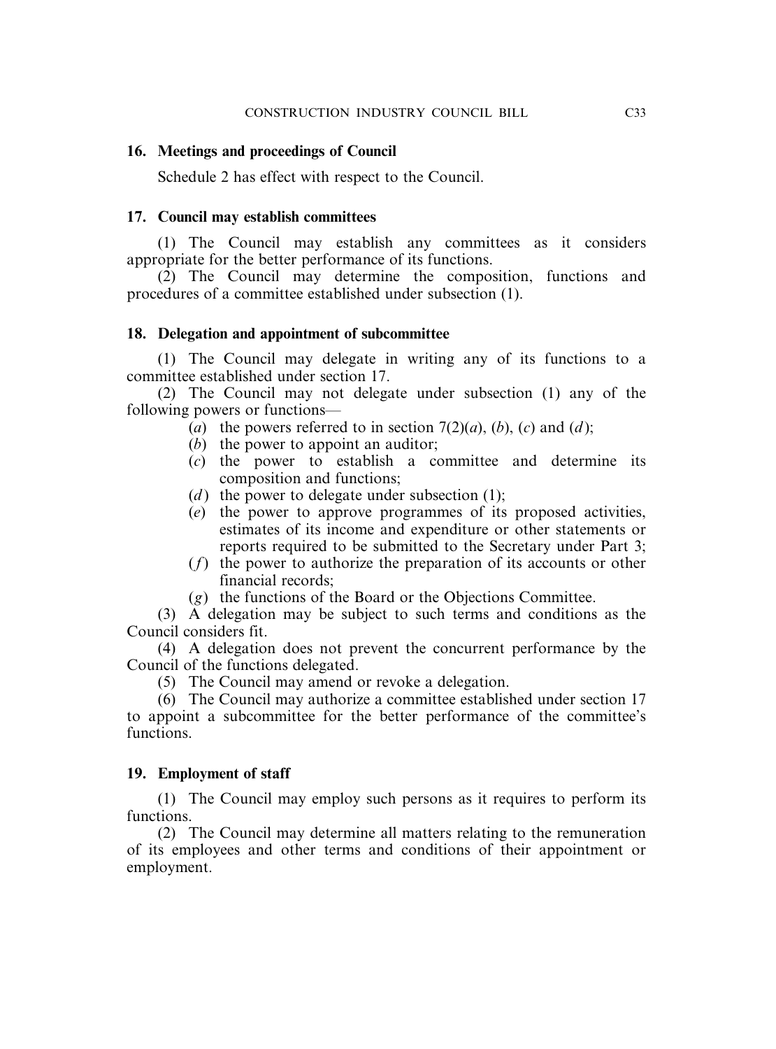### 16. Meetings and proceedings of Council

Schedule 2 has effect with respect to the Council.

### 17. Council may establish committees

(1) The Council may establish any committees as it considers appropriate for the better performance of its functions.

(2) The Council may determine the composition, functions and procedures of a committee established under subsection (1).

### 18. Delegation and appointment of subcommittee

(1) The Council may delegate in writing any of its functions to a committee established under section 17.

(2) The Council may not delegate under subsection (1) any of the following powers or functions—

- (*a*) the powers referred to in section 7(2)(*a*), (*b*), (*c*) and (*d*);
- (*b*) the power to appoint an auditor;
- (*c*) the power to establish a committee and determine its composition and functions;
- (*d*) the power to delegate under subsection (1);
- (*e*) the power to approve programmes of its proposed activities, estimates of its income and expenditure or other statements or reports required to be submitted to the Secretary under Part 3;
- (*f*) the power to authorize the preparation of its accounts or other financial records;
- (*g*) the functions of the Board or the Objections Committee.

(3) A delegation may be subject to such terms and conditions as the Council considers fit.

(4) A delegation does not prevent the concurrent performance by the Council of the functions delegated.

(5) The Council may amend or revoke a delegation.

(6) The Council may authorize a committee established under section 17 to appoint a subcommittee for the better performance of the committee's functions.

### 19. Employment of staff

(1) The Council may employ such persons as it requires to perform its functions.

(2) The Council may determine all matters relating to the remuneration of its employees and other terms and conditions of their appointment or employment.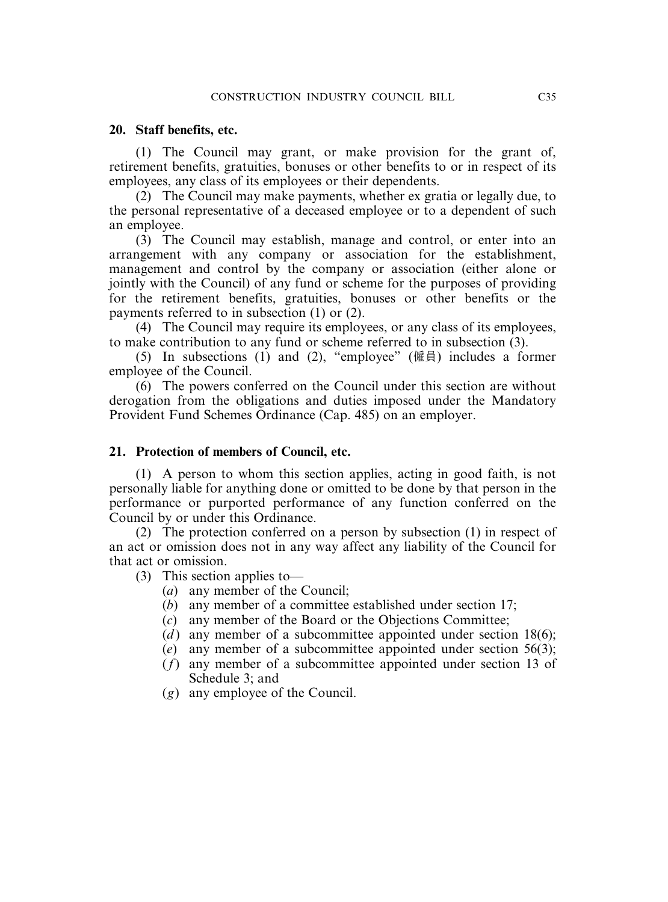### 20. Staff benefits, etc.

(1) The Council may grant, or make provision for the grant of, retirement benefits, gratuities, bonuses or other benefits to or in respect of its employees, any class of its employees or their dependents.

(2) The Council may make payments, whether ex gratia or legally due, to the personal representative of a deceased employee or to a dependent of such an employee.

(3) The Council may establish, manage and control, or enter into an arrangement with any company or association for the establishment, management and control by the company or association (either alone or jointly with the Council) of any fund or scheme for the purposes of providing for the retirement benefits, gratuities, bonuses or other benefits or the payments referred to in subsection (1) or (2).

(4) The Council may require its employees, or any class of its employees, to make contribution to any fund or scheme referred to in subsection (3).

(5) In subsections (1) and (2), "employee" (僱員) includes a former employee of the Council.

(6) The powers conferred on the Council under this section are without derogation from the obligations and duties imposed under the Mandatory Provident Fund Schemes Ordinance (Cap. 485) on an employer.

### 21. Protection of members of Council, etc.

(1) A person to whom this section applies, acting in good faith, is not personally liable for anything done or omitted to be done by that person in the performance or purported performance of any function conferred on the Council by or under this Ordinance.

(2) The protection conferred on a person by subsection (1) in respect of an act or omission does not in any way affect any liability of the Council for that act or omission.

(3) This section applies to—

(*a*) any member of the Council;

(*b*) any member of a committee established under section 17;

(*c*) any member of the Board or the Objections Committee;

(*d*) any member of a subcommittee appointed under section 18(6);

(*e*) any member of a subcommittee appointed under section 56(3);

(*f*) any member of a subcommittee appointed under section 13 of Schedule 3; and

(*g*) any employee of the Council.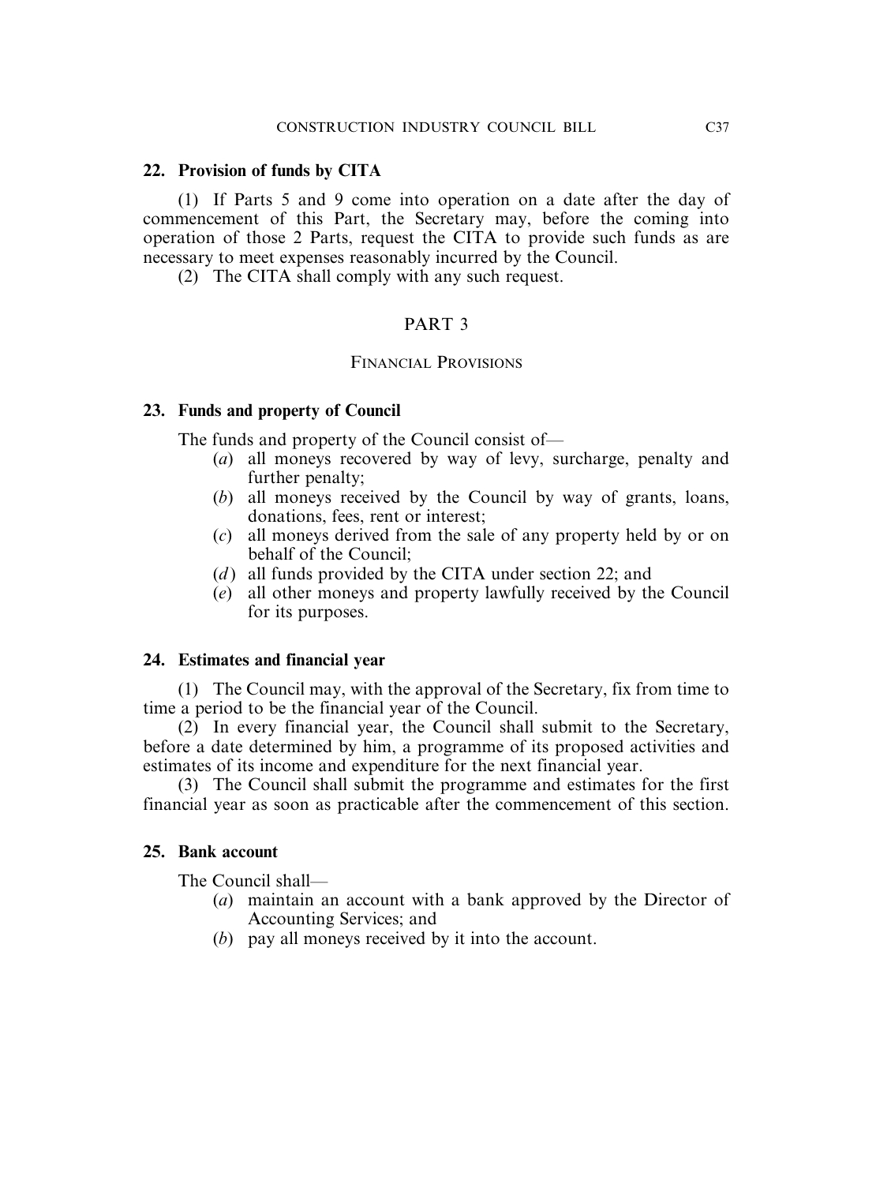**22. Provision of funds by CITA**

(1) If Parts 5 and 9 come into operation on a date after the day of commencement of this Part, the Secretary may, before the coming into operation of those 2 Parts, request the CITA to provide such funds as are necessary to meet expenses reasonably incurred by the Council.

(2) The CITA shall comply with any such request.

## PART 3

### FINANCIAL PROVISIONS

**23. Funds and property of Council**

The funds and property of the Council consist of—

(*a*) all moneys recovered by way of levy, surcharge, penalty and further penalty;

(*b*) all moneys received by the Council by way of grants, loans, donations, fees, rent or interest;

(*c*) all moneys derived from the sale of any property held by or on behalf of the Council;

(*d*) all funds provided by the CITA under section 22; and

(*e*) all other moneys and property lawfully received by the Council for its purposes.

**24. Estimates and financial year**

(1) The Council may, with the approval of the Secretary, fix from time to time a period to be the financial year of the Council.

(2) In every financial year, the Council shall submit to the Secretary, before a date determined by him, a programme of its proposed activities and estimates of its income and expenditure for the next financial year.

(3) The Council shall submit the programme and estimates for the first financial year as soon as practicable after the commencement of this section.

**25. Bank account**

The Council shall—

(*a*) maintain an account with a bank approved by the Director of Accounting Services; and

(*b*) pay all moneys received by it into the account.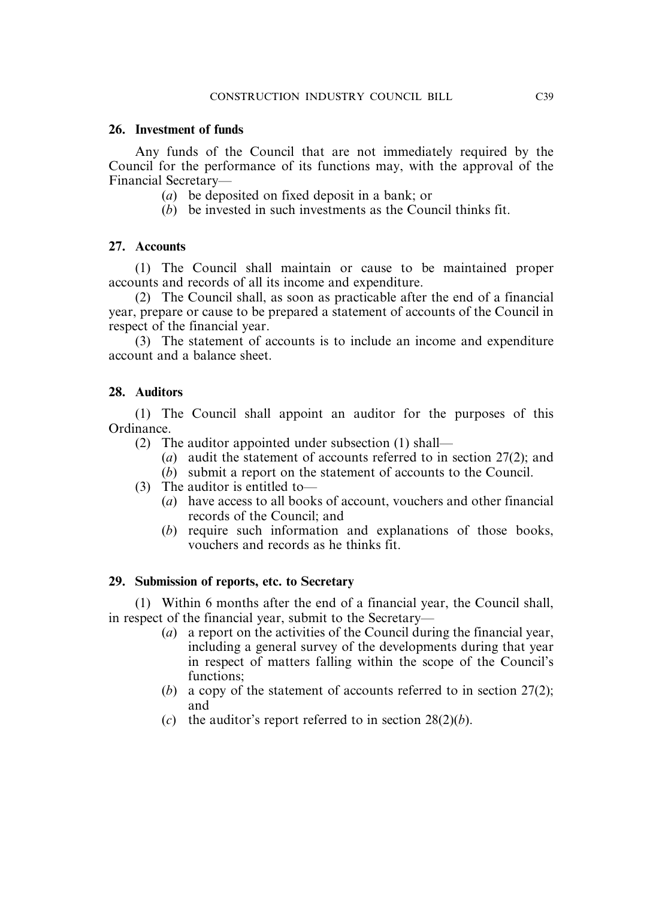**26. Investment of funds**

Any funds of the Council that are not immediately required by the Council for the performance of its functions may, with the approval of the Financial Secretary—

(*a*) be deposited on fixed deposit in a bank; or

(*b*) be invested in such investments as the Council thinks fit.

**27. Accounts**

(1) The Council shall maintain or cause to be maintained proper accounts and records of all its income and expenditure.

(2) The Council shall, as soon as practicable after the end of a financial year, prepare or cause to be prepared a statement of accounts of the Council in respect of the financial year.

(3) The statement of accounts is to include an income and expenditure account and a balance sheet.

**28. Auditors**

(1) The Council shall appoint an auditor for the purposes of this Ordinance.

(2) The auditor appointed under subsection (1) shall—

(*a*) audit the statement of accounts referred to in section 27(2); and

(*b*) submit a report on the statement of accounts to the Council.

(3) The auditor is entitled to—

(*a*) have access to all books of account, vouchers and other financial records of the Council; and

(*b*) require such information and explanations of those books, vouchers and records as he thinks fit.

**29. Submission of reports, etc. to Secretary**

(1) Within 6 months after the end of a financial year, the Council shall, in respect of the financial year, submit to the Secretary—

(*a*) a report on the activities of the Council during the financial year, including a general survey of the developments during that year in respect of matters falling within the scope of the Council's functions;

(*b*) a copy of the statement of accounts referred to in section 27(2); and

(*c*) the auditor's report referred to in section 28(2)(*b*).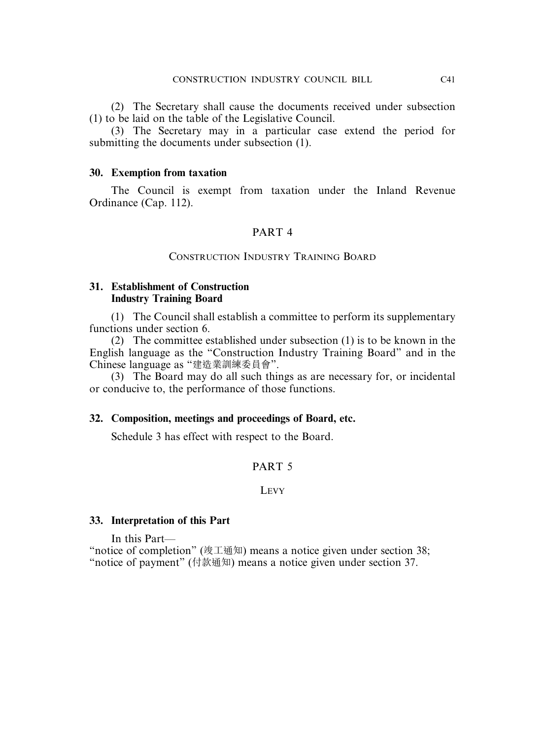(2) The Secretary shall cause the documents received under subsection (1) to be laid on the table of the Legislative Council.

(3) The Secretary may in a particular case extend the period for submitting the documents under subsection (1).

### 30. Exemption from taxation

The Council is exempt from taxation under the Inland Revenue Ordinance (Cap. 112).

## PART 4

## CONSTRUCTION INDUSTRY TRAINING BOARD

### 31. Establishment of Construction Industry Training Board

(1) The Council shall establish a committee to perform its supplementary functions under section 6.

(2) The committee established under subsection (1) is to be known in the English language as the "Construction Industry Training Board" and in the Chinese language as "建造業訓練委員會".

(3) The Board may do all such things as are necessary for, or incidental or conducive to, the performance of those functions.

### 32. Composition, meetings and proceedings of Board, etc.

Schedule 3 has effect with respect to the Board.

## PART 5

## LEVY

### 33. Interpretation of this Part

In this Part—

"notice of completion" (竣工通知) means a notice given under section 38;

"notice of payment" (付款通知) means a notice given under section 37.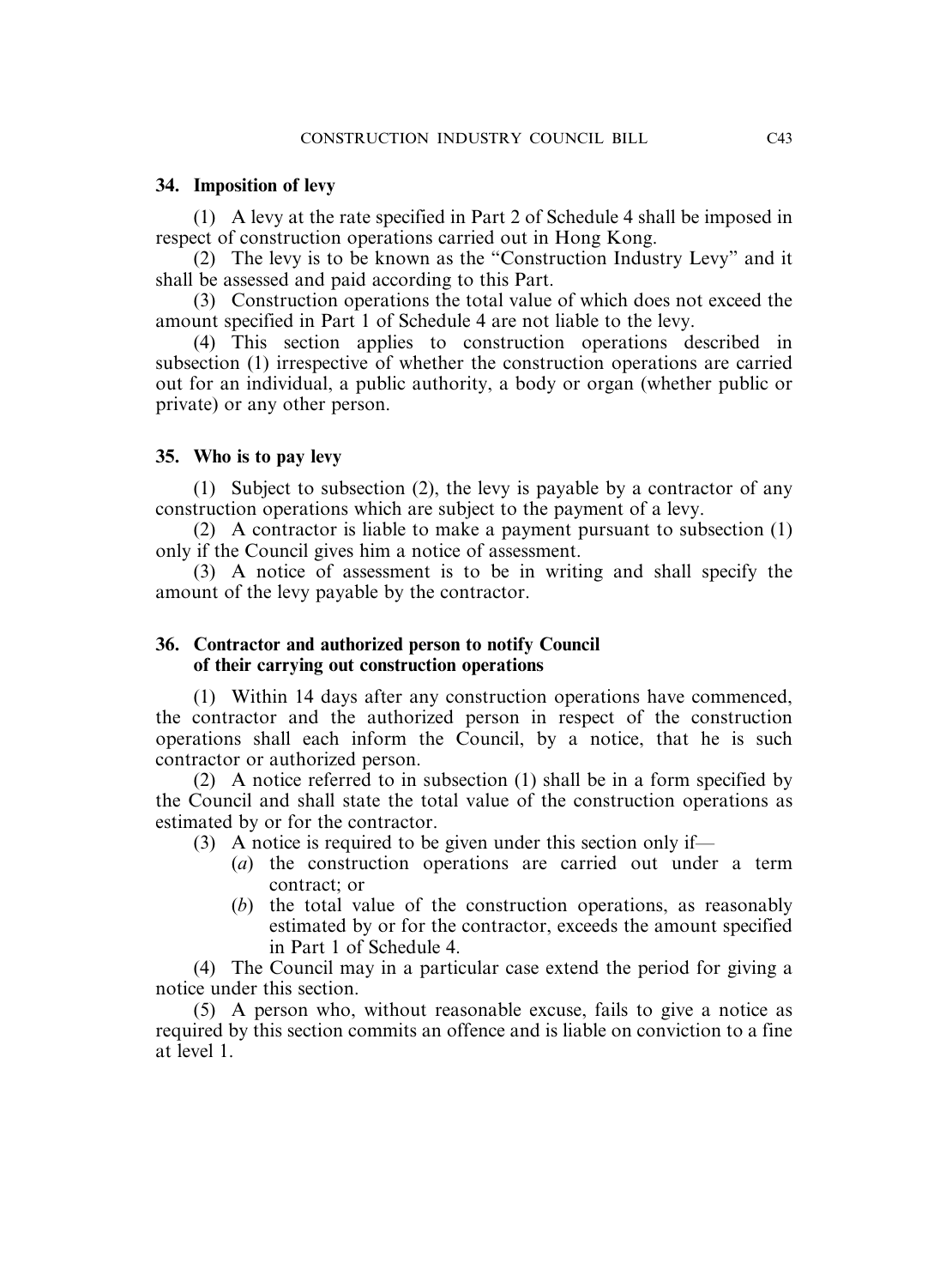### 34. Imposition of levy

(1) A levy at the rate specified in Part 2 of Schedule 4 shall be imposed in respect of construction operations carried out in Hong Kong.

(2) The levy is to be known as the "Construction Industry Levy" and it shall be assessed and paid according to this Part.

(3) Construction operations the total value of which does not exceed the amount specified in Part 1 of Schedule 4 are not liable to the levy.

(4) This section applies to construction operations described in subsection (1) irrespective of whether the construction operations are carried out for an individual, a public authority, a body or organ (whether public or private) or any other person.

### 35. Who is to pay levy

(1) Subject to subsection (2), the levy is payable by a contractor of any construction operations which are subject to the payment of a levy.

(2) A contractor is liable to make a payment pursuant to subsection (1) only if the Council gives him a notice of assessment.

(3) A notice of assessment is to be in writing and shall specify the amount of the levy payable by the contractor.

### 36. Contractor and authorized person to notify Council of their carrying out construction operations

(1) Within 14 days after any construction operations have commenced, the contractor and the authorized person in respect of the construction operations shall each inform the Council, by a notice, that he is such contractor or authorized person.

(2) A notice referred to in subsection (1) shall be in a form specified by the Council and shall state the total value of the construction operations as estimated by or for the contractor.

(3) A notice is required to be given under this section only if—

(*a*) the construction operations are carried out under a term contract; or

(*b*) the total value of the construction operations, as reasonably estimated by or for the contractor, exceeds the amount specified in Part 1 of Schedule 4.

(4) The Council may in a particular case extend the period for giving a notice under this section.

(5) A person who, without reasonable excuse, fails to give a notice as required by this section commits an offence and is liable on conviction to a fine at level 1.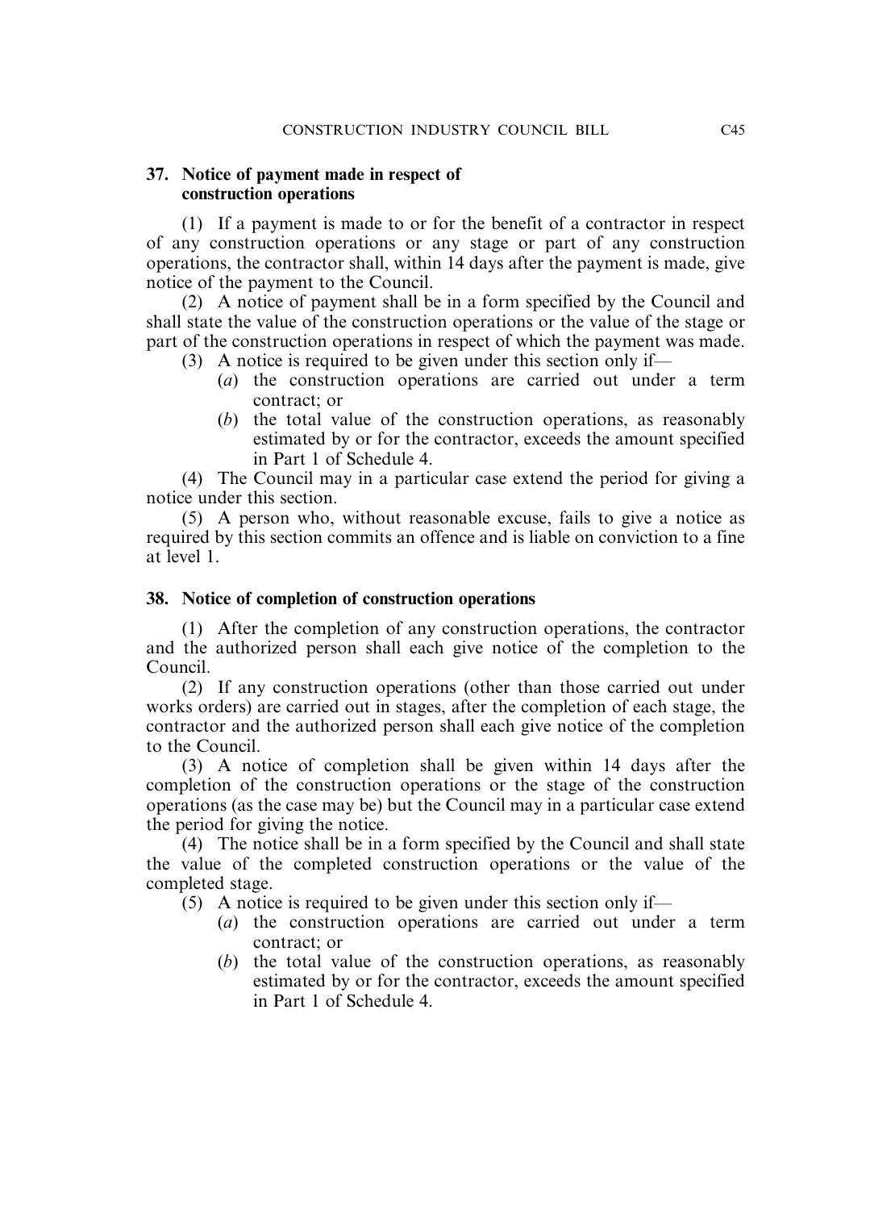### 37. Notice of payment made in respect of construction operations

(1) If a payment is made to or for the benefit of a contractor in respect of any construction operations or any stage or part of any construction operations, the contractor shall, within 14 days after the payment is made, give notice of the payment to the Council.

(2) A notice of payment shall be in a form specified by the Council and shall state the value of the construction operations or the value of the stage or part of the construction operations in respect of which the payment was made.

(3) A notice is required to be given under this section only if—

- (*a*) the construction operations are carried out under a term contract; or
- (*b*) the total value of the construction operations, as reasonably estimated by or for the contractor, exceeds the amount specified in Part 1 of Schedule 4.

(4) The Council may in a particular case extend the period for giving a notice under this section.

(5) A person who, without reasonable excuse, fails to give a notice as required by this section commits an offence and is liable on conviction to a fine at level 1.

### 38. Notice of completion of construction operations

(1) After the completion of any construction operations, the contractor and the authorized person shall each give notice of the completion to the Council.

(2) If any construction operations (other than those carried out under works orders) are carried out in stages, after the completion of each stage, the contractor and the authorized person shall each give notice of the completion to the Council.

(3) A notice of completion shall be given within 14 days after the completion of the construction operations or the stage of the construction operations (as the case may be) but the Council may in a particular case extend the period for giving the notice.

(4) The notice shall be in a form specified by the Council and shall state the value of the completed construction operations or the value of the completed stage.

(5) A notice is required to be given under this section only if—

- (*a*) the construction operations are carried out under a term contract; or
- (*b*) the total value of the construction operations, as reasonably estimated by or for the contractor, exceeds the amount specified in Part 1 of Schedule 4.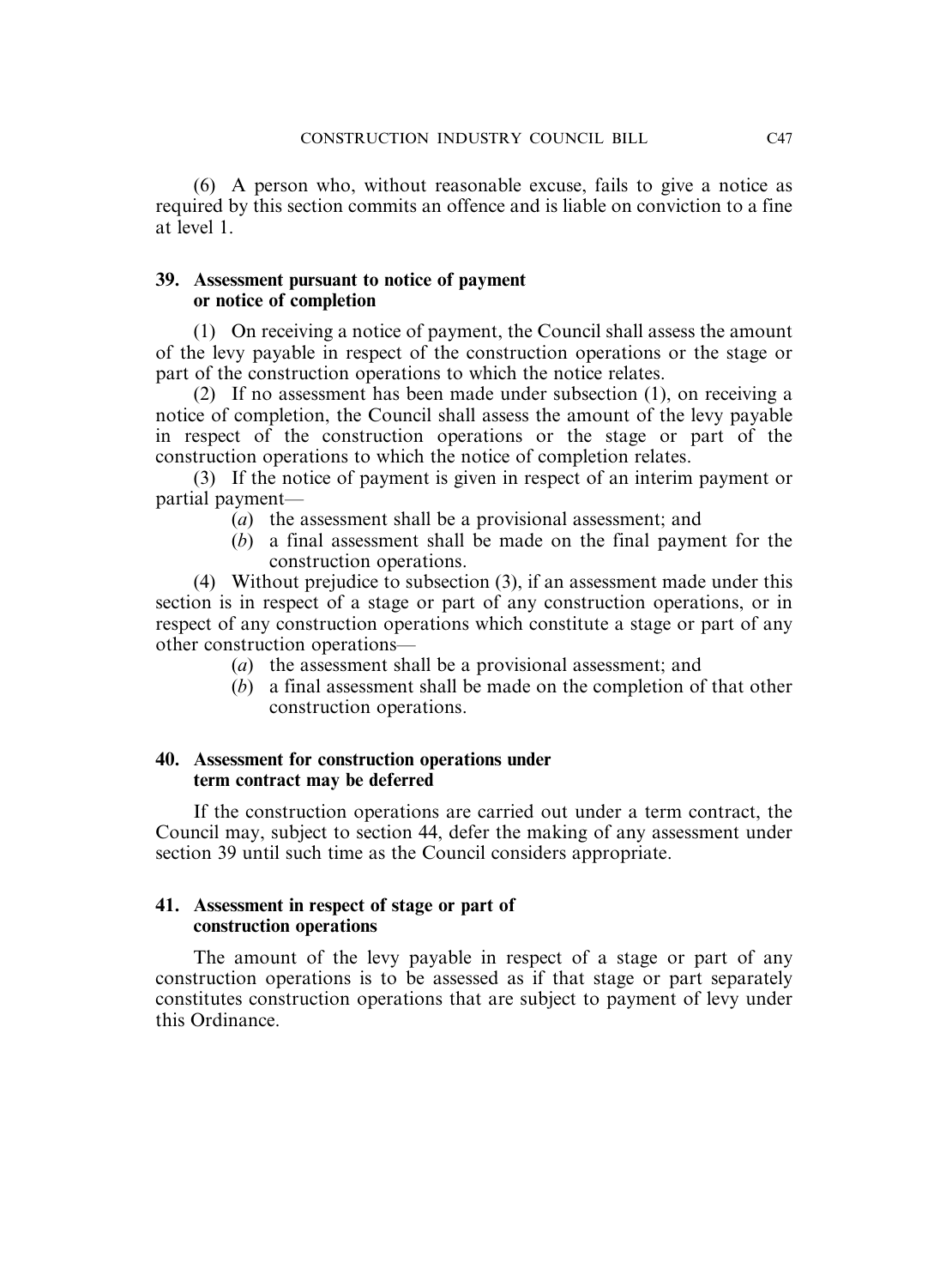(6) A person who, without reasonable excuse, fails to give a notice as required by this section commits an offence and is liable on conviction to a fine at level 1.

**39. Assessment pursuant to notice of payment or notice of completion**

(1) On receiving a notice of payment, the Council shall assess the amount of the levy payable in respect of the construction operations or the stage or part of the construction operations to which the notice relates.

(2) If no assessment has been made under subsection (1), on receiving a notice of completion, the Council shall assess the amount of the levy payable in respect of the construction operations or the stage or part of the construction operations to which the notice of completion relates.

(3) If the notice of payment is given in respect of an interim payment or partial payment—

(*a*) the assessment shall be a provisional assessment; and

(*b*) a final assessment shall be made on the final payment for the construction operations.

(4) Without prejudice to subsection (3), if an assessment made under this section is in respect of a stage or part of any construction operations, or in respect of any construction operations which constitute a stage or part of any other construction operations—

(*a*) the assessment shall be a provisional assessment; and

(*b*) a final assessment shall be made on the completion of that other construction operations.

**40. Assessment for construction operations under term contract may be deferred**

If the construction operations are carried out under a term contract, the Council may, subject to section 44, defer the making of any assessment under section 39 until such time as the Council considers appropriate.

**41. Assessment in respect of stage or part of construction operations**

The amount of the levy payable in respect of a stage or part of any construction operations is to be assessed as if that stage or part separately constitutes construction operations that are subject to payment of levy under this Ordinance.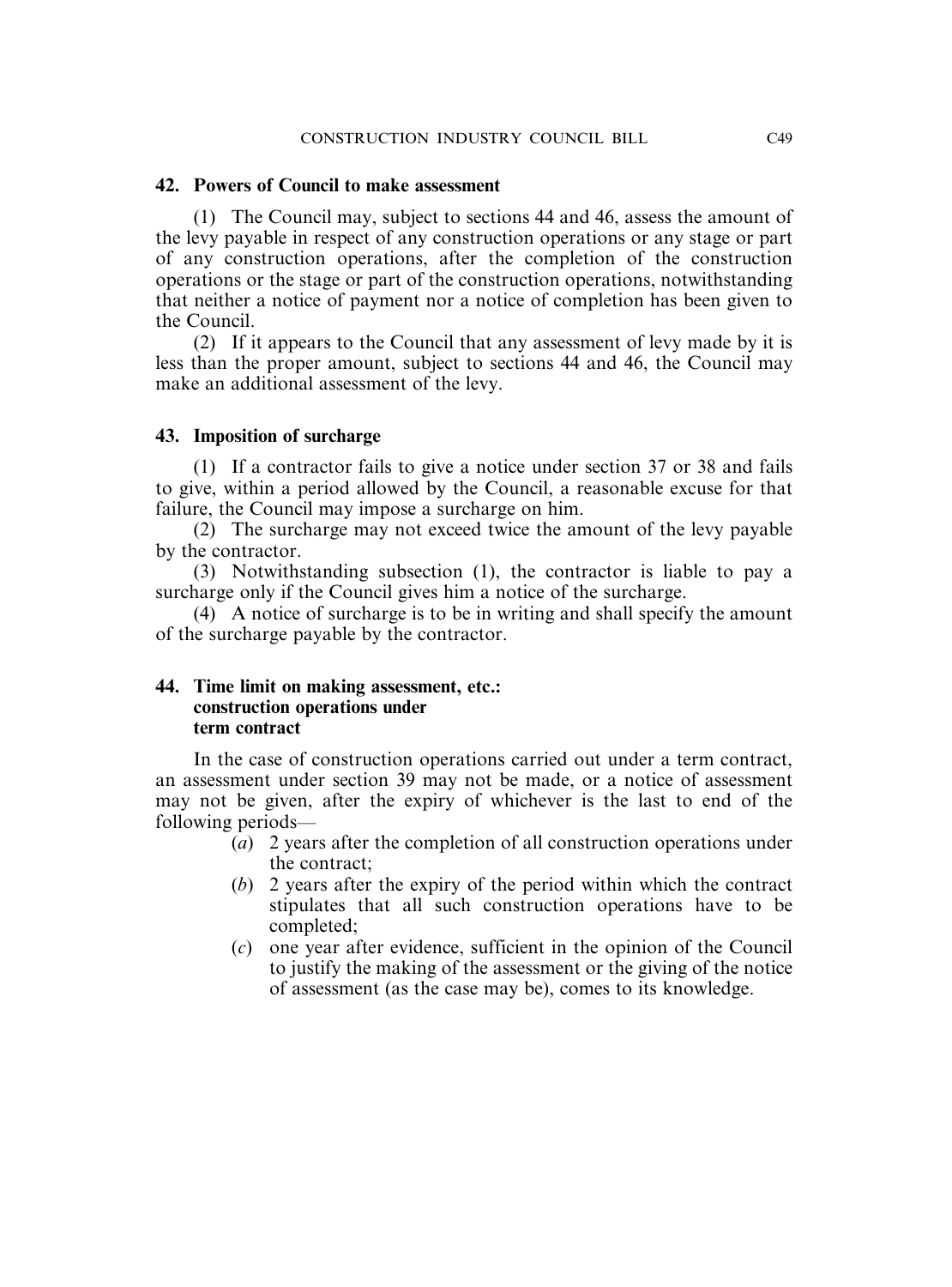### 42. Powers of Council to make assessment

(1) The Council may, subject to sections 44 and 46, assess the amount of the levy payable in respect of any construction operations or any stage or part of any construction operations, after the completion of the construction operations or the stage or part of the construction operations, notwithstanding that neither a notice of payment nor a notice of completion has been given to the Council.

(2) If it appears to the Council that any assessment of levy made by it is less than the proper amount, subject to sections 44 and 46, the Council may make an additional assessment of the levy.

### 43. Imposition of surcharge

(1) If a contractor fails to give a notice under section 37 or 38 and fails to give, within a period allowed by the Council, a reasonable excuse for that failure, the Council may impose a surcharge on him.

(2) The surcharge may not exceed twice the amount of the levy payable by the contractor.

(3) Notwithstanding subsection (1), the contractor is liable to pay a surcharge only if the Council gives him a notice of the surcharge.

(4) A notice of surcharge is to be in writing and shall specify the amount of the surcharge payable by the contractor.

### 44. Time limit on making assessment, etc.: construction operations under term contract

In the case of construction operations carried out under a term contract, an assessment under section 39 may not be made, or a notice of assessment may not be given, after the expiry of whichever is the last to end of the following periods—

(*a*) 2 years after the completion of all construction operations under the contract;

(*b*) 2 years after the expiry of the period within which the contract stipulates that all such construction operations have to be completed;

(*c*) one year after evidence, sufficient in the opinion of the Council to justify the making of the assessment or the giving of the notice of assessment (as the case may be), comes to its knowledge.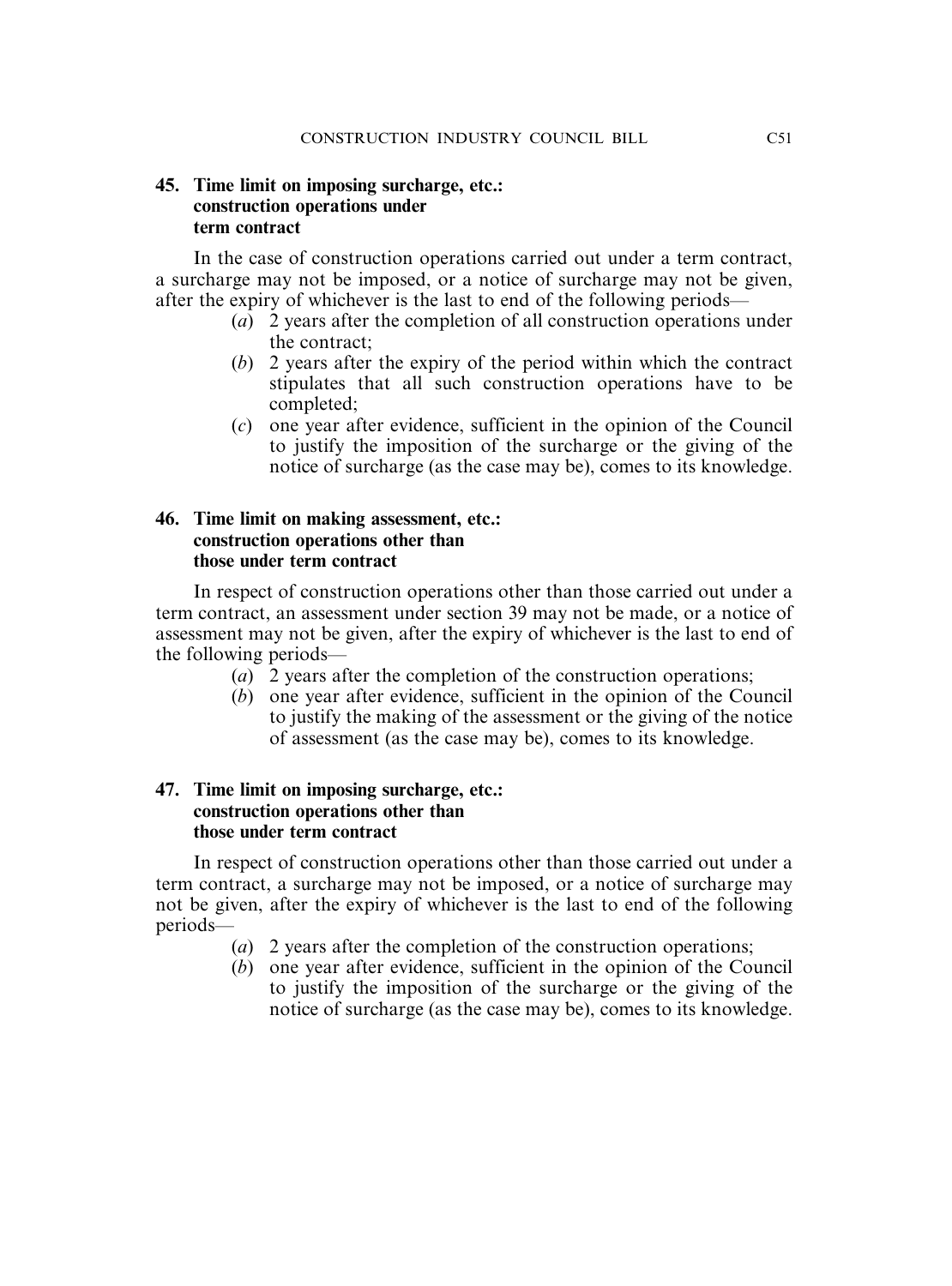### 45. Time limit on imposing surcharge, etc.: construction operations under term contract

In the case of construction operations carried out under a term contract, a surcharge may not be imposed, or a notice of surcharge may not be given, after the expiry of whichever is the last to end of the following periods—

(*a*) 2 years after the completion of all construction operations under the contract;

(*b*) 2 years after the expiry of the period within which the contract stipulates that all such construction operations have to be completed;

(*c*) one year after evidence, sufficient in the opinion of the Council to justify the imposition of the surcharge or the giving of the notice of surcharge (as the case may be), comes to its knowledge.

### 46. Time limit on making assessment, etc.: construction operations other than those under term contract

In respect of construction operations other than those carried out under a term contract, an assessment under section 39 may not be made, or a notice of assessment may not be given, after the expiry of whichever is the last to end of the following periods—

(*a*) 2 years after the completion of the construction operations;

(*b*) one year after evidence, sufficient in the opinion of the Council to justify the making of the assessment or the giving of the notice of assessment (as the case may be), comes to its knowledge.

### 47. Time limit on imposing surcharge, etc.: construction operations other than those under term contract

In respect of construction operations other than those carried out under a term contract, a surcharge may not be imposed, or a notice of surcharge may not be given, after the expiry of whichever is the last to end of the following periods—

(*a*) 2 years after the completion of the construction operations;

(*b*) one year after evidence, sufficient in the opinion of the Council to justify the imposition of the surcharge or the giving of the notice of surcharge (as the case may be), comes to its knowledge.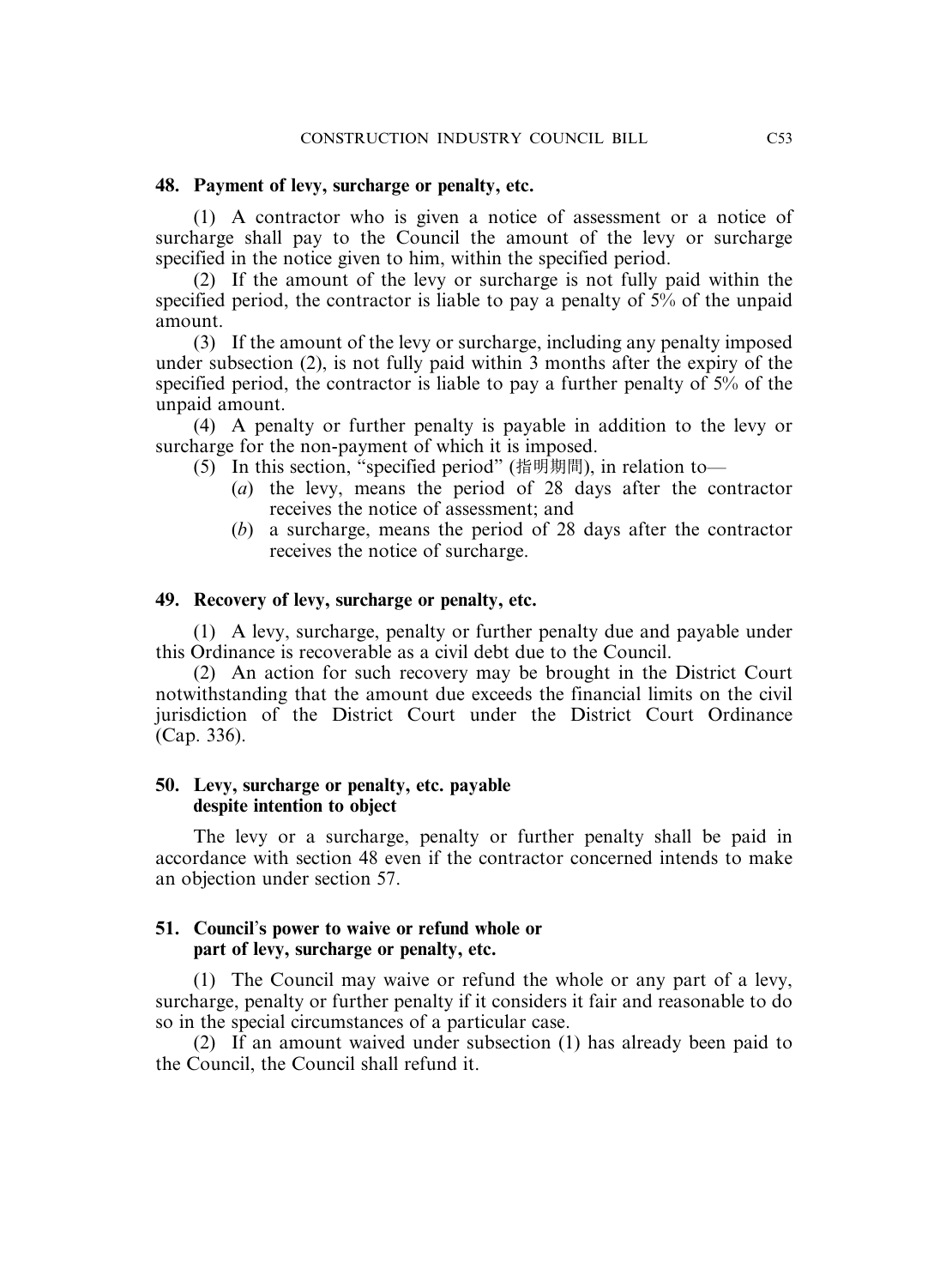### 48. Payment of levy, surcharge or penalty, etc.

(1) A contractor who is given a notice of assessment or a notice of surcharge shall pay to the Council the amount of the levy or surcharge specified in the notice given to him, within the specified period.

(2) If the amount of the levy or surcharge is not fully paid within the specified period, the contractor is liable to pay a penalty of 5% of the unpaid amount.

(3) If the amount of the levy or surcharge, including any penalty imposed under subsection (2), is not fully paid within 3 months after the expiry of the specified period, the contractor is liable to pay a further penalty of 5% of the unpaid amount.

(4) A penalty or further penalty is payable in addition to the levy or surcharge for the non-payment of which it is imposed.

(5) In this section, "specified period" (指明期間), in relation to—

(*a*) the levy, means the period of 28 days after the contractor receives the notice of assessment; and

(*b*) a surcharge, means the period of 28 days after the contractor receives the notice of surcharge.

### 49. Recovery of levy, surcharge or penalty, etc.

(1) A levy, surcharge, penalty or further penalty due and payable under this Ordinance is recoverable as a civil debt due to the Council.

(2) An action for such recovery may be brought in the District Court notwithstanding that the amount due exceeds the financial limits on the civil jurisdiction of the District Court under the District Court Ordinance (Cap. 336).

### 50. Levy, surcharge or penalty, etc. payable despite intention to object

The levy or a surcharge, penalty or further penalty shall be paid in accordance with section 48 even if the contractor concerned intends to make an objection under section 57.

### 51. Council's power to waive or refund whole or part of levy, surcharge or penalty, etc.

(1) The Council may waive or refund the whole or any part of a levy, surcharge, penalty or further penalty if it considers it fair and reasonable to do so in the special circumstances of a particular case.

(2) If an amount waived under subsection (1) has already been paid to the Council, the Council shall refund it.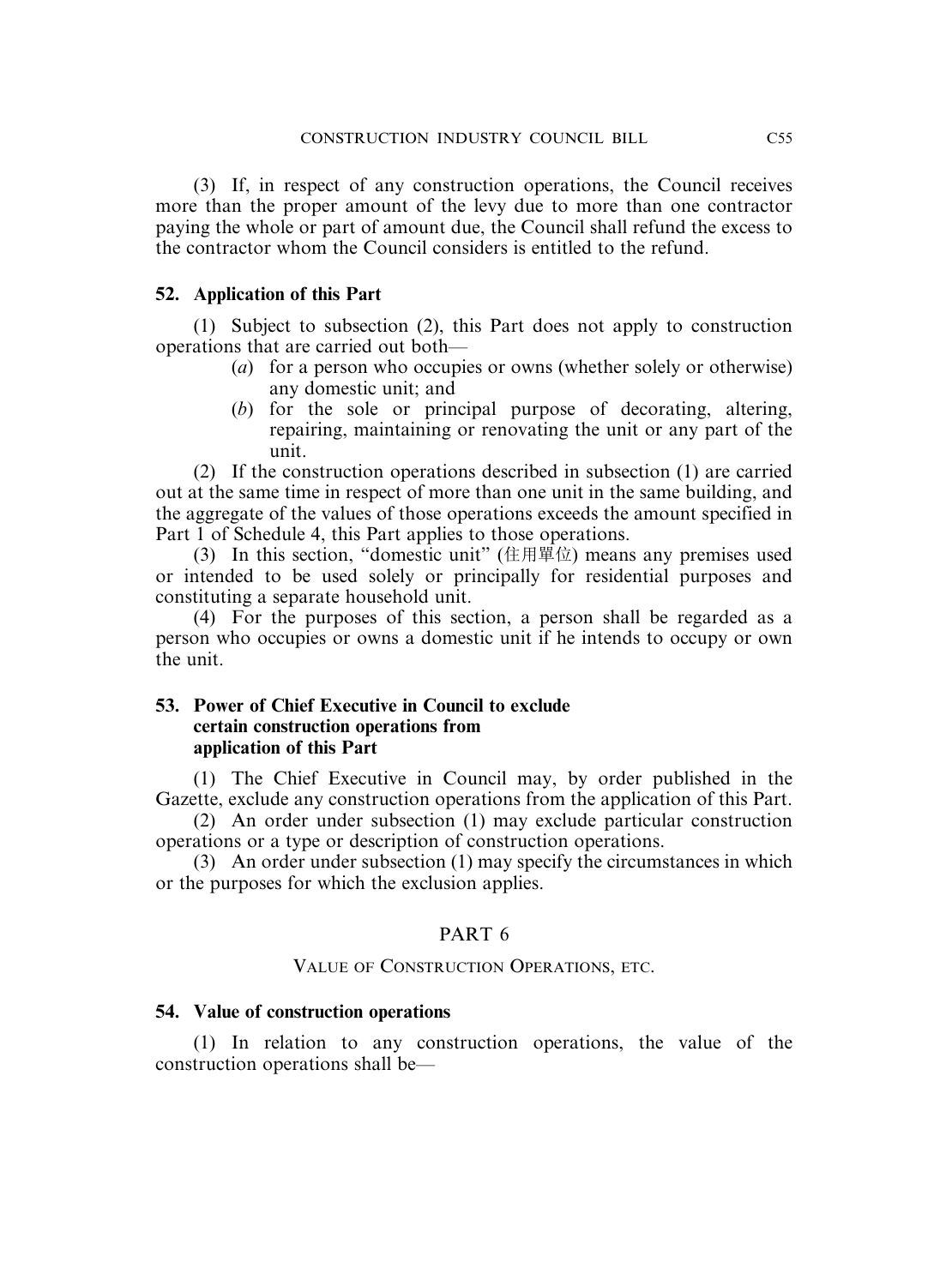(3) If, in respect of any construction operations, the Council receives more than the proper amount of the levy due to more than one contractor paying the whole or part of amount due, the Council shall refund the excess to the contractor whom the Council considers is entitled to the refund.

**52. Application of this Part**

(1) Subject to subsection (2), this Part does not apply to construction operations that are carried out both—

(*a*) for a person who occupies or owns (whether solely or otherwise) any domestic unit; and

(*b*) for the sole or principal purpose of decorating, altering, repairing, maintaining or renovating the unit or any part of the unit.

(2) If the construction operations described in subsection (1) are carried out at the same time in respect of more than one unit in the same building, and the aggregate of the values of those operations exceeds the amount specified in Part 1 of Schedule 4, this Part applies to those operations.

(3) In this section, "domestic unit" (住用單位) means any premises used or intended to be used solely or principally for residential purposes and constituting a separate household unit.

(4) For the purposes of this section, a person shall be regarded as a person who occupies or owns a domestic unit if he intends to occupy or own the unit.

**53. Power of Chief Executive in Council to exclude certain construction operations from application of this Part**

(1) The Chief Executive in Council may, by order published in the Gazette, exclude any construction operations from the application of this Part.

(2) An order under subsection (1) may exclude particular construction operations or a type or description of construction operations.

(3) An order under subsection (1) may specify the circumstances in which or the purposes for which the exclusion applies.

## PART 6

### VALUE OF CONSTRUCTION OPERATIONS, ETC.

**54. Value of construction operations**

(1) In relation to any construction operations, the value of the construction operations shall be—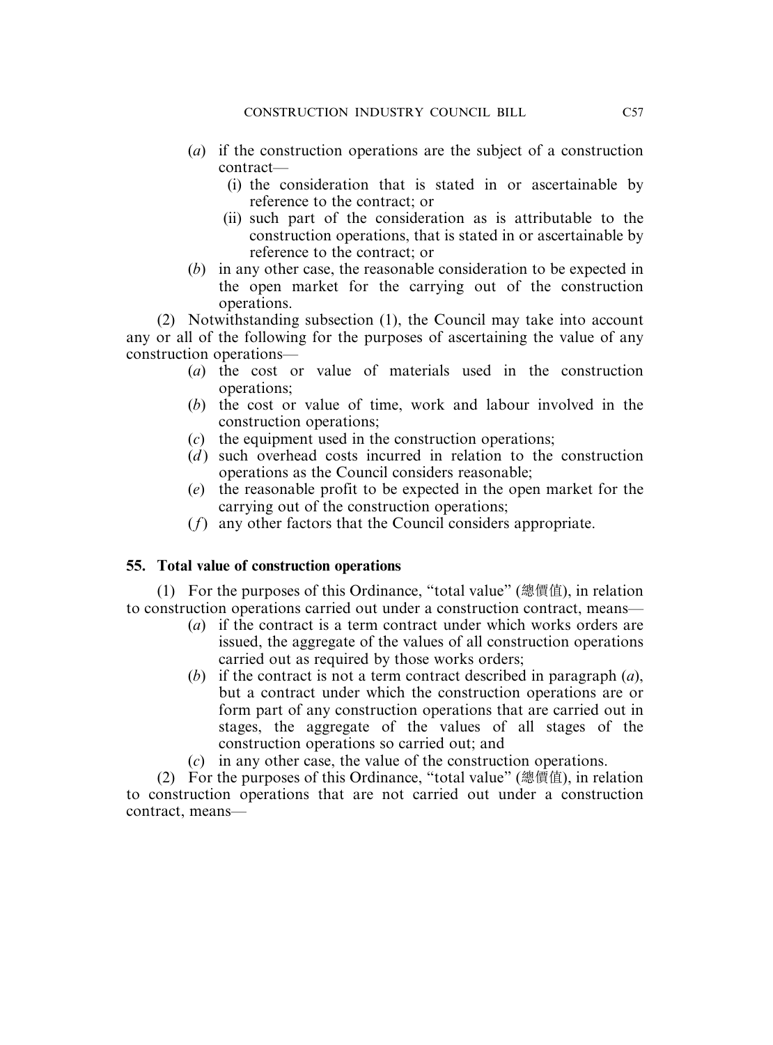(*a*) if the construction operations are the subject of a construction contract—

(i) the consideration that is stated in or ascertainable by reference to the contract; or

(ii) such part of the consideration as is attributable to the construction operations, that is stated in or ascertainable by reference to the contract; or

(*b*) in any other case, the reasonable consideration to be expected in the open market for the carrying out of the construction operations.

(2) Notwithstanding subsection (1), the Council may take into account any or all of the following for the purposes of ascertaining the value of any construction operations—

(*a*) the cost or value of materials used in the construction operations;

(*b*) the cost or value of time, work and labour involved in the construction operations;

(*c*) the equipment used in the construction operations;

(*d*) such overhead costs incurred in relation to the construction operations as the Council considers reasonable;

(*e*) the reasonable profit to be expected in the open market for the carrying out of the construction operations;

(*f*) any other factors that the Council considers appropriate.

### 55. Total value of construction operations

(1) For the purposes of this Ordinance, "total value" (總價值), in relation to construction operations carried out under a construction contract, means—

(*a*) if the contract is a term contract under which works orders are issued, the aggregate of the values of all construction operations carried out as required by those works orders;

(*b*) if the contract is not a term contract described in paragraph (*a*), but a contract under which the construction operations are or form part of any construction operations that are carried out in stages, the aggregate of the values of all stages of the construction operations so carried out; and

(*c*) in any other case, the value of the construction operations.

(2) For the purposes of this Ordinance, "total value" (總價值), in relation to construction operations that are not carried out under a construction contract, means—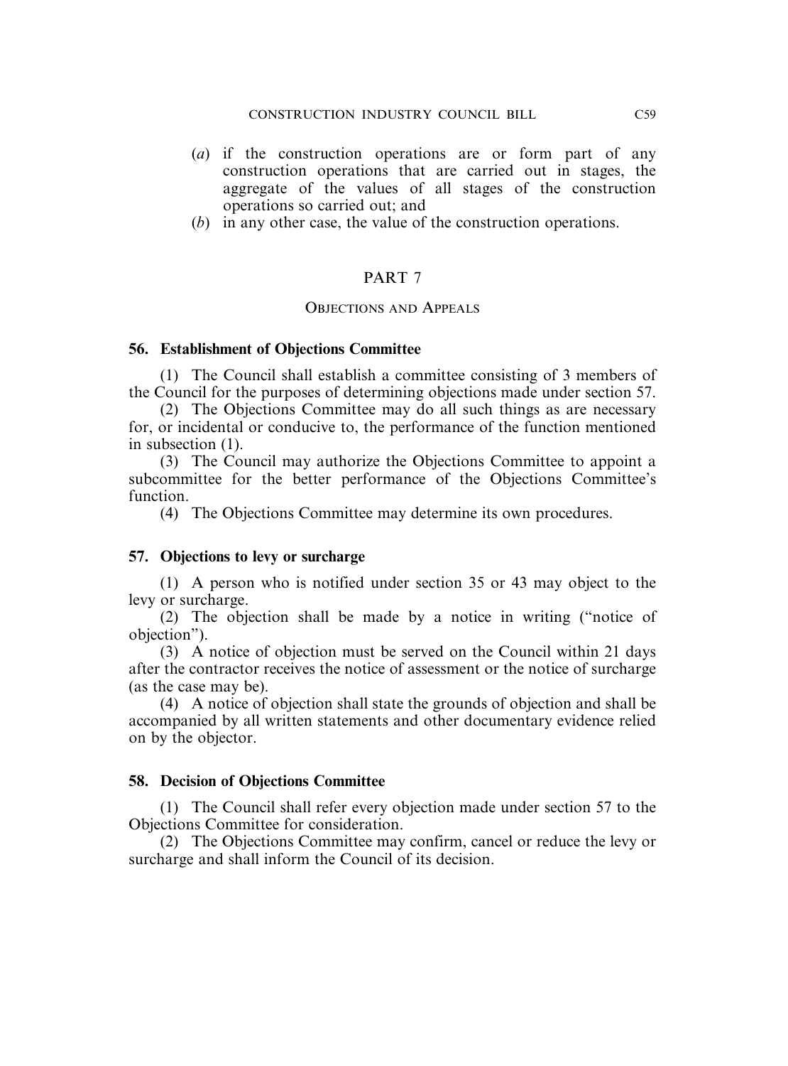(*a*) if the construction operations are or form part of any construction operations that are carried out in stages, the aggregate of the values of all stages of the construction operations so carried out; and

(*b*) in any other case, the value of the construction operations.

## PART 7

### OBJECTIONS AND APPEALS

**56. Establishment of Objections Committee**

(1) The Council shall establish a committee consisting of 3 members of the Council for the purposes of determining objections made under section 57.

(2) The Objections Committee may do all such things as are necessary for, or incidental or conducive to, the performance of the function mentioned in subsection (1).

(3) The Council may authorize the Objections Committee to appoint a subcommittee for the better performance of the Objections Committee's function.

(4) The Objections Committee may determine its own procedures.

**57. Objections to levy or surcharge**

(1) A person who is notified under section 35 or 43 may object to the levy or surcharge.

(2) The objection shall be made by a notice in writing ("notice of objection").

(3) A notice of objection must be served on the Council within 21 days after the contractor receives the notice of assessment or the notice of surcharge (as the case may be).

(4) A notice of objection shall state the grounds of objection and shall be accompanied by all written statements and other documentary evidence relied on by the objector.

**58. Decision of Objections Committee**

(1) The Council shall refer every objection made under section 57 to the Objections Committee for consideration.

(2) The Objections Committee may confirm, cancel or reduce the levy or surcharge and shall inform the Council of its decision.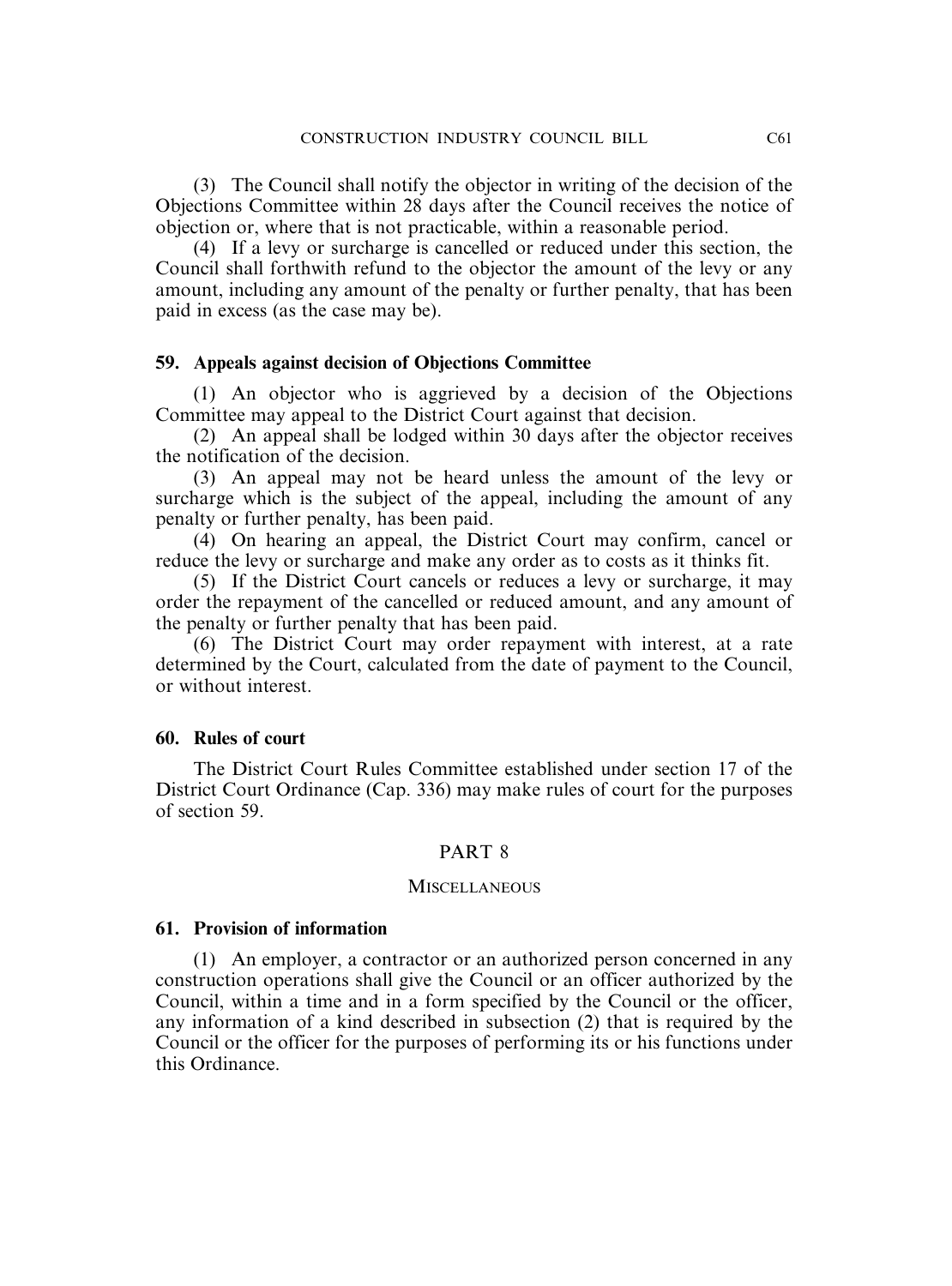(3) The Council shall notify the objector in writing of the decision of the Objections Committee within 28 days after the Council receives the notice of objection or, where that is not practicable, within a reasonable period.

(4) If a levy or surcharge is cancelled or reduced under this section, the Council shall forthwith refund to the objector the amount of the levy or any amount, including any amount of the penalty or further penalty, that has been paid in excess (as the case may be).

**59. Appeals against decision of Objections Committee**

(1) An objector who is aggrieved by a decision of the Objections Committee may appeal to the District Court against that decision.

(2) An appeal shall be lodged within 30 days after the objector receives the notification of the decision.

(3) An appeal may not be heard unless the amount of the levy or surcharge which is the subject of the appeal, including the amount of any penalty or further penalty, has been paid.

(4) On hearing an appeal, the District Court may confirm, cancel or reduce the levy or surcharge and make any order as to costs as it thinks fit.

(5) If the District Court cancels or reduces a levy or surcharge, it may order the repayment of the cancelled or reduced amount, and any amount of the penalty or further penalty that has been paid.

(6) The District Court may order repayment with interest, at a rate determined by the Court, calculated from the date of payment to the Council, or without interest.

**60. Rules of court**

The District Court Rules Committee established under section 17 of the District Court Ordinance (Cap. 336) may make rules of court for the purposes of section 59.

## PART 8

## MISCELLANEOUS

**61. Provision of information**

(1) An employer, a contractor or an authorized person concerned in any construction operations shall give the Council or an officer authorized by the Council, within a time and in a form specified by the Council or the officer, any information of a kind described in subsection (2) that is required by the Council or the officer for the purposes of performing its or his functions under this Ordinance.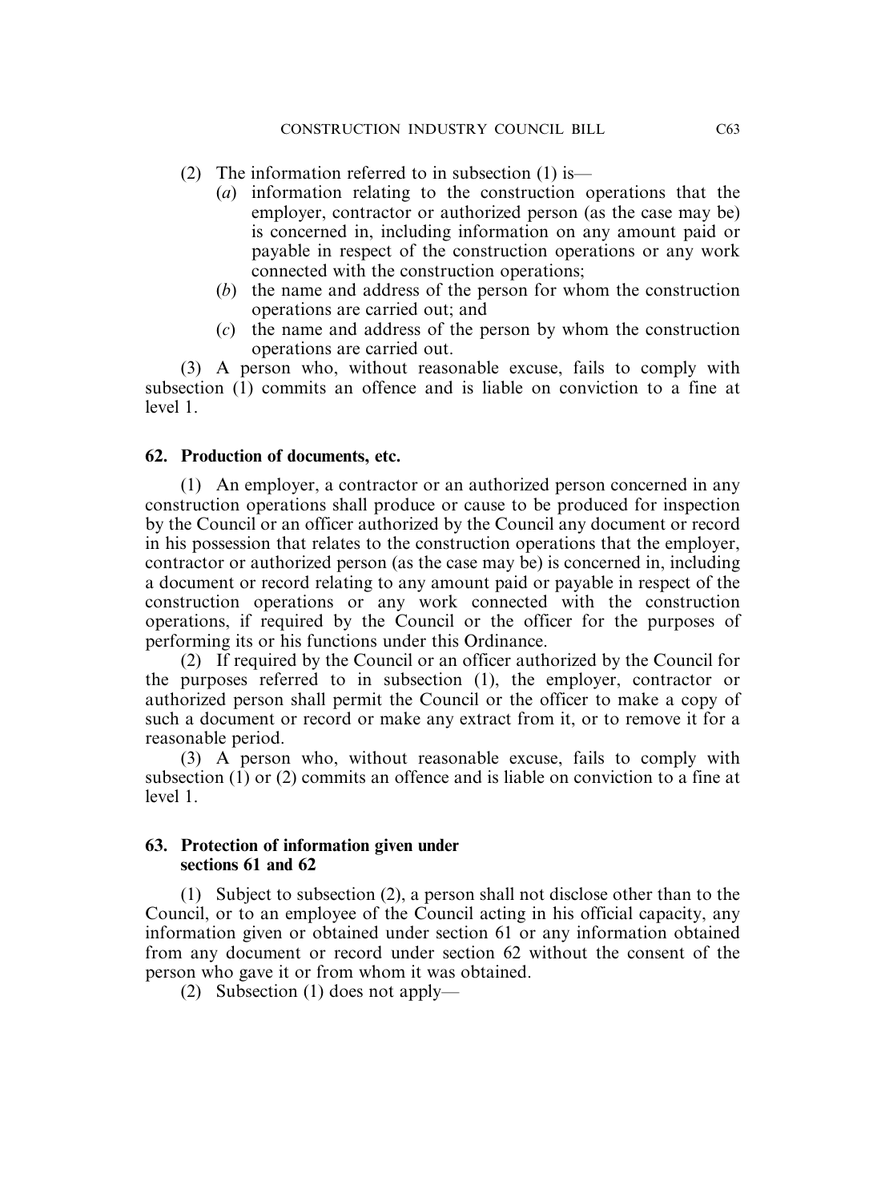(2) The information referred to in subsection (1) is—

(*a*) information relating to the construction operations that the employer, contractor or authorized person (as the case may be) is concerned in, including information on any amount paid or payable in respect of the construction operations or any work connected with the construction operations;

(*b*) the name and address of the person for whom the construction operations are carried out; and

(*c*) the name and address of the person by whom the construction operations are carried out.

(3) A person who, without reasonable excuse, fails to comply with subsection (1) commits an offence and is liable on conviction to a fine at level 1.

### 62. Production of documents, etc.

(1) An employer, a contractor or an authorized person concerned in any construction operations shall produce or cause to be produced for inspection by the Council or an officer authorized by the Council any document or record in his possession that relates to the construction operations that the employer, contractor or authorized person (as the case may be) is concerned in, including a document or record relating to any amount paid or payable in respect of the construction operations or any work connected with the construction operations, if required by the Council or the officer for the purposes of performing its or his functions under this Ordinance.

(2) If required by the Council or an officer authorized by the Council for the purposes referred to in subsection (1), the employer, contractor or authorized person shall permit the Council or the officer to make a copy of such a document or record or make any extract from it, or to remove it for a reasonable period.

(3) A person who, without reasonable excuse, fails to comply with subsection (1) or (2) commits an offence and is liable on conviction to a fine at level 1.

### 63. Protection of information given under sections 61 and 62

(1) Subject to subsection (2), a person shall not disclose other than to the Council, or to an employee of the Council acting in his official capacity, any information given or obtained under section 61 or any information obtained from any document or record under section 62 without the consent of the person who gave it or from whom it was obtained.

(2) Subsection (1) does not apply—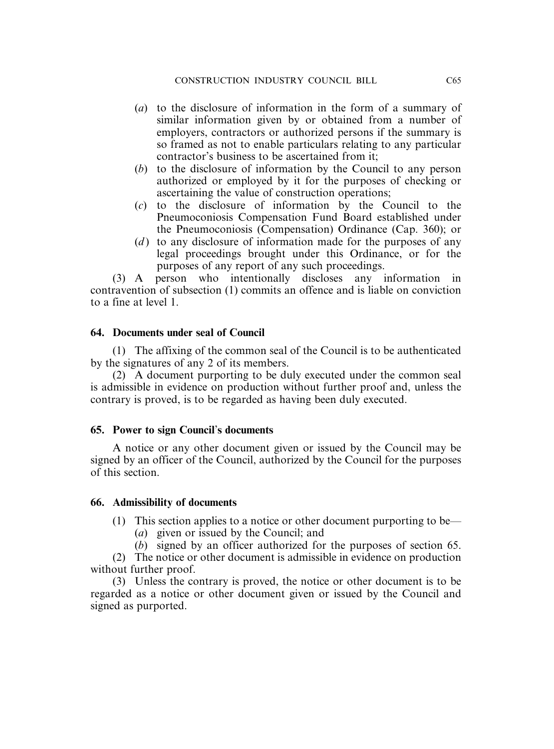(*a*) to the disclosure of information in the form of a summary of similar information given by or obtained from a number of employers, contractors or authorized persons if the summary is so framed as not to enable particulars relating to any particular contractor's business to be ascertained from it;

(*b*) to the disclosure of information by the Council to any person authorized or employed by it for the purposes of checking or ascertaining the value of construction operations;

(*c*) to the disclosure of information by the Council to the Pneumoconiosis Compensation Fund Board established under the Pneumoconiosis (Compensation) Ordinance (Cap. 360); or

(*d*) to any disclosure of information made for the purposes of any legal proceedings brought under this Ordinance, or for the purposes of any report of any such proceedings.

(3) A person who intentionally discloses any information in contravention of subsection (1) commits an offence and is liable on conviction to a fine at level 1.

**64. Documents under seal of Council**

(1) The affixing of the common seal of the Council is to be authenticated by the signatures of any 2 of its members.

(2) A document purporting to be duly executed under the common seal is admissible in evidence on production without further proof and, unless the contrary is proved, is to be regarded as having been duly executed.

**65. Power to sign Council's documents**

A notice or any other document given or issued by the Council may be signed by an officer of the Council, authorized by the Council for the purposes of this section.

**66. Admissibility of documents**

(1) This section applies to a notice or other document purporting to be—

(*a*) given or issued by the Council; and

(*b*) signed by an officer authorized for the purposes of section 65.

(2) The notice or other document is admissible in evidence on production without further proof.

(3) Unless the contrary is proved, the notice or other document is to be regarded as a notice or other document given or issued by the Council and signed as purported.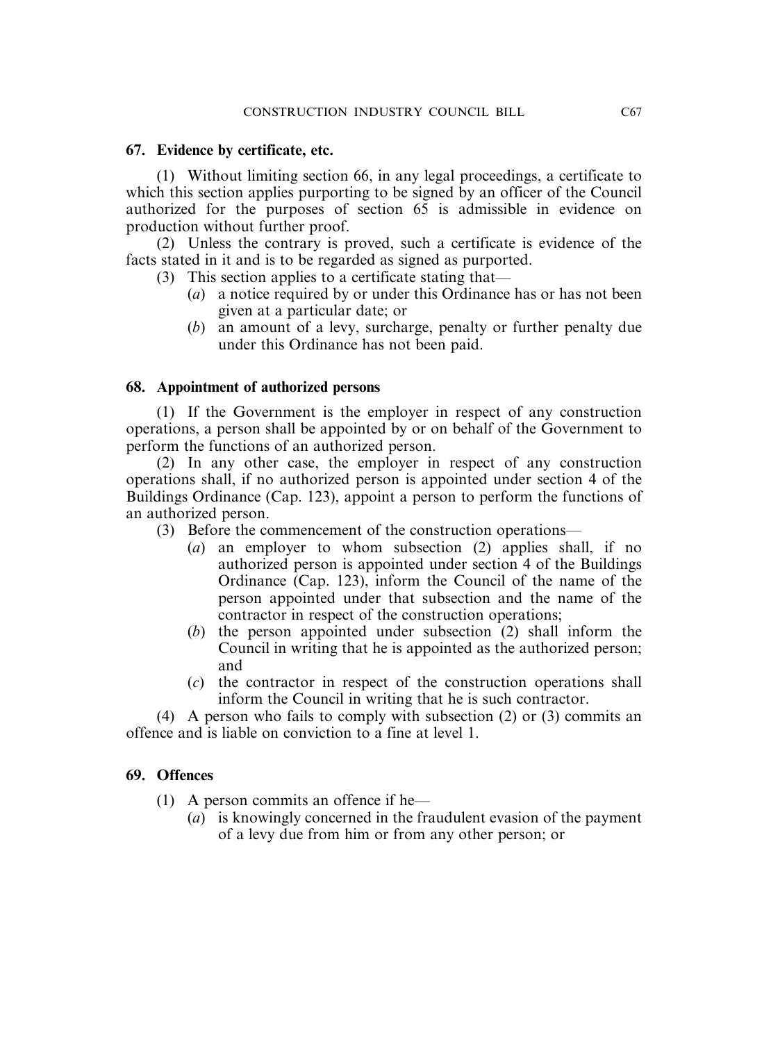### 67. Evidence by certificate, etc.

(1) Without limiting section 66, in any legal proceedings, a certificate to which this section applies purporting to be signed by an officer of the Council authorized for the purposes of section 65 is admissible in evidence on production without further proof.

(2) Unless the contrary is proved, such a certificate is evidence of the facts stated in it and is to be regarded as signed as purported.

(3) This section applies to a certificate stating that—

- (*a*) a notice required by or under this Ordinance has or has not been given at a particular date; or
- (*b*) an amount of a levy, surcharge, penalty or further penalty due under this Ordinance has not been paid.

### 68. Appointment of authorized persons

(1) If the Government is the employer in respect of any construction operations, a person shall be appointed by or on behalf of the Government to perform the functions of an authorized person.

(2) In any other case, the employer in respect of any construction operations shall, if no authorized person is appointed under section 4 of the Buildings Ordinance (Cap. 123), appoint a person to perform the functions of an authorized person.

(3) Before the commencement of the construction operations—

- (*a*) an employer to whom subsection (2) applies shall, if no authorized person is appointed under section 4 of the Buildings Ordinance (Cap. 123), inform the Council of the name of the person appointed under that subsection and the name of the contractor in respect of the construction operations;
- (*b*) the person appointed under subsection (2) shall inform the Council in writing that he is appointed as the authorized person; and
- (*c*) the contractor in respect of the construction operations shall inform the Council in writing that he is such contractor.

(4) A person who fails to comply with subsection (2) or (3) commits an offence and is liable on conviction to a fine at level 1.

### 69. Offences

(1) A person commits an offence if he—

- (*a*) is knowingly concerned in the fraudulent evasion of the payment of a levy due from him or from any other person; or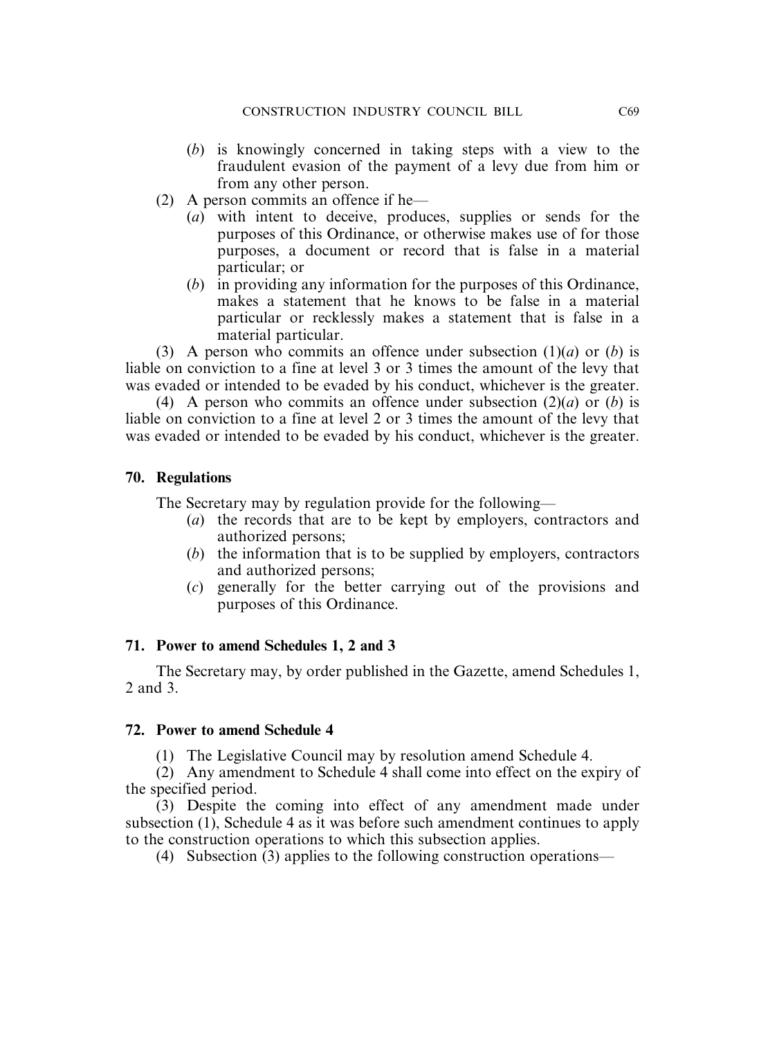(*b*) is knowingly concerned in taking steps with a view to the fraudulent evasion of the payment of a levy due from him or from any other person.

(2) A person commits an offence if he—

(*a*) with intent to deceive, produces, supplies or sends for the purposes of this Ordinance, or otherwise makes use of for those purposes, a document or record that is false in a material particular; or

(*b*) in providing any information for the purposes of this Ordinance, makes a statement that he knows to be false in a material particular or recklessly makes a statement that is false in a material particular.

(3) A person who commits an offence under subsection (1)(*a*) or (*b*) is liable on conviction to a fine at level 3 or 3 times the amount of the levy that was evaded or intended to be evaded by his conduct, whichever is the greater.

(4) A person who commits an offence under subsection (2)(*a*) or (*b*) is liable on conviction to a fine at level 2 or 3 times the amount of the levy that was evaded or intended to be evaded by his conduct, whichever is the greater.

### 70. Regulations

The Secretary may by regulation provide for the following—

(*a*) the records that are to be kept by employers, contractors and authorized persons;

(*b*) the information that is to be supplied by employers, contractors and authorized persons;

(*c*) generally for the better carrying out of the provisions and purposes of this Ordinance.

### 71. Power to amend Schedules 1, 2 and 3

The Secretary may, by order published in the Gazette, amend Schedules 1, 2 and 3.

### 72. Power to amend Schedule 4

(1) The Legislative Council may by resolution amend Schedule 4.

(2) Any amendment to Schedule 4 shall come into effect on the expiry of the specified period.

(3) Despite the coming into effect of any amendment made under subsection (1), Schedule 4 as it was before such amendment continues to apply to the construction operations to which this subsection applies.

(4) Subsection (3) applies to the following construction operations—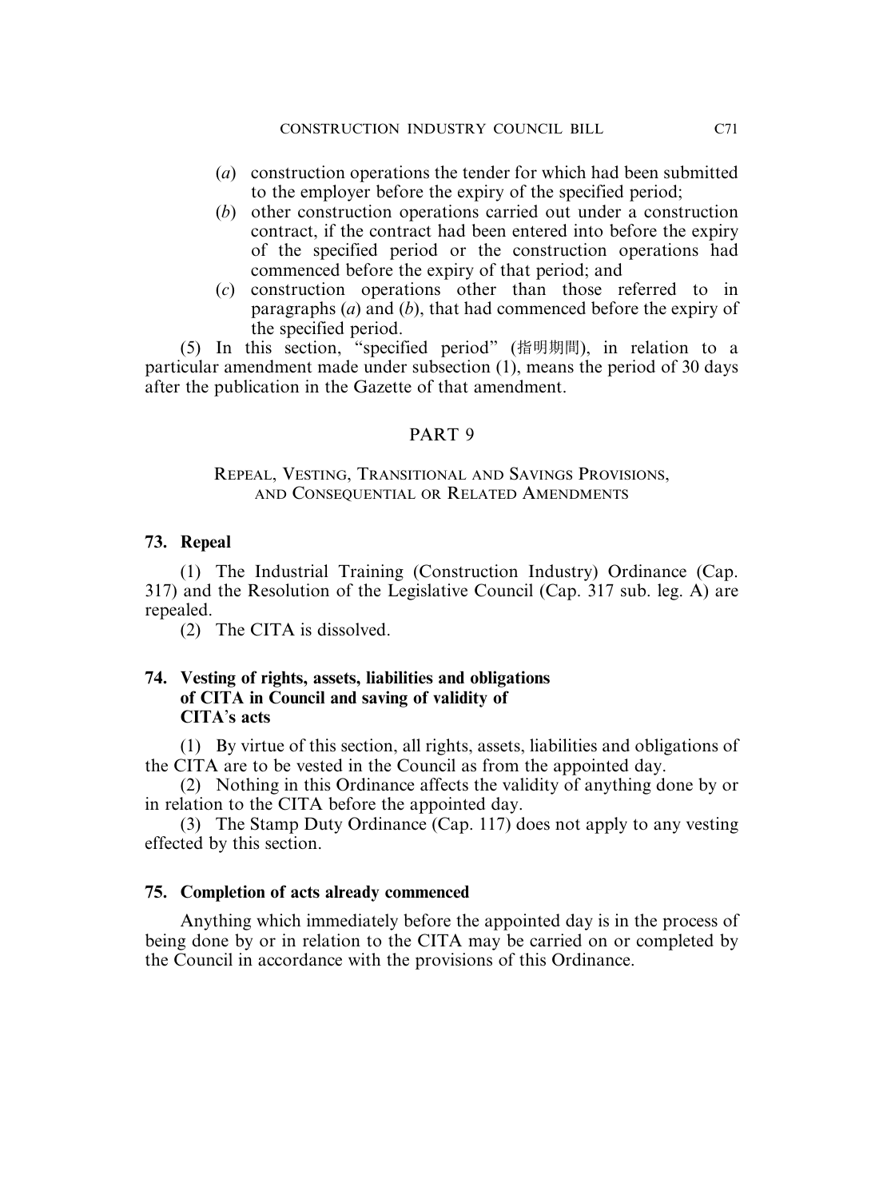(*a*) construction operations the tender for which had been submitted to the employer before the expiry of the specified period;

(*b*) other construction operations carried out under a construction contract, if the contract had been entered into before the expiry of the specified period or the construction operations had commenced before the expiry of that period; and

(*c*) construction operations other than those referred to in paragraphs (*a*) and (*b*), that had commenced before the expiry of the specified period.

(5) In this section, "specified period" (指明期間), in relation to a particular amendment made under subsection (1), means the period of 30 days after the publication in the Gazette of that amendment.

## PART 9

### REPEAL, VESTING, TRANSITIONAL AND SAVINGS PROVISIONS, AND CONSEQUENTIAL OR RELATED AMENDMENTS

**73. Repeal**

(1) The Industrial Training (Construction Industry) Ordinance (Cap. 317) and the Resolution of the Legislative Council (Cap. 317 sub. leg. A) are repealed.

(2) The CITA is dissolved.

**74. Vesting of rights, assets, liabilities and obligations of CITA in Council and saving of validity of CITA's acts**

(1) By virtue of this section, all rights, assets, liabilities and obligations of the CITA are to be vested in the Council as from the appointed day.

(2) Nothing in this Ordinance affects the validity of anything done by or in relation to the CITA before the appointed day.

(3) The Stamp Duty Ordinance (Cap. 117) does not apply to any vesting effected by this section.

**75. Completion of acts already commenced**

Anything which immediately before the appointed day is in the process of being done by or in relation to the CITA may be carried on or completed by the Council in accordance with the provisions of this Ordinance.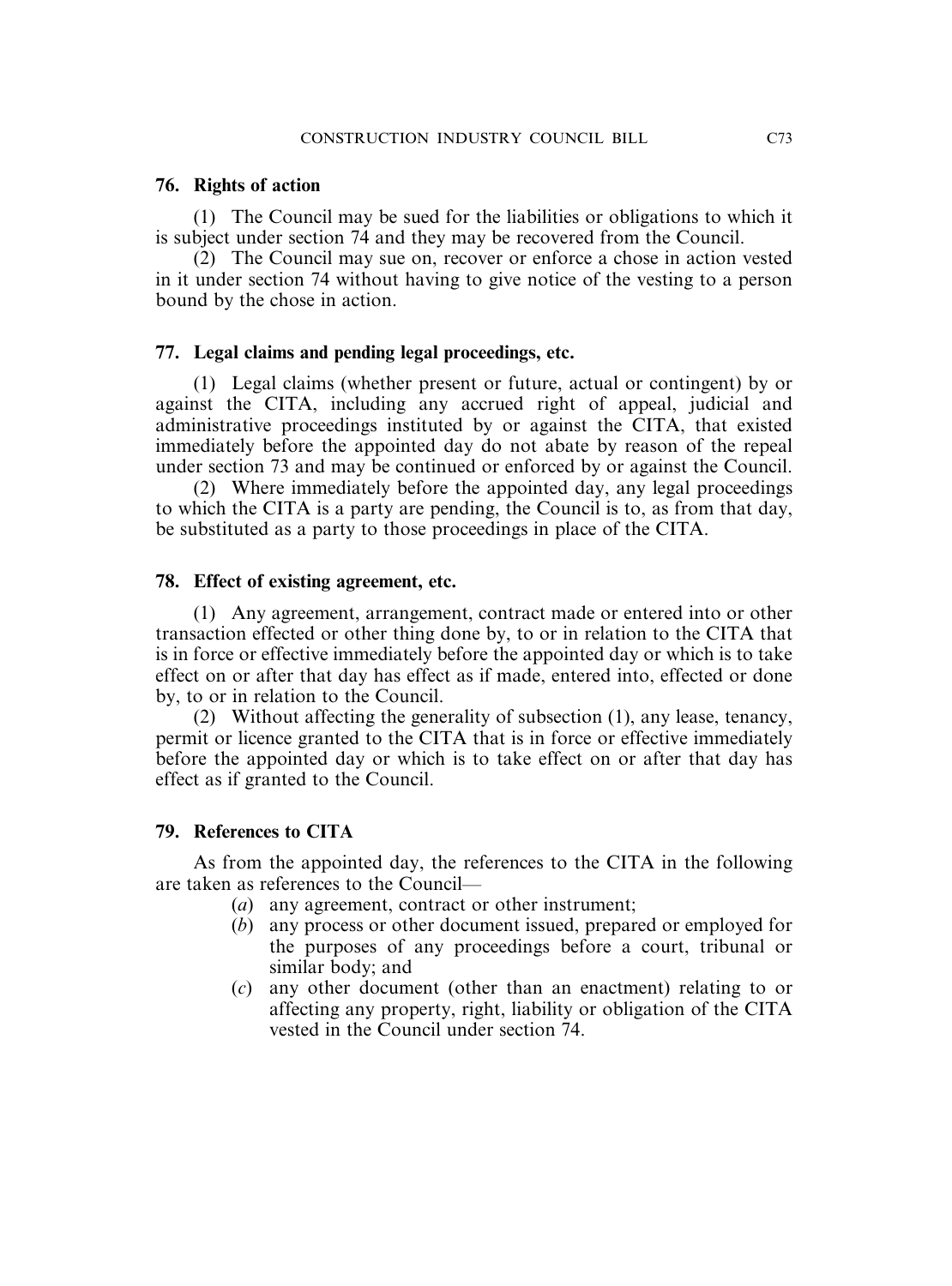### 76. Rights of action

(1) The Council may be sued for the liabilities or obligations to which it is subject under section 74 and they may be recovered from the Council.

(2) The Council may sue on, recover or enforce a chose in action vested in it under section 74 without having to give notice of the vesting to a person bound by the chose in action.

### 77. Legal claims and pending legal proceedings, etc.

(1) Legal claims (whether present or future, actual or contingent) by or against the CITA, including any accrued right of appeal, judicial and administrative proceedings instituted by or against the CITA, that existed immediately before the appointed day do not abate by reason of the repeal under section 73 and may be continued or enforced by or against the Council.

(2) Where immediately before the appointed day, any legal proceedings to which the CITA is a party are pending, the Council is to, as from that day, be substituted as a party to those proceedings in place of the CITA.

### 78. Effect of existing agreement, etc.

(1) Any agreement, arrangement, contract made or entered into or other transaction effected or other thing done by, to or in relation to the CITA that is in force or effective immediately before the appointed day or which is to take effect on or after that day has effect as if made, entered into, effected or done by, to or in relation to the Council.

(2) Without affecting the generality of subsection (1), any lease, tenancy, permit or licence granted to the CITA that is in force or effective immediately before the appointed day or which is to take effect on or after that day has effect as if granted to the Council.

### 79. References to CITA

As from the appointed day, the references to the CITA in the following are taken as references to the Council—

(*a*) any agreement, contract or other instrument;

(*b*) any process or other document issued, prepared or employed for the purposes of any proceedings before a court, tribunal or similar body; and

(*c*) any other document (other than an enactment) relating to or affecting any property, right, liability or obligation of the CITA vested in the Council under section 74.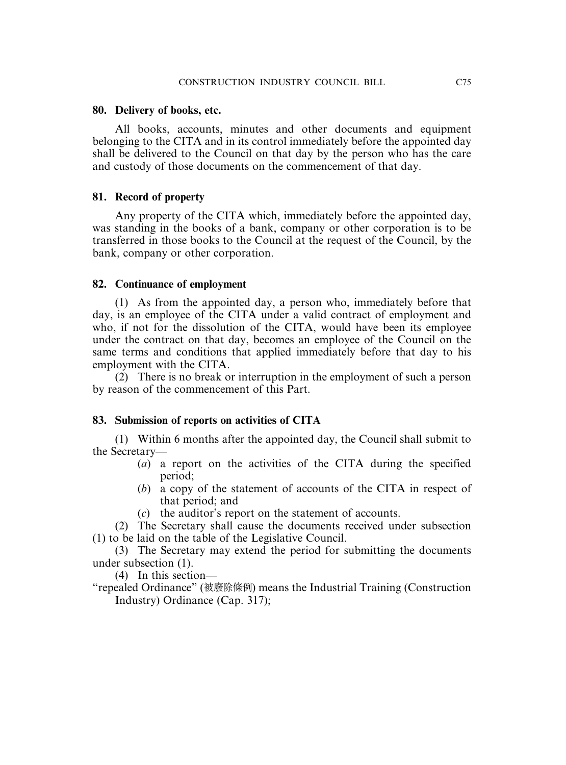**80. Delivery of books, etc.**

All books, accounts, minutes and other documents and equipment belonging to the CITA and in its control immediately before the appointed day shall be delivered to the Council on that day by the person who has the care and custody of those documents on the commencement of that day.

**81. Record of property**

Any property of the CITA which, immediately before the appointed day, was standing in the books of a bank, company or other corporation is to be transferred in those books to the Council at the request of the Council, by the bank, company or other corporation.

**82. Continuance of employment**

(1) As from the appointed day, a person who, immediately before that day, is an employee of the CITA under a valid contract of employment and who, if not for the dissolution of the CITA, would have been its employee under the contract on that day, becomes an employee of the Council on the same terms and conditions that applied immediately before that day to his employment with the CITA.

(2) There is no break or interruption in the employment of such a person by reason of the commencement of this Part.

**83. Submission of reports on activities of CITA**

(1) Within 6 months after the appointed day, the Council shall submit to the Secretary—

- (*a*) a report on the activities of the CITA during the specified period;
- (*b*) a copy of the statement of accounts of the CITA in respect of that period; and
- (*c*) the auditor's report on the statement of accounts.

(2) The Secretary shall cause the documents received under subsection (1) to be laid on the table of the Legislative Council.

(3) The Secretary may extend the period for submitting the documents under subsection (1).

(4) In this section—

"repealed Ordinance" (被廢除條例) means the Industrial Training (Construction Industry) Ordinance (Cap. 317);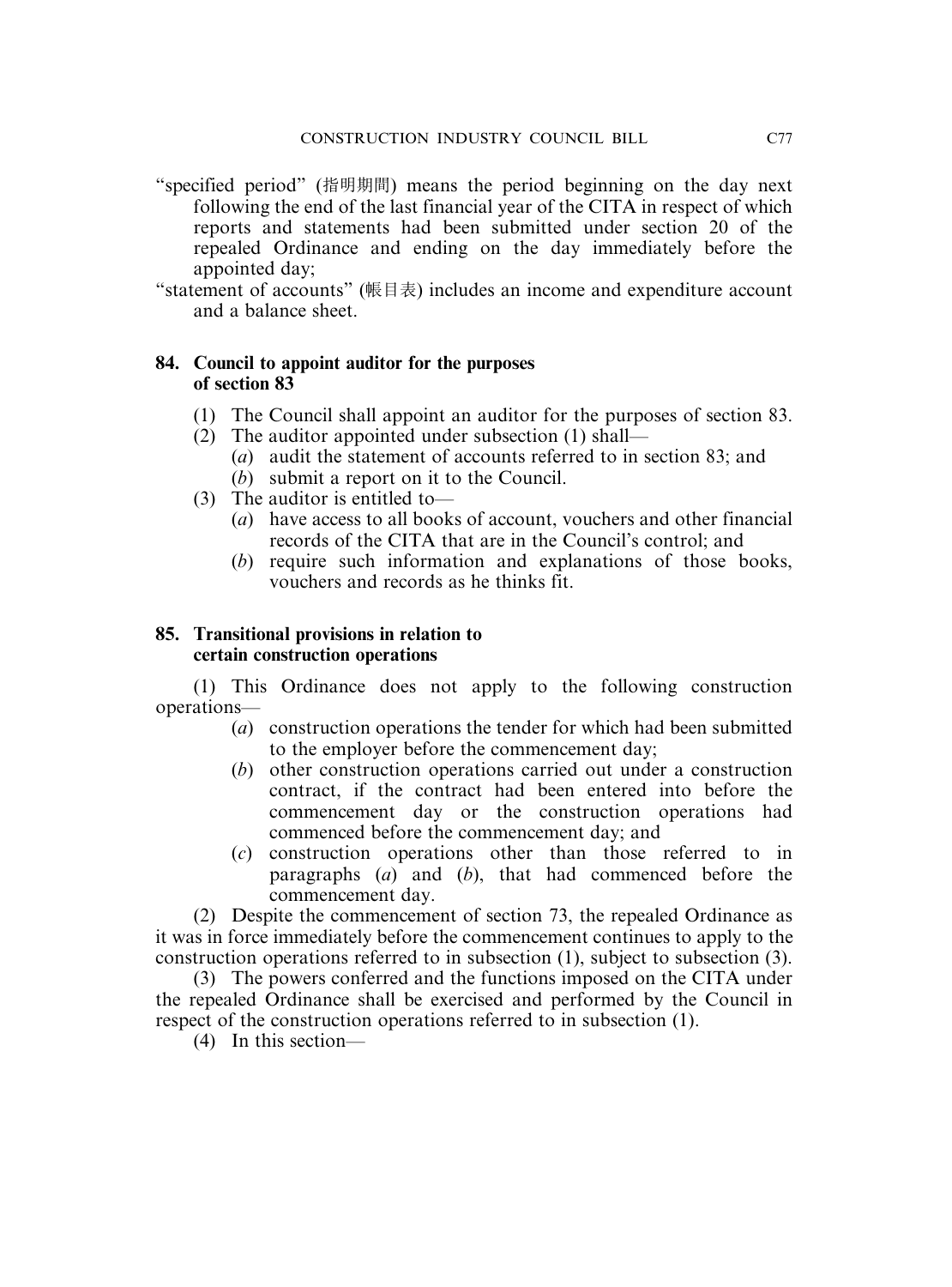"specified period" (指明期間) means the period beginning on the day next following the end of the last financial year of the CITA in respect of which reports and statements had been submitted under section 20 of the repealed Ordinance and ending on the day immediately before the appointed day;

"statement of accounts" (帳目表) includes an income and expenditure account and a balance sheet.

**84. Council to appoint auditor for the purposes of section 83**

(1) The Council shall appoint an auditor for the purposes of section 83.

(2) The auditor appointed under subsection (1) shall—

(*a*) audit the statement of accounts referred to in section 83; and

(*b*) submit a report on it to the Council.

(3) The auditor is entitled to—

(*a*) have access to all books of account, vouchers and other financial records of the CITA that are in the Council's control; and

(*b*) require such information and explanations of those books, vouchers and records as he thinks fit.

**85. Transitional provisions in relation to certain construction operations**

(1) This Ordinance does not apply to the following construction operations—

(*a*) construction operations the tender for which had been submitted to the employer before the commencement day;

(*b*) other construction operations carried out under a construction contract, if the contract had been entered into before the commencement day or the construction operations had commenced before the commencement day; and

(*c*) construction operations other than those referred to in paragraphs (*a*) and (*b*), that had commenced before the commencement day.

(2) Despite the commencement of section 73, the repealed Ordinance as it was in force immediately before the commencement continues to apply to the construction operations referred to in subsection (1), subject to subsection (3).

(3) The powers conferred and the functions imposed on the CITA under the repealed Ordinance shall be exercised and performed by the Council in respect of the construction operations referred to in subsection (1).

(4) In this section—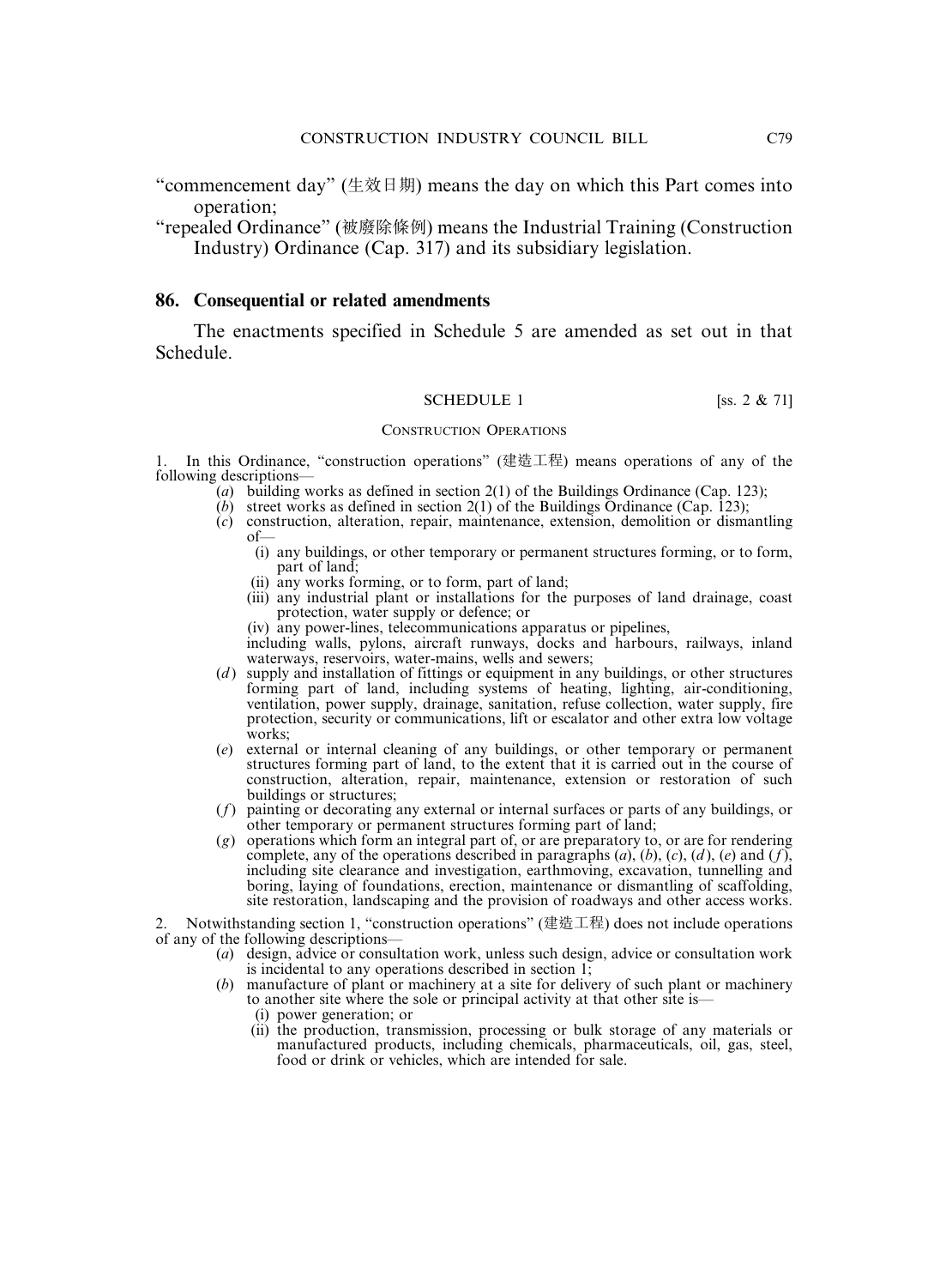"commencement day" (生效日期) means the day on which this Part comes into operation;

"repealed Ordinance" (被廢除條例) means the Industrial Training (Construction Industry) Ordinance (Cap. 317) and its subsidiary legislation.

### 86. Consequential or related amendments

The enactments specified in Schedule 5 are amended as set out in that Schedule.

## SCHEDULE 1 [ss. 2 & 71]

### CONSTRUCTION OPERATIONS

1. In this Ordinance, "construction operations" (建造工程) means operations of any of the following descriptions—
   - (*a*) building works as defined in section 2(1) of the Buildings Ordinance (Cap. 123);
   - (*b*) street works as defined in section 2(1) of the Buildings Ordinance (Cap. 123);
   - (*c*) construction, alteration, repair, maintenance, extension, demolition or dismantling of—
     - (i) any buildings, or other temporary or permanent structures forming, or to form, part of land;
     - (ii) any works forming, or to form, part of land;
     - (iii) any industrial plant or installations for the purposes of land drainage, coast protection, water supply or defence; or
     - (iv) any power-lines, telecommunications apparatus or pipelines,

     including walls, pylons, aircraft runways, docks and harbours, railways, inland waterways, reservoirs, water-mains, wells and sewers;
   - (*d*) supply and installation of fittings or equipment in any buildings, or other structures forming part of land, including systems of heating, lighting, air-conditioning, ventilation, power supply, drainage, sanitation, refuse collection, water supply, fire protection, security or communications, lift or escalator and other extra low voltage works;
   - (*e*) external or internal cleaning of any buildings, or other temporary or permanent structures forming part of land, to the extent that it is carried out in the course of construction, alteration, repair, maintenance, extension or restoration of such buildings or structures;
   - (*f*) painting or decorating any external or internal surfaces or parts of any buildings, or other temporary or permanent structures forming part of land;
   - (*g*) operations which form an integral part of, or are preparatory to, or are for rendering complete, any of the operations described in paragraphs (*a*), (*b*), (*c*), (*d*), (*e*) and (*f*), including site clearance and investigation, earthmoving, excavation, tunnelling and boring, laying of foundations, erection, maintenance or dismantling of scaffolding, site restoration, landscaping and the provision of roadways and other access works.

2. Notwithstanding section 1, "construction operations" (建造工程) does not include operations of any of the following descriptions—
   - (*a*) design, advice or consultation work, unless such design, advice or consultation work is incidental to any operations described in section 1;
   - (*b*) manufacture of plant or machinery at a site for delivery of such plant or machinery to another site where the sole or principal activity at that other site is—
     - (i) power generation; or
     - (ii) the production, transmission, processing or bulk storage of any materials or manufactured products, including chemicals, pharmaceuticals, oil, gas, steel, food or drink or vehicles, which are intended for sale.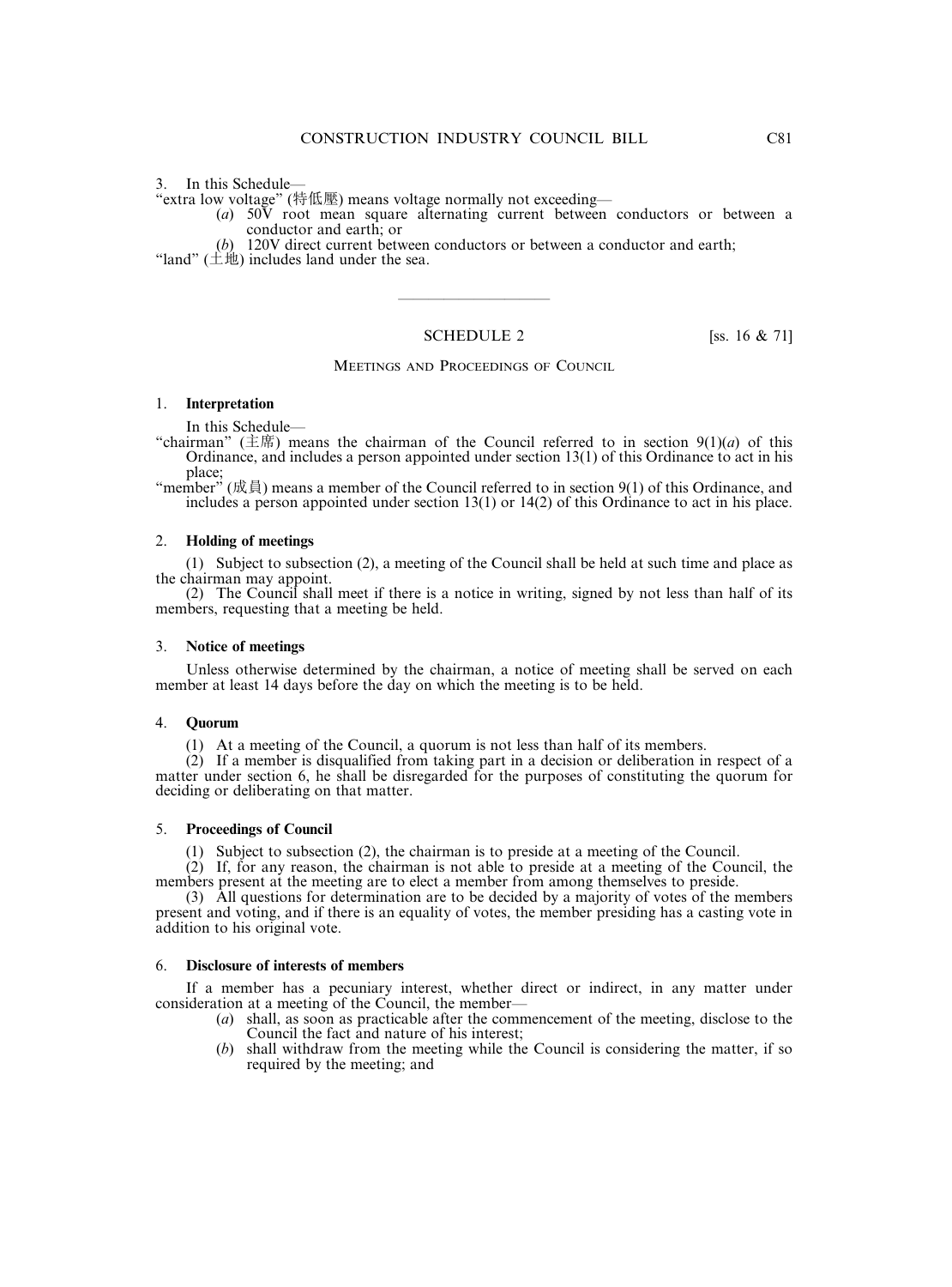3. In this Schedule—

"extra low voltage" (特低壓) means voltage normally not exceeding—

(*a*) 50V root mean square alternating current between conductors or between a conductor and earth; or

(*b*) 120V direct current between conductors or between a conductor and earth;

"land" (土地) includes land under the sea.

---

## SCHEDULE 2 [ss. 16 & 71]

### MEETINGS AND PROCEEDINGS OF COUNCIL

1. **Interpretation**

In this Schedule—

"chairman" (主席) means the chairman of the Council referred to in section 9(1)(*a*) of this Ordinance, and includes a person appointed under section 13(1) of this Ordinance to act in his place;

"member" (成員) means a member of the Council referred to in section 9(1) of this Ordinance, and includes a person appointed under section 13(1) or 14(2) of this Ordinance to act in his place.

2. **Holding of meetings**

(1) Subject to subsection (2), a meeting of the Council shall be held at such time and place as the chairman may appoint.

(2) The Council shall meet if there is a notice in writing, signed by not less than half of its members, requesting that a meeting be held.

3. **Notice of meetings**

Unless otherwise determined by the chairman, a notice of meeting shall be served on each member at least 14 days before the day on which the meeting is to be held.

4. **Quorum**

(1) At a meeting of the Council, a quorum is not less than half of its members.

(2) If a member is disqualified from taking part in a decision or deliberation in respect of a matter under section 6, he shall be disregarded for the purposes of constituting the quorum for deciding or deliberating on that matter.

5. **Proceedings of Council**

(1) Subject to subsection (2), the chairman is to preside at a meeting of the Council.

(2) If, for any reason, the chairman is not able to preside at a meeting of the Council, the members present at the meeting are to elect a member from among themselves to preside.

(3) All questions for determination are to be decided by a majority of votes of the members present and voting, and if there is an equality of votes, the member presiding has a casting vote in addition to his original vote.

6. **Disclosure of interests of members**

If a member has a pecuniary interest, whether direct or indirect, in any matter under consideration at a meeting of the Council, the member—

(*a*) shall, as soon as practicable after the commencement of the meeting, disclose to the Council the fact and nature of his interest;

(*b*) shall withdraw from the meeting while the Council is considering the matter, if so required by the meeting; and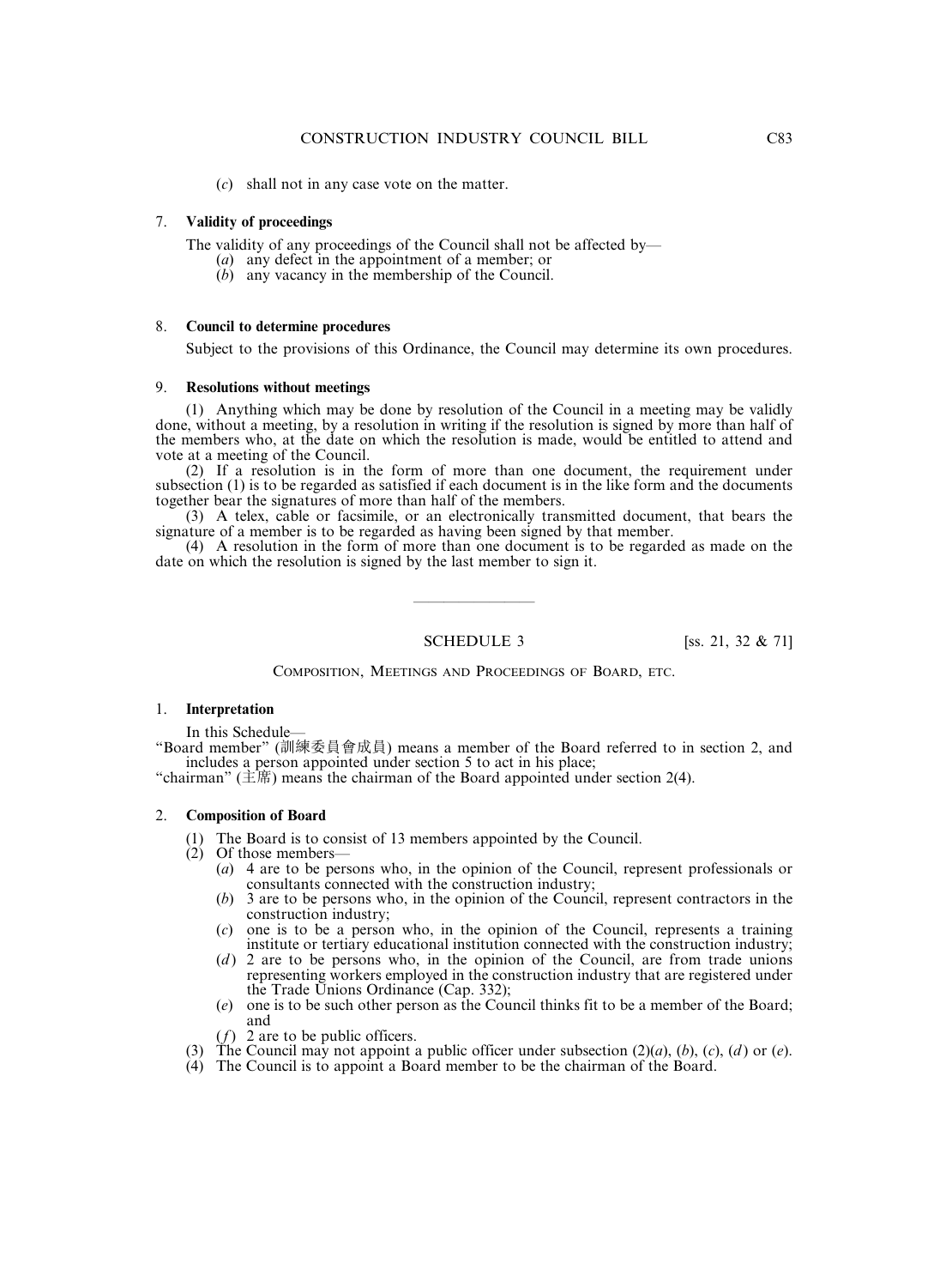(*c*) shall not in any case vote on the matter.

7. **Validity of proceedings**

The validity of any proceedings of the Council shall not be affected by—

(*a*) any defect in the appointment of a member; or

(*b*) any vacancy in the membership of the Council.

8. **Council to determine procedures**

Subject to the provisions of this Ordinance, the Council may determine its own procedures.

9. **Resolutions without meetings**

(1) Anything which may be done by resolution of the Council in a meeting may be validly done, without a meeting, by a resolution in writing if the resolution is signed by more than half of the members who, at the date on which the resolution is made, would be entitled to attend and vote at a meeting of the Council.

(2) If a resolution is in the form of more than one document, the requirement under subsection (1) is to be regarded as satisfied if each document is in the like form and the documents together bear the signatures of more than half of the members.

(3) A telex, cable or facsimile, or an electronically transmitted document, that bears the signature of a member is to be regarded as having been signed by that member.

(4) A resolution in the form of more than one document is to be regarded as made on the date on which the resolution is signed by the last member to sign it.

---

SCHEDULE 3 [ss. 21, 32 & 71]

COMPOSITION, MEETINGS AND PROCEEDINGS OF BOARD, ETC.

1. **Interpretation**

In this Schedule—

"Board member" (訓練委員會成員) means a member of the Board referred to in section 2, and includes a person appointed under section 5 to act in his place;

"chairman" (主席) means the chairman of the Board appointed under section 2(4).

2. **Composition of Board**

(1) The Board is to consist of 13 members appointed by the Council.

(2) Of those members—

(*a*) 4 are to be persons who, in the opinion of the Council, represent professionals or consultants connected with the construction industry;

(*b*) 3 are to be persons who, in the opinion of the Council, represent contractors in the construction industry;

(*c*) one is to be a person who, in the opinion of the Council, represents a training institute or tertiary educational institution connected with the construction industry;

(*d*) 2 are to be persons who, in the opinion of the Council, are from trade unions representing workers employed in the construction industry that are registered under the Trade Unions Ordinance (Cap. 332);

(*e*) one is to be such other person as the Council thinks fit to be a member of the Board; and

(*f*) 2 are to be public officers.

(3) The Council may not appoint a public officer under subsection (2)(*a*), (*b*), (*c*), (*d*) or (*e*).

(4) The Council is to appoint a Board member to be the chairman of the Board.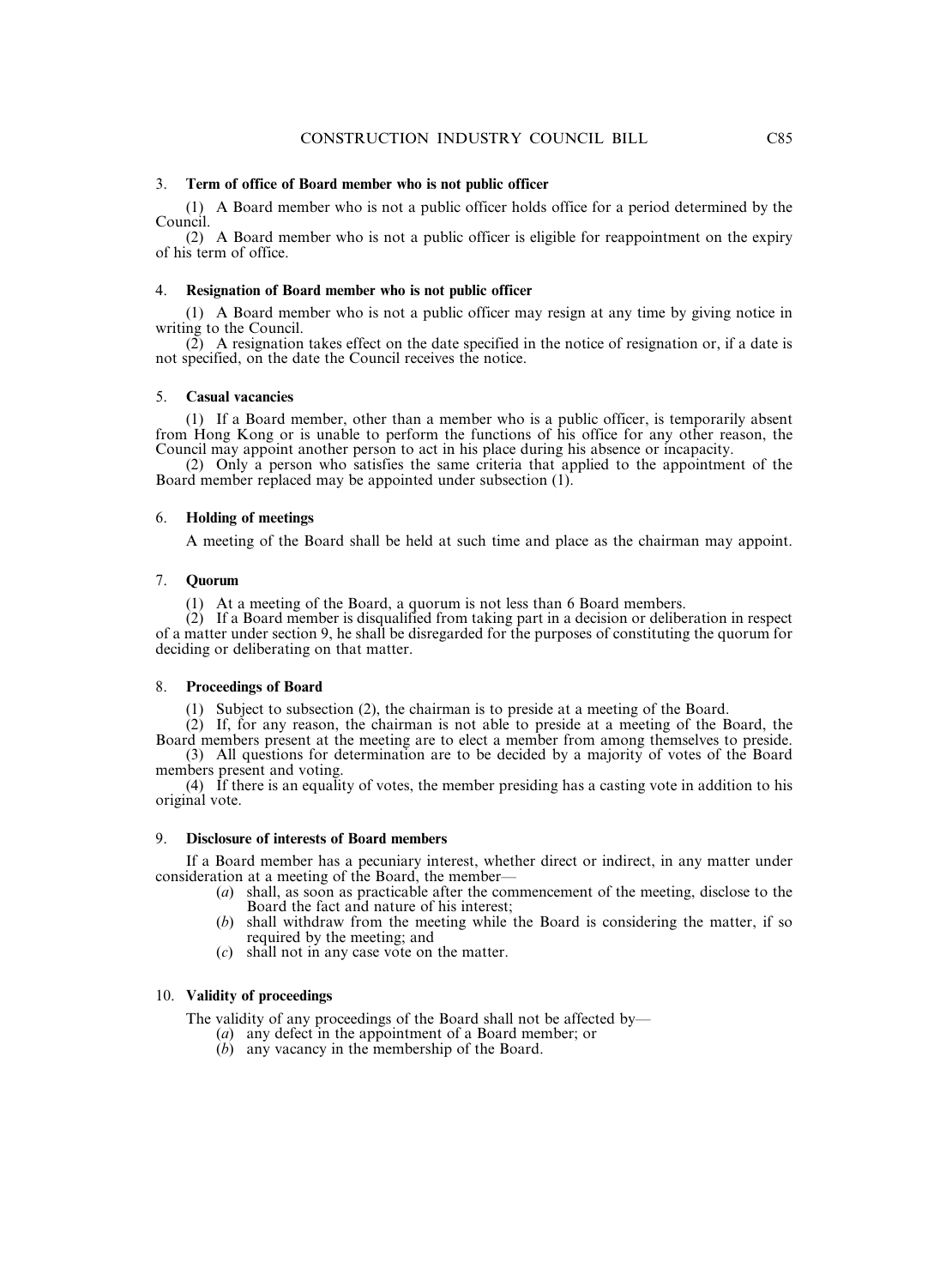### 3. **Term of office of Board member who is not public officer**

(1) A Board member who is not a public officer holds office for a period determined by the Council.

(2) A Board member who is not a public officer is eligible for reappointment on the expiry of his term of office.

### 4. **Resignation of Board member who is not public officer**

(1) A Board member who is not a public officer may resign at any time by giving notice in writing to the Council.

(2) A resignation takes effect on the date specified in the notice of resignation or, if a date is not specified, on the date the Council receives the notice.

### 5. **Casual vacancies**

(1) If a Board member, other than a member who is a public officer, is temporarily absent from Hong Kong or is unable to perform the functions of his office for any other reason, the Council may appoint another person to act in his place during his absence or incapacity.

(2) Only a person who satisfies the same criteria that applied to the appointment of the Board member replaced may be appointed under subsection (1).

### 6. **Holding of meetings**

A meeting of the Board shall be held at such time and place as the chairman may appoint.

### 7. **Quorum**

(1) At a meeting of the Board, a quorum is not less than 6 Board members.

(2) If a Board member is disqualified from taking part in a decision or deliberation in respect of a matter under section 9, he shall be disregarded for the purposes of constituting the quorum for deciding or deliberating on that matter.

### 8. **Proceedings of Board**

(1) Subject to subsection (2), the chairman is to preside at a meeting of the Board.

(2) If, for any reason, the chairman is not able to preside at a meeting of the Board, the Board members present at the meeting are to elect a member from among themselves to preside.

(3) All questions for determination are to be decided by a majority of votes of the Board members present and voting.

(4) If there is an equality of votes, the member presiding has a casting vote in addition to his original vote.

### 9. **Disclosure of interests of Board members**

If a Board member has a pecuniary interest, whether direct or indirect, in any matter under consideration at a meeting of the Board, the member—

(*a*) shall, as soon as practicable after the commencement of the meeting, disclose to the Board the fact and nature of his interest;

(*b*) shall withdraw from the meeting while the Board is considering the matter, if so required by the meeting; and

(*c*) shall not in any case vote on the matter.

### 10. **Validity of proceedings**

The validity of any proceedings of the Board shall not be affected by—

(*a*) any defect in the appointment of a Board member; or

(*b*) any vacancy in the membership of the Board.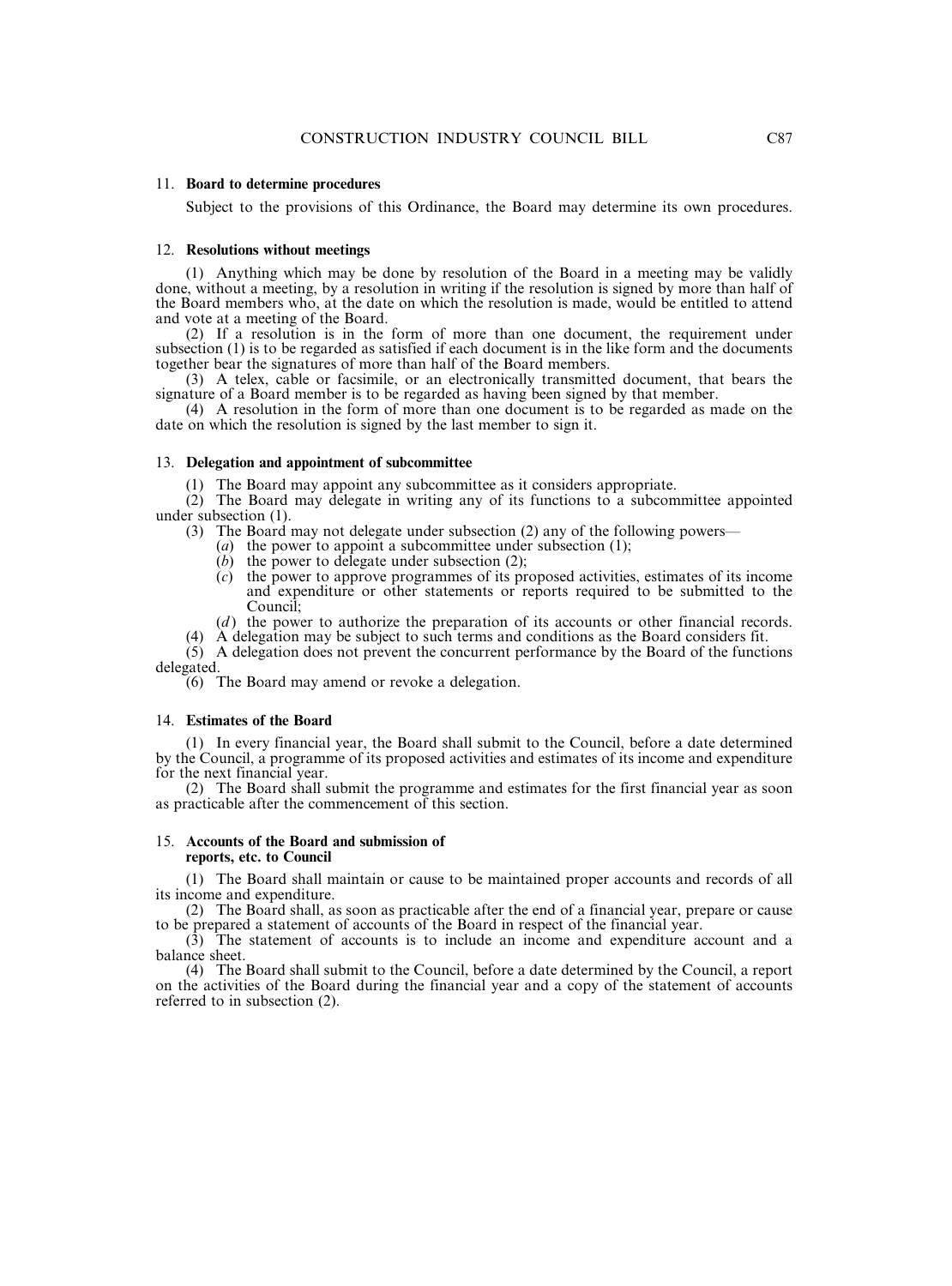11. **Board to determine procedures**

Subject to the provisions of this Ordinance, the Board may determine its own procedures.

12. **Resolutions without meetings**

(1) Anything which may be done by resolution of the Board in a meeting may be validly done, without a meeting, by a resolution in writing if the resolution is signed by more than half of the Board members who, at the date on which the resolution is made, would be entitled to attend and vote at a meeting of the Board.

(2) If a resolution is in the form of more than one document, the requirement under subsection (1) is to be regarded as satisfied if each document is in the like form and the documents together bear the signatures of more than half of the Board members.

(3) A telex, cable or facsimile, or an electronically transmitted document, that bears the signature of a Board member is to be regarded as having been signed by that member.

(4) A resolution in the form of more than one document is to be regarded as made on the date on which the resolution is signed by the last member to sign it.

13. **Delegation and appointment of subcommittee**

(1) The Board may appoint any subcommittee as it considers appropriate.

(2) The Board may delegate in writing any of its functions to a subcommittee appointed under subsection (1).

(3) The Board may not delegate under subsection (2) any of the following powers—

(*a*) the power to appoint a subcommittee under subsection (1);

(*b*) the power to delegate under subsection (2);

(*c*) the power to approve programmes of its proposed activities, estimates of its income and expenditure or other statements or reports required to be submitted to the Council;

(*d*) the power to authorize the preparation of its accounts or other financial records.

(4) A delegation may be subject to such terms and conditions as the Board considers fit.

(5) A delegation does not prevent the concurrent performance by the Board of the functions delegated.

(6) The Board may amend or revoke a delegation.

14. **Estimates of the Board**

(1) In every financial year, the Board shall submit to the Council, before a date determined by the Council, a programme of its proposed activities and estimates of its income and expenditure for the next financial year.

(2) The Board shall submit the programme and estimates for the first financial year as soon as practicable after the commencement of this section.

15. **Accounts of the Board and submission of reports, etc. to Council**

(1) The Board shall maintain or cause to be maintained proper accounts and records of all its income and expenditure.

(2) The Board shall, as soon as practicable after the end of a financial year, prepare or cause to be prepared a statement of accounts of the Board in respect of the financial year.

(3) The statement of accounts is to include an income and expenditure account and a balance sheet.

(4) The Board shall submit to the Council, before a date determined by the Council, a report on the activities of the Board during the financial year and a copy of the statement of accounts referred to in subsection (2).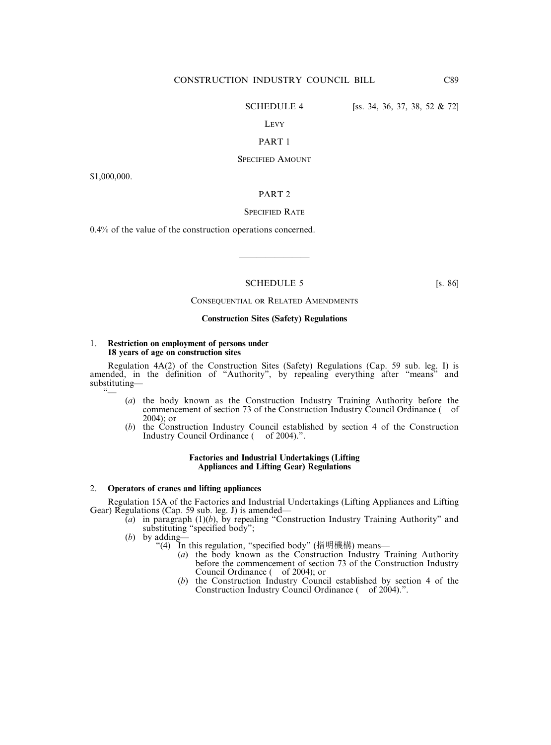## SCHEDULE 4 [ss. 34, 36, 37, 38, 52 & 72]

### LEVY

### PART 1

### SPECIFIED AMOUNT

$1,000,000.

### PART 2

### SPECIFIED RATE

0.4% of the value of the construction operations concerned.

---

## SCHEDULE 5 [s. 86]

### CONSEQUENTIAL OR RELATED AMENDMENTS

**Construction Sites (Safety) Regulations**

1. **Restriction on employment of persons under 18 years of age on construction sites**

Regulation 4A(2) of the Construction Sites (Safety) Regulations (Cap. 59 sub. leg. I) is amended, in the definition of "Authority", by repealing everything after "means" and substituting—

"—

(*a*) the body known as the Construction Industry Training Authority before the commencement of section 73 of the Construction Industry Council Ordinance (  of 2004); or

(*b*) the Construction Industry Council established by section 4 of the Construction Industry Council Ordinance (  of 2004).".

**Factories and Industrial Undertakings (Lifting Appliances and Lifting Gear) Regulations**

2. **Operators of cranes and lifting appliances**

Regulation 15A of the Factories and Industrial Undertakings (Lifting Appliances and Lifting Gear) Regulations (Cap. 59 sub. leg. J) is amended—

(*a*) in paragraph (1)(*b*), by repealing "Construction Industry Training Authority" and substituting "specified body";

(*b*) by adding—

"(4) In this regulation, "specified body" (指明機構) means—

(*a*) the body known as the Construction Industry Training Authority before the commencement of section 73 of the Construction Industry Council Ordinance (  of 2004); or

(*b*) the Construction Industry Council established by section 4 of the Construction Industry Council Ordinance (  of 2004).".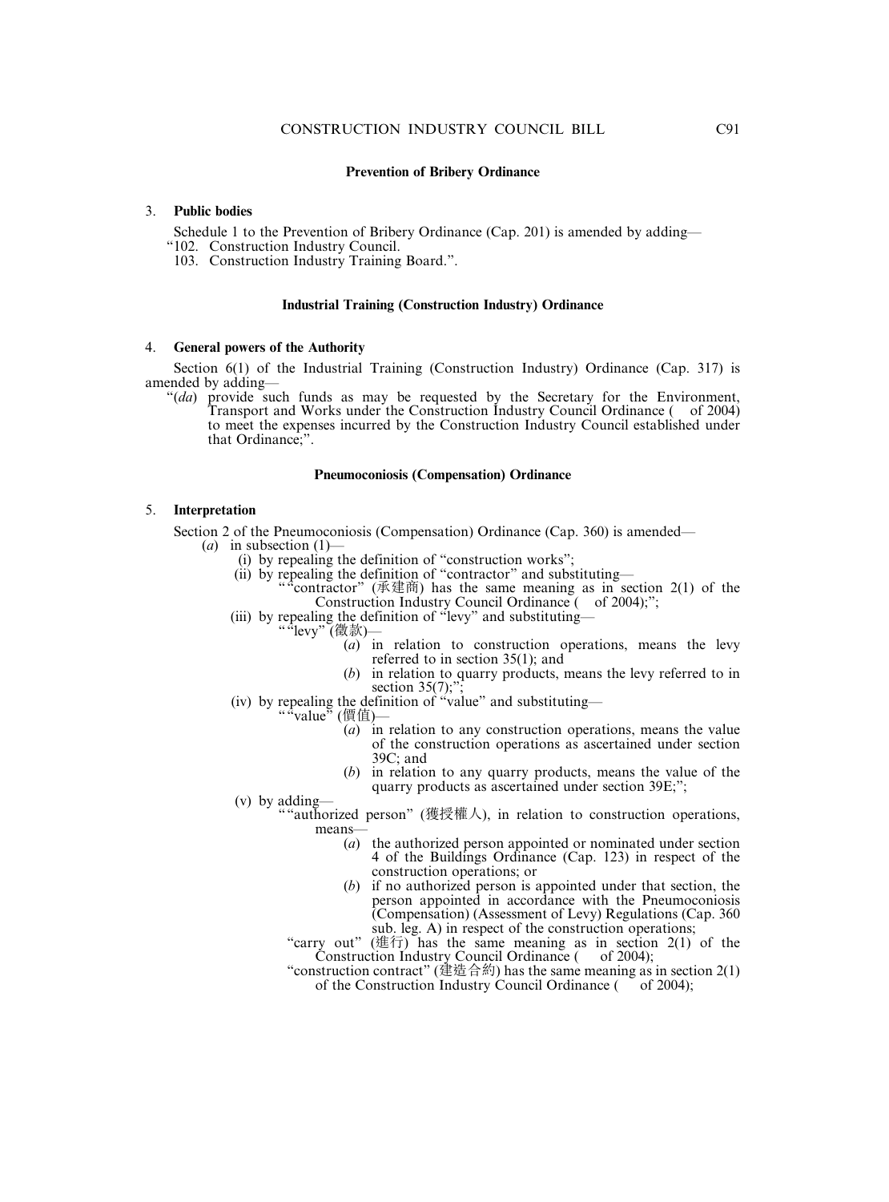### Prevention of Bribery Ordinance

3. **Public bodies**

Schedule 1 to the Prevention of Bribery Ordinance (Cap. 201) is amended by adding—

"102. Construction Industry Council.

103. Construction Industry Training Board.".

### Industrial Training (Construction Industry) Ordinance

4. **General powers of the Authority**

Section 6(1) of the Industrial Training (Construction Industry) Ordinance (Cap. 317) is amended by adding—

"(*da*) provide such funds as may be requested by the Secretary for the Environment, Transport and Works under the Construction Industry Council Ordinance (    of 2004) to meet the expenses incurred by the Construction Industry Council established under that Ordinance;".

### Pneumoconiosis (Compensation) Ordinance

5. **Interpretation**

Section 2 of the Pneumoconiosis (Compensation) Ordinance (Cap. 360) is amended—

(*a*) in subsection (1)—

(i) by repealing the definition of "construction works";

(ii) by repealing the definition of "contractor" and substituting—

""contractor" (承建商) has the same meaning as in section 2(1) of the Construction Industry Council Ordinance (    of 2004);";

(iii) by repealing the definition of "levy" and substituting—

""levy" (徵款)—

(*a*) in relation to construction operations, means the levy referred to in section 35(1); and

(*b*) in relation to quarry products, means the levy referred to in section 35(7);";

(iv) by repealing the definition of "value" and substituting—

""value" (價值)—

(*a*) in relation to any construction operations, means the value of the construction operations as ascertained under section 39C; and

(*b*) in relation to any quarry products, means the value of the quarry products as ascertained under section 39E;";

(v) by adding—

""authorized person" (獲授權人), in relation to construction operations, means—

(*a*) the authorized person appointed or nominated under section 4 of the Buildings Ordinance (Cap. 123) in respect of the construction operations; or

(*b*) if no authorized person is appointed under that section, the person appointed in accordance with the Pneumoconiosis (Compensation) (Assessment of Levy) Regulations (Cap. 360 sub. leg. A) in respect of the construction operations;

"carry out" (進行) has the same meaning as in section 2(1) of the Construction Industry Council Ordinance (    of 2004);

"construction contract" (建造合約) has the same meaning as in section 2(1) of the Construction Industry Council Ordinance (    of 2004);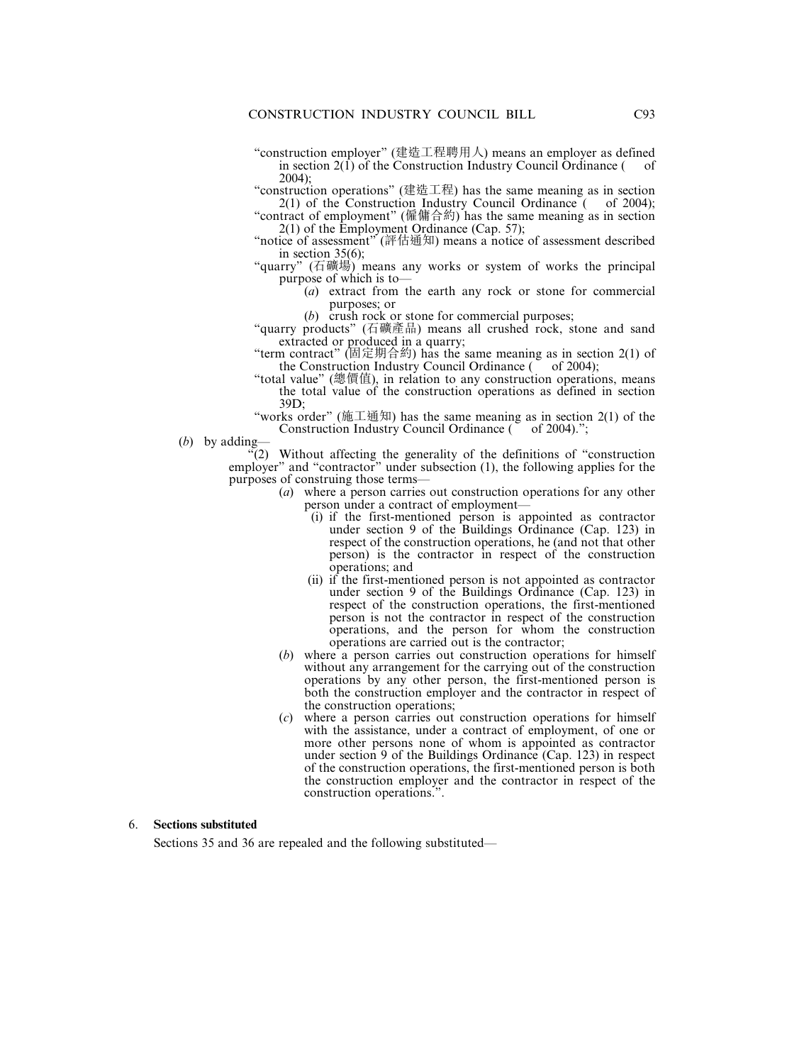"construction employer" (建造工程聘用人) means an employer as defined in section 2(1) of the Construction Industry Council Ordinance (  of 2004);

"construction operations" (建造工程) has the same meaning as in section 2(1) of the Construction Industry Council Ordinance (  of 2004);

"contract of employment" (僱傭合約) has the same meaning as in section 2(1) of the Employment Ordinance (Cap. 57);

"notice of assessment" (評估通知) means a notice of assessment described in section 35(6);

"quarry" (石礦場) means any works or system of works the principal purpose of which is to—

- (*a*) extract from the earth any rock or stone for commercial purposes; or
- (*b*) crush rock or stone for commercial purposes;

"quarry products" (石礦產品) means all crushed rock, stone and sand extracted or produced in a quarry;

"term contract" (固定期合約) has the same meaning as in section 2(1) of the Construction Industry Council Ordinance (  of 2004);

"total value" (總價值), in relation to any construction operations, means the total value of the construction operations as defined in section 39D;

"works order" (施工通知) has the same meaning as in section 2(1) of the Construction Industry Council Ordinance (  of 2004).";

(*b*) by adding—

"(2) Without affecting the generality of the definitions of "construction employer" and "contractor" under subsection (1), the following applies for the purposes of construing those terms—

- (*a*) where a person carries out construction operations for any other person under a contract of employment—
  - (i) if the first-mentioned person is appointed as contractor under section 9 of the Buildings Ordinance (Cap. 123) in respect of the construction operations, he (and not that other person) is the contractor in respect of the construction operations; and
  - (ii) if the first-mentioned person is not appointed as contractor under section 9 of the Buildings Ordinance (Cap. 123) in respect of the construction operations, the first-mentioned person is not the contractor in respect of the construction operations, and the person for whom the construction operations are carried out is the contractor;
- (*b*) where a person carries out construction operations for himself without any arrangement for the carrying out of the construction operations by any other person, the first-mentioned person is both the construction employer and the contractor in respect of the construction operations;
- (*c*) where a person carries out construction operations for himself with the assistance, under a contract of employment, of one or more other persons none of whom is appointed as contractor under section 9 of the Buildings Ordinance (Cap. 123) in respect of the construction operations, the first-mentioned person is both the construction employer and the contractor in respect of the construction operations.".

6. **Sections substituted**

Sections 35 and 36 are repealed and the following substituted—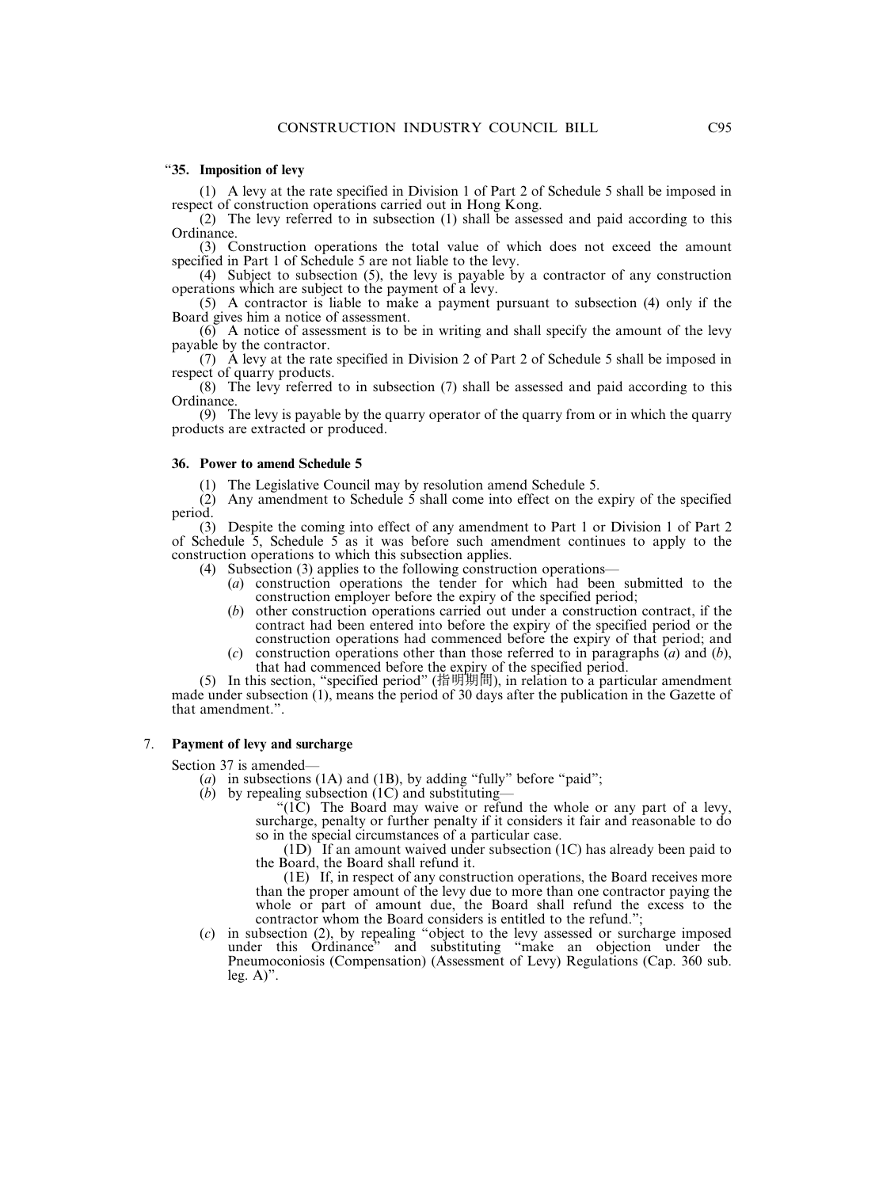"**35. Imposition of levy**

(1) A levy at the rate specified in Division 1 of Part 2 of Schedule 5 shall be imposed in respect of construction operations carried out in Hong Kong.

(2) The levy referred to in subsection (1) shall be assessed and paid according to this Ordinance.

(3) Construction operations the total value of which does not exceed the amount specified in Part 1 of Schedule 5 are not liable to the levy.

(4) Subject to subsection (5), the levy is payable by a contractor of any construction operations which are subject to the payment of a levy.

(5) A contractor is liable to make a payment pursuant to subsection (4) only if the Board gives him a notice of assessment.

(6) A notice of assessment is to be in writing and shall specify the amount of the levy payable by the contractor.

(7) A levy at the rate specified in Division 2 of Part 2 of Schedule 5 shall be imposed in respect of quarry products.

(8) The levy referred to in subsection (7) shall be assessed and paid according to this Ordinance.

(9) The levy is payable by the quarry operator of the quarry from or in which the quarry products are extracted or produced.

**36. Power to amend Schedule 5**

(1) The Legislative Council may by resolution amend Schedule 5.

(2) Any amendment to Schedule 5 shall come into effect on the expiry of the specified period.

(3) Despite the coming into effect of any amendment to Part 1 or Division 1 of Part 2 of Schedule 5, Schedule 5 as it was before such amendment continues to apply to the construction operations to which this subsection applies.

(4) Subsection (3) applies to the following construction operations—

(*a*) construction operations the tender for which had been submitted to the construction employer before the expiry of the specified period;

(*b*) other construction operations carried out under a construction contract, if the contract had been entered into before the expiry of the specified period or the construction operations had commenced before the expiry of that period; and

(*c*) construction operations other than those referred to in paragraphs (*a*) and (*b*), that had commenced before the expiry of the specified period.

(5) In this section, "specified period" (指明期間), in relation to a particular amendment made under subsection (1), means the period of 30 days after the publication in the Gazette of that amendment.".

7. **Payment of levy and surcharge**

Section 37 is amended—

(*a*) in subsections (1A) and (1B), by adding "fully" before "paid";

(*b*) by repealing subsection (1C) and substituting—

"(1C) The Board may waive or refund the whole or any part of a levy, surcharge, penalty or further penalty if it considers it fair and reasonable to do so in the special circumstances of a particular case.

(1D) If an amount waived under subsection (1C) has already been paid to the Board, the Board shall refund it.

(1E) If, in respect of any construction operations, the Board receives more than the proper amount of the levy due to more than one contractor paying the whole or part of amount due, the Board shall refund the excess to the contractor whom the Board considers is entitled to the refund.";

(*c*) in subsection (2), by repealing "object to the levy assessed or surcharge imposed under this Ordinance" and substituting "make an objection under the Pneumoconiosis (Compensation) (Assessment of Levy) Regulations (Cap. 360 sub. leg. A)".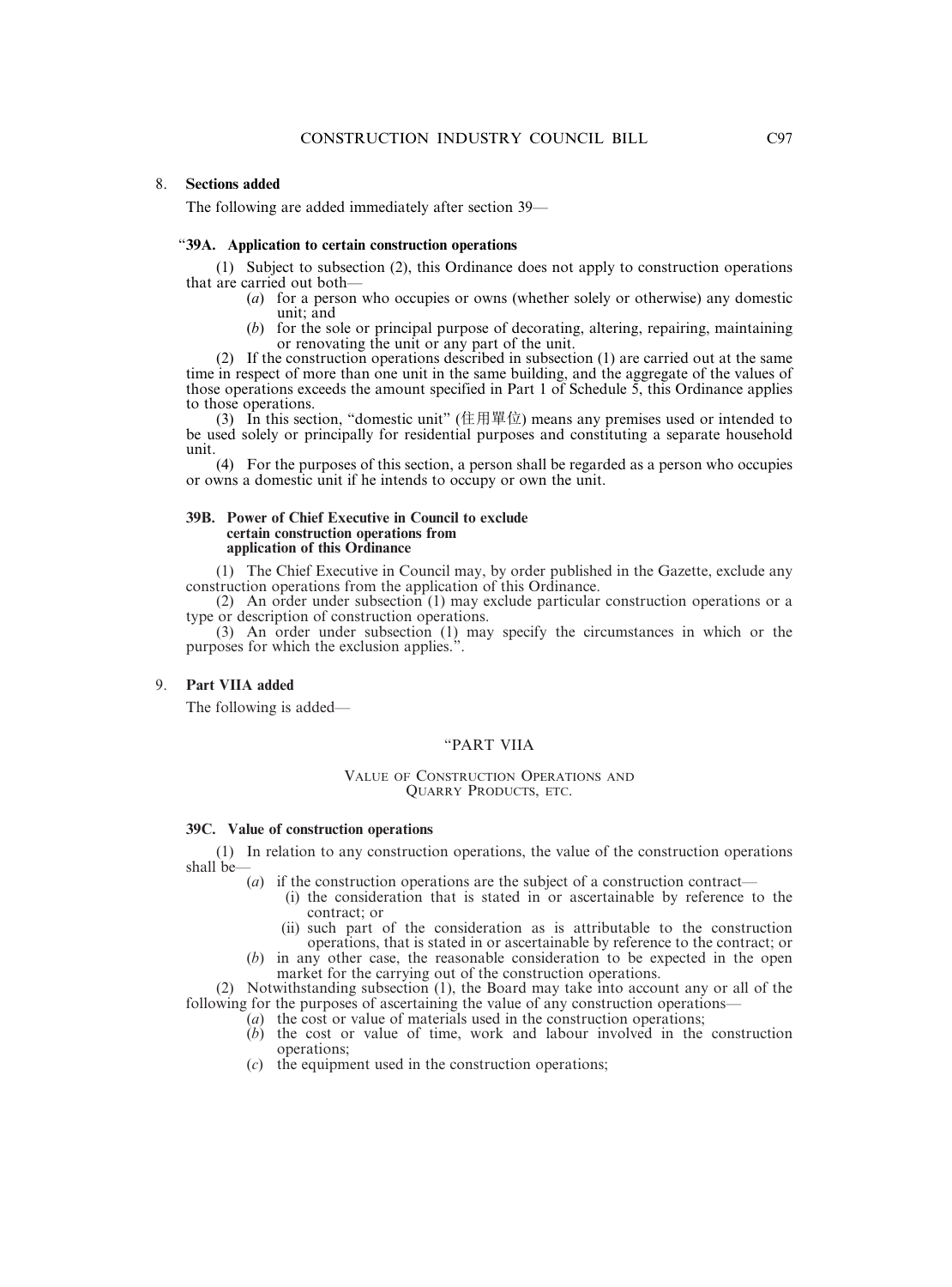8. **Sections added**

The following are added immediately after section 39—

"**39A. Application to certain construction operations**

(1) Subject to subsection (2), this Ordinance does not apply to construction operations that are carried out both—

(*a*) for a person who occupies or owns (whether solely or otherwise) any domestic unit; and

(*b*) for the sole or principal purpose of decorating, altering, repairing, maintaining or renovating the unit or any part of the unit.

(2) If the construction operations described in subsection (1) are carried out at the same time in respect of more than one unit in the same building, and the aggregate of the values of those operations exceeds the amount specified in Part 1 of Schedule 5, this Ordinance applies to those operations.

(3) In this section, "domestic unit" (住用單位) means any premises used or intended to be used solely or principally for residential purposes and constituting a separate household unit.

(4) For the purposes of this section, a person shall be regarded as a person who occupies or owns a domestic unit if he intends to occupy or own the unit.

**39B. Power of Chief Executive in Council to exclude certain construction operations from application of this Ordinance**

(1) The Chief Executive in Council may, by order published in the Gazette, exclude any construction operations from the application of this Ordinance.

(2) An order under subsection (1) may exclude particular construction operations or a type or description of construction operations.

(3) An order under subsection (1) may specify the circumstances in which or the purposes for which the exclusion applies.".

9. **Part VIIA added**

The following is added—

"PART VIIA

VALUE OF CONSTRUCTION OPERATIONS AND QUARRY PRODUCTS, ETC.

**39C. Value of construction operations**

(1) In relation to any construction operations, the value of the construction operations shall be—

(*a*) if the construction operations are the subject of a construction contract—

(i) the consideration that is stated in or ascertainable by reference to the contract; or

(ii) such part of the consideration as is attributable to the construction operations, that is stated in or ascertainable by reference to the contract; or

(*b*) in any other case, the reasonable consideration to be expected in the open market for the carrying out of the construction operations.

(2) Notwithstanding subsection (1), the Board may take into account any or all of the following for the purposes of ascertaining the value of any construction operations—

(*a*) the cost or value of materials used in the construction operations;

(*b*) the cost or value of time, work and labour involved in the construction operations;

(*c*) the equipment used in the construction operations;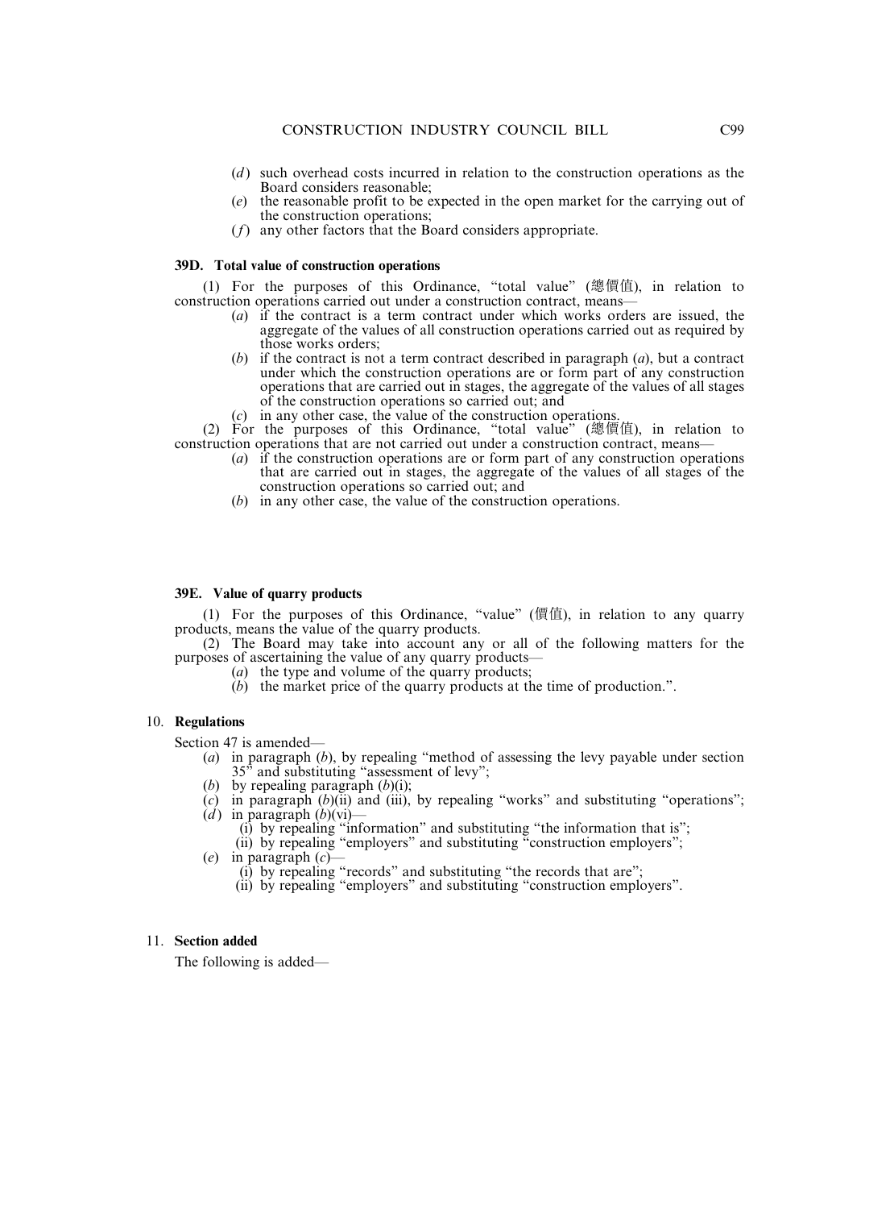(*d*) such overhead costs incurred in relation to the construction operations as the Board considers reasonable;

(*e*) the reasonable profit to be expected in the open market for the carrying out of the construction operations;

(*f*) any other factors that the Board considers appropriate.

**39D. Total value of construction operations**

(1) For the purposes of this Ordinance, "total value" (總價值), in relation to construction operations carried out under a construction contract, means—

(*a*) if the contract is a term contract under which works orders are issued, the aggregate of the values of all construction operations carried out as required by those works orders;

(*b*) if the contract is not a term contract described in paragraph (*a*), but a contract under which the construction operations are or form part of any construction operations that are carried out in stages, the aggregate of the values of all stages of the construction operations so carried out; and

(*c*) in any other case, the value of the construction operations.

(2) For the purposes of this Ordinance, "total value" (總價值), in relation to construction operations that are not carried out under a construction contract, means—

(*a*) if the construction operations are or form part of any construction operations that are carried out in stages, the aggregate of the values of all stages of the construction operations so carried out; and

(*b*) in any other case, the value of the construction operations.

**39E. Value of quarry products**

(1) For the purposes of this Ordinance, "value" (價值), in relation to any quarry products, means the value of the quarry products.

(2) The Board may take into account any or all of the following matters for the purposes of ascertaining the value of any quarry products—

(*a*) the type and volume of the quarry products;

(*b*) the market price of the quarry products at the time of production.".

10. **Regulations**

Section 47 is amended—

(*a*) in paragraph (*b*), by repealing "method of assessing the levy payable under section 35" and substituting "assessment of levy";

(*b*) by repealing paragraph (*b*)(i);

(*c*) in paragraph (*b*)(ii) and (iii), by repealing "works" and substituting "operations";

(*d*) in paragraph (*b*)(vi)—

(i) by repealing "information" and substituting "the information that is";

(ii) by repealing "employers" and substituting "construction employers";

(*e*) in paragraph (*c*)—

(i) by repealing "records" and substituting "the records that are";

(ii) by repealing "employers" and substituting "construction employers".

11. **Section added**

The following is added—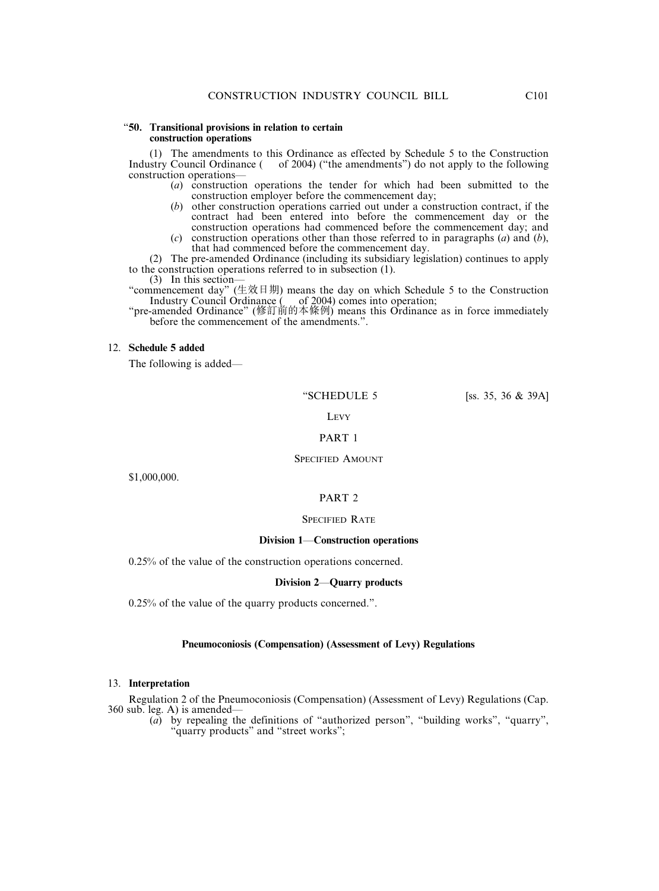"**50. Transitional provisions in relation to certain construction operations**

(1) The amendments to this Ordinance as effected by Schedule 5 to the Construction Industry Council Ordinance (    of 2004) ("the amendments") do not apply to the following construction operations—

(*a*) construction operations the tender for which had been submitted to the construction employer before the commencement day;

(*b*) other construction operations carried out under a construction contract, if the contract had been entered into before the commencement day or the construction operations had commenced before the commencement day; and

(*c*) construction operations other than those referred to in paragraphs (*a*) and (*b*), that had commenced before the commencement day.

(2) The pre-amended Ordinance (including its subsidiary legislation) continues to apply to the construction operations referred to in subsection (1).

(3) In this section—

"commencement day" (生效日期) means the day on which Schedule 5 to the Construction Industry Council Ordinance (    of 2004) comes into operation;

"pre-amended Ordinance" (修訂前的本條例) means this Ordinance as in force immediately before the commencement of the amendments.".

12. **Schedule 5 added**

The following is added—

"SCHEDULE 5 [ss. 35, 36 & 39A]

LEVY

PART 1

SPECIFIED AMOUNT

$1,000,000.

PART 2

SPECIFIED RATE

**Division 1—Construction operations**

0.25% of the value of the construction operations concerned.

**Division 2—Quarry products**

0.25% of the value of the quarry products concerned.".

**Pneumoconiosis (Compensation) (Assessment of Levy) Regulations**

13. **Interpretation**

Regulation 2 of the Pneumoconiosis (Compensation) (Assessment of Levy) Regulations (Cap. 360 sub. leg. A) is amended—

(*a*) by repealing the definitions of "authorized person", "building works", "quarry", "quarry products" and "street works";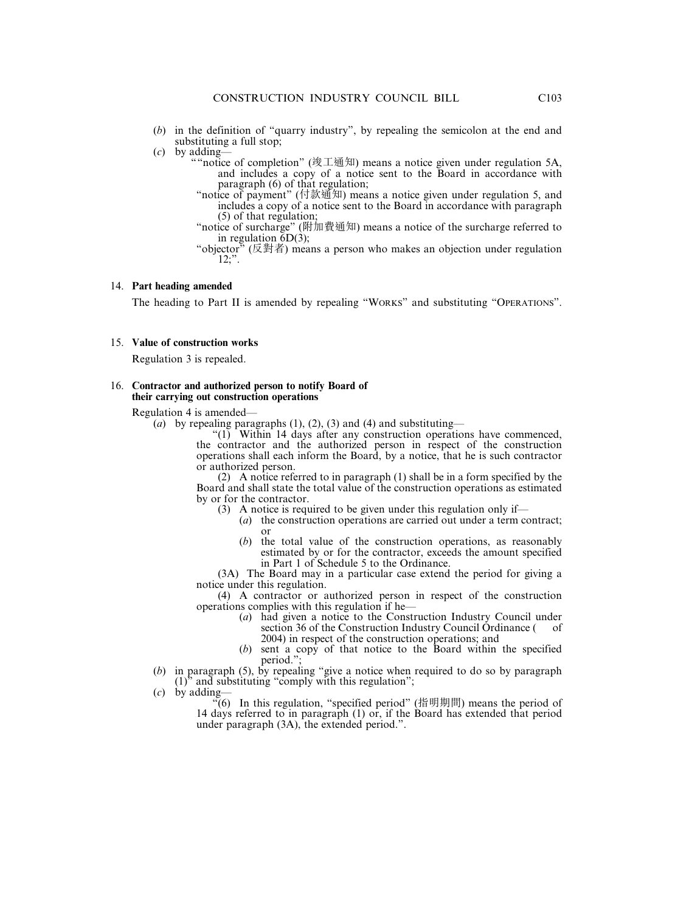(*b*) in the definition of "quarry industry", by repealing the semicolon at the end and substituting a full stop;

(*c*) by adding—

""notice of completion" (竣工通知) means a notice given under regulation 5A, and includes a copy of a notice sent to the Board in accordance with paragraph (6) of that regulation;

"notice of payment" (付款通知) means a notice given under regulation 5, and includes a copy of a notice sent to the Board in accordance with paragraph (5) of that regulation;

"notice of surcharge" (附加費通知) means a notice of the surcharge referred to in regulation 6D(3);

"objector" (反對者) means a person who makes an objection under regulation 12;".

14. **Part heading amended**

The heading to Part II is amended by repealing "WORKS" and substituting "OPERATIONS".

15. **Value of construction works**

Regulation 3 is repealed.

16. **Contractor and authorized person to notify Board of their carrying out construction operations**

Regulation 4 is amended—

(*a*) by repealing paragraphs (1), (2), (3) and (4) and substituting—

"(1) Within 14 days after any construction operations have commenced, the contractor and the authorized person in respect of the construction operations shall each inform the Board, by a notice, that he is such contractor or authorized person.

(2) A notice referred to in paragraph (1) shall be in a form specified by the Board and shall state the total value of the construction operations as estimated by or for the contractor.

(3) A notice is required to be given under this regulation only if—

(*a*) the construction operations are carried out under a term contract; or

(*b*) the total value of the construction operations, as reasonably estimated by or for the contractor, exceeds the amount specified in Part 1 of Schedule 5 to the Ordinance.

(3A) The Board may in a particular case extend the period for giving a notice under this regulation.

(4) A contractor or authorized person in respect of the construction operations complies with this regulation if he—

(*a*) had given a notice to the Construction Industry Council under section 36 of the Construction Industry Council Ordinance (  of 2004) in respect of the construction operations; and

(*b*) sent a copy of that notice to the Board within the specified period.";

(*b*) in paragraph (5), by repealing "give a notice when required to do so by paragraph (1)" and substituting "comply with this regulation";

(*c*) by adding—

"(6) In this regulation, "specified period" (指明期間) means the period of 14 days referred to in paragraph (1) or, if the Board has extended that period under paragraph (3A), the extended period.".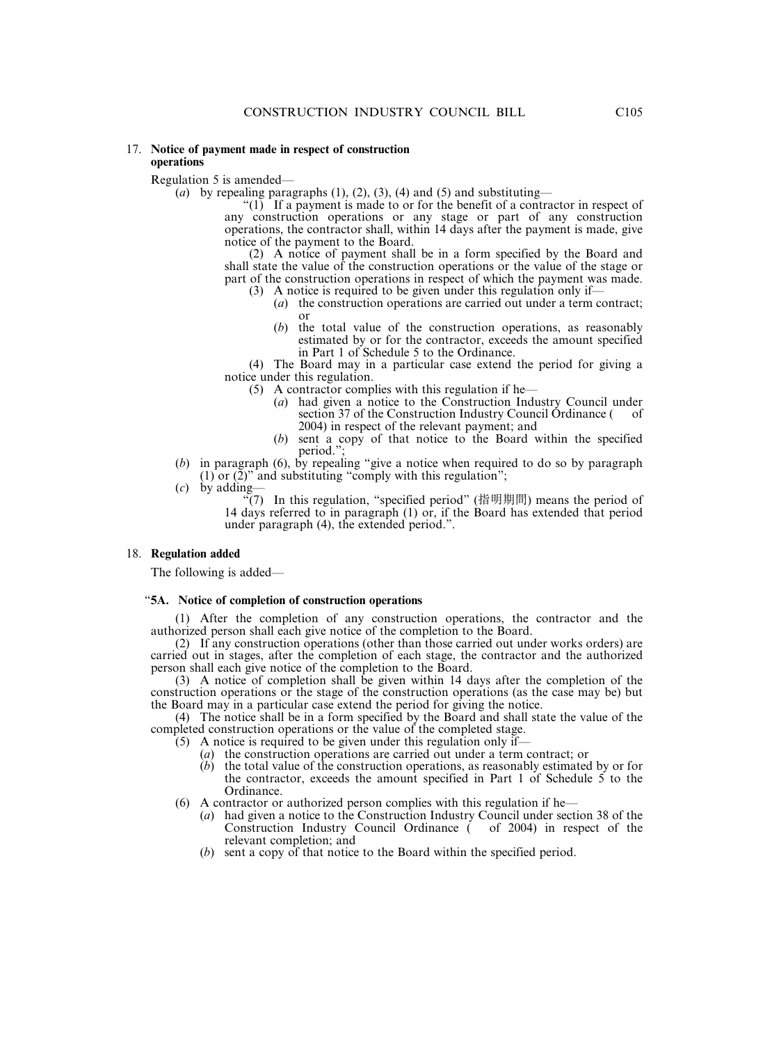17. **Notice of payment made in respect of construction operations**

Regulation 5 is amended—

(*a*) by repealing paragraphs (1), (2), (3), (4) and (5) and substituting—

"(1) If a payment is made to or for the benefit of a contractor in respect of any construction operations or any stage or part of any construction operations, the contractor shall, within 14 days after the payment is made, give notice of the payment to the Board.

(2) A notice of payment shall be in a form specified by the Board and shall state the value of the construction operations or the value of the stage or part of the construction operations in respect of which the payment was made.

(3) A notice is required to be given under this regulation only if—

(*a*) the construction operations are carried out under a term contract; or

(*b*) the total value of the construction operations, as reasonably estimated by or for the contractor, exceeds the amount specified in Part 1 of Schedule 5 to the Ordinance.

(4) The Board may in a particular case extend the period for giving a notice under this regulation.

(5) A contractor complies with this regulation if he—

(*a*) had given a notice to the Construction Industry Council under section 37 of the Construction Industry Council Ordinance (&nbsp;&nbsp;&nbsp;of 2004) in respect of the relevant payment; and

(*b*) sent a copy of that notice to the Board within the specified period.";

(*b*) in paragraph (6), by repealing "give a notice when required to do so by paragraph (1) or (2)" and substituting "comply with this regulation";

(*c*) by adding—

"(7) In this regulation, "specified period" (指明期間) means the period of 14 days referred to in paragraph (1) or, if the Board has extended that period under paragraph (4), the extended period.".

18. **Regulation added**

The following is added—

"**5A. Notice of completion of construction operations**

(1) After the completion of any construction operations, the contractor and the authorized person shall each give notice of the completion to the Board.

(2) If any construction operations (other than those carried out under works orders) are carried out in stages, after the completion of each stage, the contractor and the authorized person shall each give notice of the completion to the Board.

(3) A notice of completion shall be given within 14 days after the completion of the construction operations or the stage of the construction operations (as the case may be) but the Board may in a particular case extend the period for giving the notice.

(4) The notice shall be in a form specified by the Board and shall state the value of the completed construction operations or the value of the completed stage.

(5) A notice is required to be given under this regulation only if—

(*a*) the construction operations are carried out under a term contract; or

(*b*) the total value of the construction operations, as reasonably estimated by or for the contractor, exceeds the amount specified in Part 1 of Schedule 5 to the Ordinance.

(6) A contractor or authorized person complies with this regulation if he—

(*a*) had given a notice to the Construction Industry Council under section 38 of the Construction Industry Council Ordinance (&nbsp;&nbsp;&nbsp;of 2004) in respect of the relevant completion; and

(*b*) sent a copy of that notice to the Board within the specified period.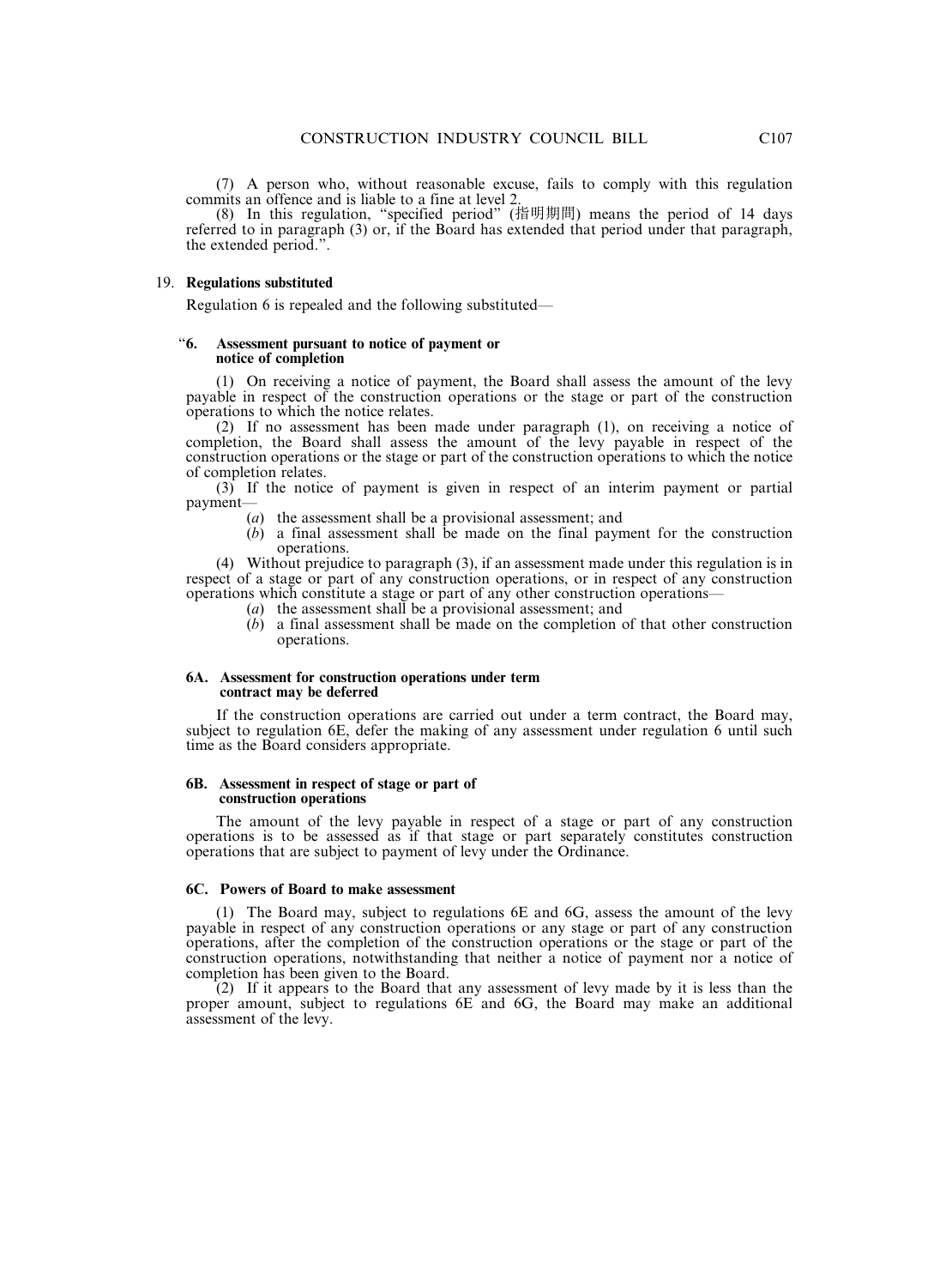(7) A person who, without reasonable excuse, fails to comply with this regulation commits an offence and is liable to a fine at level 2.

(8) In this regulation, "specified period" (指明期間) means the period of 14 days referred to in paragraph (3) or, if the Board has extended that period under that paragraph, the extended period.".

19. **Regulations substituted**

Regulation 6 is repealed and the following substituted—

"**6. Assessment pursuant to notice of payment or notice of completion**

(1) On receiving a notice of payment, the Board shall assess the amount of the levy payable in respect of the construction operations or the stage or part of the construction operations to which the notice relates.

(2) If no assessment has been made under paragraph (1), on receiving a notice of completion, the Board shall assess the amount of the levy payable in respect of the construction operations or the stage or part of the construction operations to which the notice of completion relates.

(3) If the notice of payment is given in respect of an interim payment or partial payment—

(*a*) the assessment shall be a provisional assessment; and

(*b*) a final assessment shall be made on the final payment for the construction operations.

(4) Without prejudice to paragraph (3), if an assessment made under this regulation is in respect of a stage or part of any construction operations, or in respect of any construction operations which constitute a stage or part of any other construction operations—

(*a*) the assessment shall be a provisional assessment; and

(*b*) a final assessment shall be made on the completion of that other construction operations.

**6A. Assessment for construction operations under term contract may be deferred**

If the construction operations are carried out under a term contract, the Board may, subject to regulation 6E, defer the making of any assessment under regulation 6 until such time as the Board considers appropriate.

**6B. Assessment in respect of stage or part of construction operations**

The amount of the levy payable in respect of a stage or part of any construction operations is to be assessed as if that stage or part separately constitutes construction operations that are subject to payment of levy under the Ordinance.

**6C. Powers of Board to make assessment**

(1) The Board may, subject to regulations 6E and 6G, assess the amount of the levy payable in respect of any construction operations or any stage or part of any construction operations, after the completion of the construction operations or the stage or part of the construction operations, notwithstanding that neither a notice of payment nor a notice of completion has been given to the Board.

(2) If it appears to the Board that any assessment of levy made by it is less than the proper amount, subject to regulations 6E and 6G, the Board may make an additional assessment of the levy.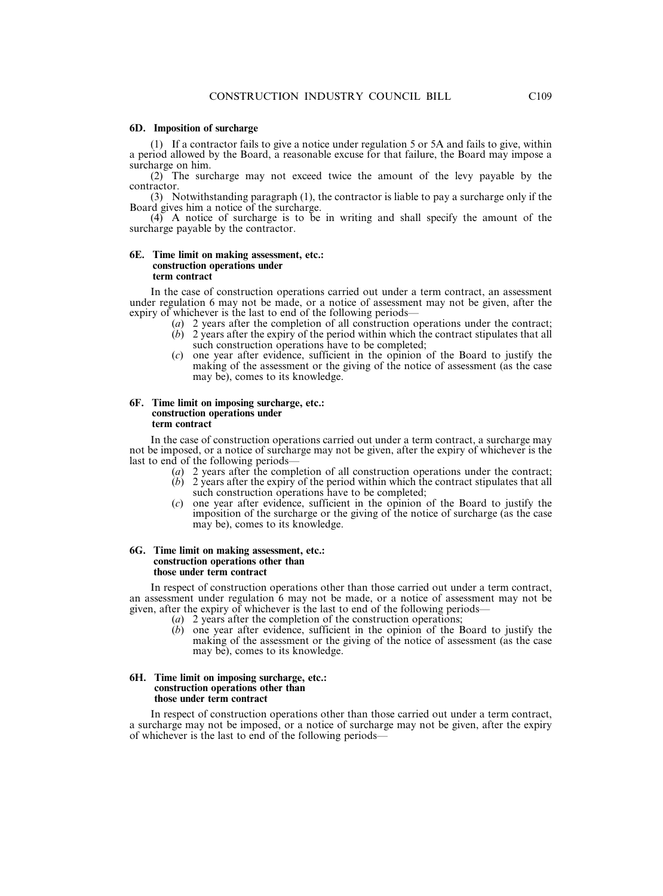#### 6D. Imposition of surcharge

(1) If a contractor fails to give a notice under regulation 5 or 5A and fails to give, within a period allowed by the Board, a reasonable excuse for that failure, the Board may impose a surcharge on him.

(2) The surcharge may not exceed twice the amount of the levy payable by the contractor.

(3) Notwithstanding paragraph (1), the contractor is liable to pay a surcharge only if the Board gives him a notice of the surcharge.

(4) A notice of surcharge is to be in writing and shall specify the amount of the surcharge payable by the contractor.

#### 6E. Time limit on making assessment, etc.: construction operations under term contract

In the case of construction operations carried out under a term contract, an assessment under regulation 6 may not be made, or a notice of assessment may not be given, after the expiry of whichever is the last to end of the following periods—

(*a*) 2 years after the completion of all construction operations under the contract;

(*b*) 2 years after the expiry of the period within which the contract stipulates that all such construction operations have to be completed;

(*c*) one year after evidence, sufficient in the opinion of the Board to justify the making of the assessment or the giving of the notice of assessment (as the case may be), comes to its knowledge.

#### 6F. Time limit on imposing surcharge, etc.: construction operations under term contract

In the case of construction operations carried out under a term contract, a surcharge may not be imposed, or a notice of surcharge may not be given, after the expiry of whichever is the last to end of the following periods—

(*a*) 2 years after the completion of all construction operations under the contract;

(*b*) 2 years after the expiry of the period within which the contract stipulates that all such construction operations have to be completed;

(*c*) one year after evidence, sufficient in the opinion of the Board to justify the imposition of the surcharge or the giving of the notice of surcharge (as the case may be), comes to its knowledge.

#### 6G. Time limit on making assessment, etc.: construction operations other than those under term contract

In respect of construction operations other than those carried out under a term contract, an assessment under regulation 6 may not be made, or a notice of assessment may not be given, after the expiry of whichever is the last to end of the following periods—

(*a*) 2 years after the completion of the construction operations;

(*b*) one year after evidence, sufficient in the opinion of the Board to justify the making of the assessment or the giving of the notice of assessment (as the case may be), comes to its knowledge.

#### 6H. Time limit on imposing surcharge, etc.: construction operations other than those under term contract

In respect of construction operations other than those carried out under a term contract, a surcharge may not be imposed, or a notice of surcharge may not be given, after the expiry of whichever is the last to end of the following periods—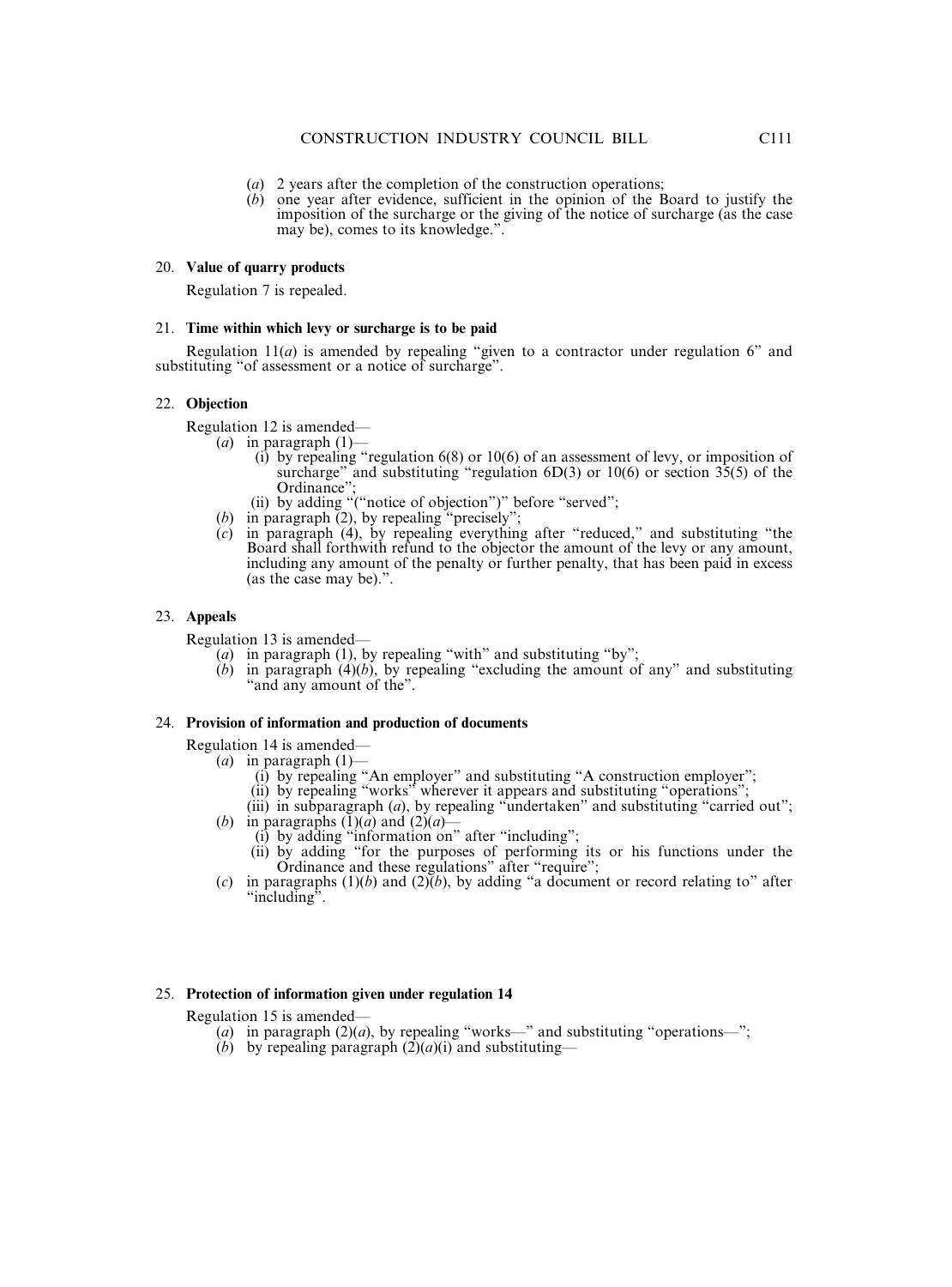(*a*) 2 years after the completion of the construction operations;

(*b*) one year after evidence, sufficient in the opinion of the Board to justify the imposition of the surcharge or the giving of the notice of surcharge (as the case may be), comes to its knowledge.".

### 20. **Value of quarry products**

Regulation 7 is repealed.

### 21. **Time within which levy or surcharge is to be paid**

Regulation 11(*a*) is amended by repealing "given to a contractor under regulation 6" and substituting "of assessment or a notice of surcharge".

### 22. **Objection**

Regulation 12 is amended—

(*a*) in paragraph (1)—

(i) by repealing "regulation 6(8) or 10(6) of an assessment of levy, or imposition of surcharge" and substituting "regulation 6D(3) or 10(6) or section 35(5) of the Ordinance";

(ii) by adding "("notice of objection")" before "served";

(*b*) in paragraph (2), by repealing "precisely";

(*c*) in paragraph (4), by repealing everything after "reduced," and substituting "the Board shall forthwith refund to the objector the amount of the levy or any amount, including any amount of the penalty or further penalty, that has been paid in excess (as the case may be).".

### 23. **Appeals**

Regulation 13 is amended—

(*a*) in paragraph (1), by repealing "with" and substituting "by";

(*b*) in paragraph (4)(*b*), by repealing "excluding the amount of any" and substituting "and any amount of the".

### 24. **Provision of information and production of documents**

Regulation 14 is amended—

(*a*) in paragraph (1)—

(i) by repealing "An employer" and substituting "A construction employer";

(ii) by repealing "works" wherever it appears and substituting "operations";

(iii) in subparagraph (*a*), by repealing "undertaken" and substituting "carried out";

(*b*) in paragraphs (1)(*a*) and (2)(*a*)—

(i) by adding "information on" after "including";

(ii) by adding "for the purposes of performing its or his functions under the Ordinance and these regulations" after "require";

(*c*) in paragraphs (1)(*b*) and (2)(*b*), by adding "a document or record relating to" after "including".

### 25. **Protection of information given under regulation 14**

Regulation 15 is amended—

(*a*) in paragraph (2)(*a*), by repealing "works—" and substituting "operations—";

(*b*) by repealing paragraph (2)(*a*)(i) and substituting—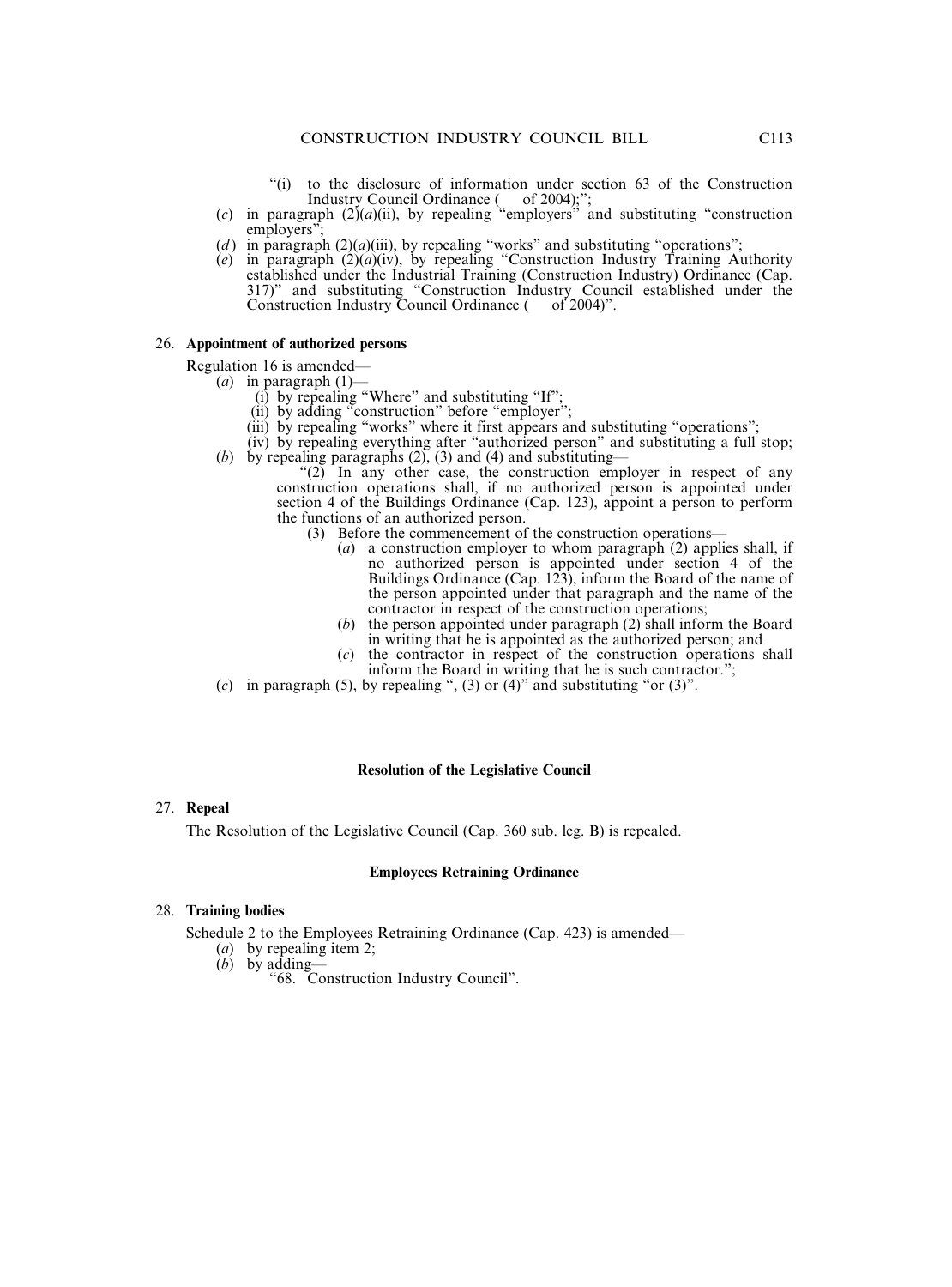"(i) to the disclosure of information under section 63 of the Construction Industry Council Ordinance (   of 2004);";

(*c*) in paragraph (2)(*a*)(ii), by repealing "employers" and substituting "construction employers";

(*d*) in paragraph (2)(*a*)(iii), by repealing "works" and substituting "operations";

(*e*) in paragraph (2)(*a*)(iv), by repealing "Construction Industry Training Authority established under the Industrial Training (Construction Industry) Ordinance (Cap. 317)" and substituting "Construction Industry Council established under the Construction Industry Council Ordinance (   of 2004)".

26. **Appointment of authorized persons**

Regulation 16 is amended—

(*a*) in paragraph (1)—

(i) by repealing "Where" and substituting "If";

(ii) by adding "construction" before "employer";

(iii) by repealing "works" where it first appears and substituting "operations";

(iv) by repealing everything after "authorized person" and substituting a full stop;

(*b*) by repealing paragraphs (2), (3) and (4) and substituting—

"(2) In any other case, the construction employer in respect of any construction operations shall, if no authorized person is appointed under section 4 of the Buildings Ordinance (Cap. 123), appoint a person to perform the functions of an authorized person.

(3) Before the commencement of the construction operations—

(*a*) a construction employer to whom paragraph (2) applies shall, if no authorized person is appointed under section 4 of the Buildings Ordinance (Cap. 123), inform the Board of the name of the person appointed under that paragraph and the name of the contractor in respect of the construction operations;

(*b*) the person appointed under paragraph (2) shall inform the Board in writing that he is appointed as the authorized person; and

(*c*) the contractor in respect of the construction operations shall inform the Board in writing that he is such contractor.";

(*c*) in paragraph (5), by repealing ", (3) or (4)" and substituting "or (3)".

**Resolution of the Legislative Council**

27. **Repeal**

The Resolution of the Legislative Council (Cap. 360 sub. leg. B) is repealed.

**Employees Retraining Ordinance**

28. **Training bodies**

Schedule 2 to the Employees Retraining Ordinance (Cap. 423) is amended—

(*a*) by repealing item 2;

(*b*) by adding—

"68. Construction Industry Council".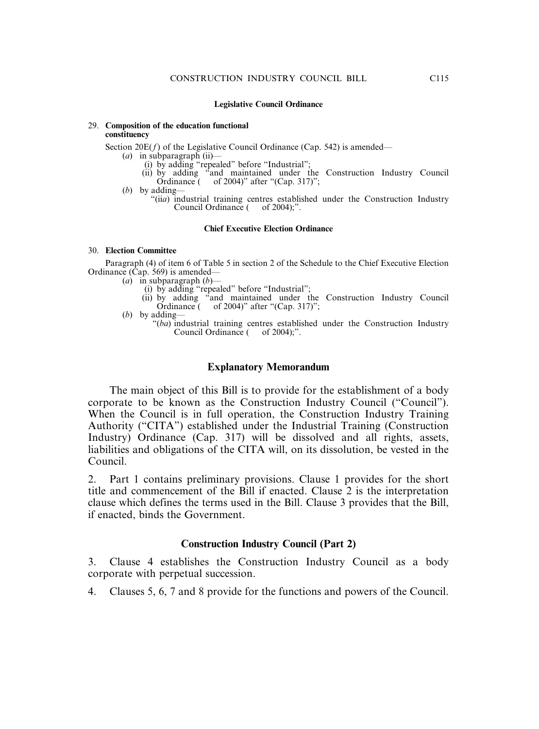#### Legislative Council Ordinance

**29. Composition of the education functional constituency**

Section 20E(*f*) of the Legislative Council Ordinance (Cap. 542) is amended—

(*a*) in subparagraph (ii)—

(i) by adding "repealed" before "Industrial";

(ii) by adding "and maintained under the Construction Industry Council Ordinance (  of 2004)" after "(Cap. 317)";

(*b*) by adding—

"(ii*a*) industrial training centres established under the Construction Industry Council Ordinance (  of 2004);".

#### Chief Executive Election Ordinance

**30. Election Committee**

Paragraph (4) of item 6 of Table 5 in section 2 of the Schedule to the Chief Executive Election Ordinance (Cap. 569) is amended—

(*a*) in subparagraph (*b*)—

(i) by adding "repealed" before "Industrial";

(ii) by adding "and maintained under the Construction Industry Council Ordinance (  of 2004)" after "(Cap. 317)";

(*b*) by adding—

"(*ba*) industrial training centres established under the Construction Industry Council Ordinance (  of 2004);".

## Explanatory Memorandum

The main object of this Bill is to provide for the establishment of a body corporate to be known as the Construction Industry Council ("Council"). When the Council is in full operation, the Construction Industry Training Authority ("CITA") established under the Industrial Training (Construction Industry) Ordinance (Cap. 317) will be dissolved and all rights, assets, liabilities and obligations of the CITA will, on its dissolution, be vested in the Council.

2. Part 1 contains preliminary provisions. Clause 1 provides for the short title and commencement of the Bill if enacted. Clause 2 is the interpretation clause which defines the terms used in the Bill. Clause 3 provides that the Bill, if enacted, binds the Government.

### Construction Industry Council (Part 2)

3. Clause 4 establishes the Construction Industry Council as a body corporate with perpetual succession.

4. Clauses 5, 6, 7 and 8 provide for the functions and powers of the Council.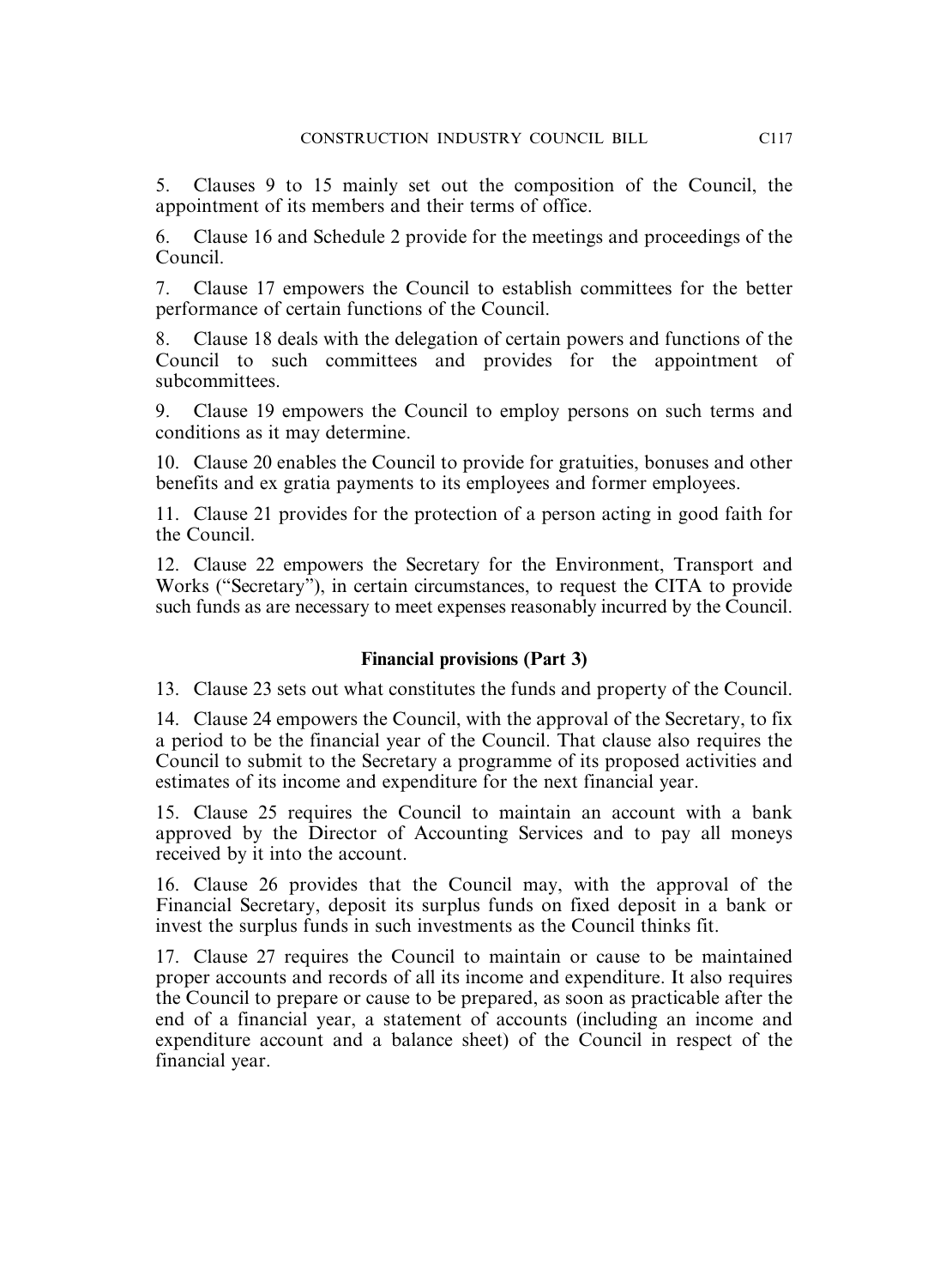5. Clauses 9 to 15 mainly set out the composition of the Council, the appointment of its members and their terms of office.

6. Clause 16 and Schedule 2 provide for the meetings and proceedings of the Council.

7. Clause 17 empowers the Council to establish committees for the better performance of certain functions of the Council.

8. Clause 18 deals with the delegation of certain powers and functions of the Council to such committees and provides for the appointment of subcommittees.

9. Clause 19 empowers the Council to employ persons on such terms and conditions as it may determine.

10. Clause 20 enables the Council to provide for gratuities, bonuses and other benefits and ex gratia payments to its employees and former employees.

11. Clause 21 provides for the protection of a person acting in good faith for the Council.

12. Clause 22 empowers the Secretary for the Environment, Transport and Works ("Secretary"), in certain circumstances, to request the CITA to provide such funds as are necessary to meet expenses reasonably incurred by the Council.

**Financial provisions (Part 3)**

13. Clause 23 sets out what constitutes the funds and property of the Council.

14. Clause 24 empowers the Council, with the approval of the Secretary, to fix a period to be the financial year of the Council. That clause also requires the Council to submit to the Secretary a programme of its proposed activities and estimates of its income and expenditure for the next financial year.

15. Clause 25 requires the Council to maintain an account with a bank approved by the Director of Accounting Services and to pay all moneys received by it into the account.

16. Clause 26 provides that the Council may, with the approval of the Financial Secretary, deposit its surplus funds on fixed deposit in a bank or invest the surplus funds in such investments as the Council thinks fit.

17. Clause 27 requires the Council to maintain or cause to be maintained proper accounts and records of all its income and expenditure. It also requires the Council to prepare or cause to be prepared, as soon as practicable after the end of a financial year, a statement of accounts (including an income and expenditure account and a balance sheet) of the Council in respect of the financial year.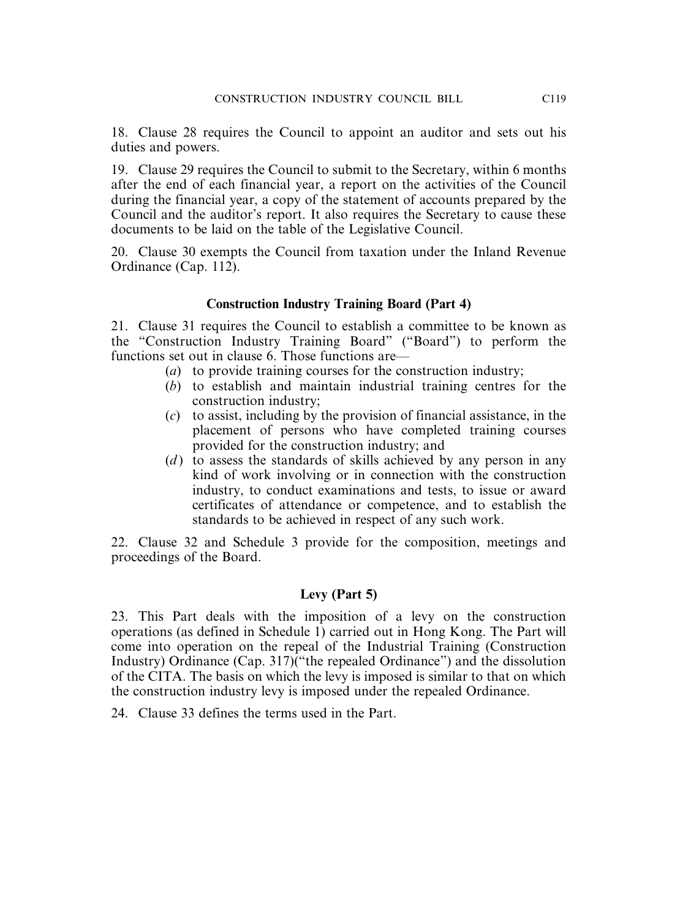18. Clause 28 requires the Council to appoint an auditor and sets out his duties and powers.

19. Clause 29 requires the Council to submit to the Secretary, within 6 months after the end of each financial year, a report on the activities of the Council during the financial year, a copy of the statement of accounts prepared by the Council and the auditor's report. It also requires the Secretary to cause these documents to be laid on the table of the Legislative Council.

20. Clause 30 exempts the Council from taxation under the Inland Revenue Ordinance (Cap. 112).

### Construction Industry Training Board (Part 4)

21. Clause 31 requires the Council to establish a committee to be known as the "Construction Industry Training Board" ("Board") to perform the functions set out in clause 6. Those functions are—

- (*a*) to provide training courses for the construction industry;
- (*b*) to establish and maintain industrial training centres for the construction industry;
- (*c*) to assist, including by the provision of financial assistance, in the placement of persons who have completed training courses provided for the construction industry; and
- (*d*) to assess the standards of skills achieved by any person in any kind of work involving or in connection with the construction industry, to conduct examinations and tests, to issue or award certificates of attendance or competence, and to establish the standards to be achieved in respect of any such work.

22. Clause 32 and Schedule 3 provide for the composition, meetings and proceedings of the Board.

### Levy (Part 5)

23. This Part deals with the imposition of a levy on the construction operations (as defined in Schedule 1) carried out in Hong Kong. The Part will come into operation on the repeal of the Industrial Training (Construction Industry) Ordinance (Cap. 317)("the repealed Ordinance") and the dissolution of the CITA. The basis on which the levy is imposed is similar to that on which the construction industry levy is imposed under the repealed Ordinance.

24. Clause 33 defines the terms used in the Part.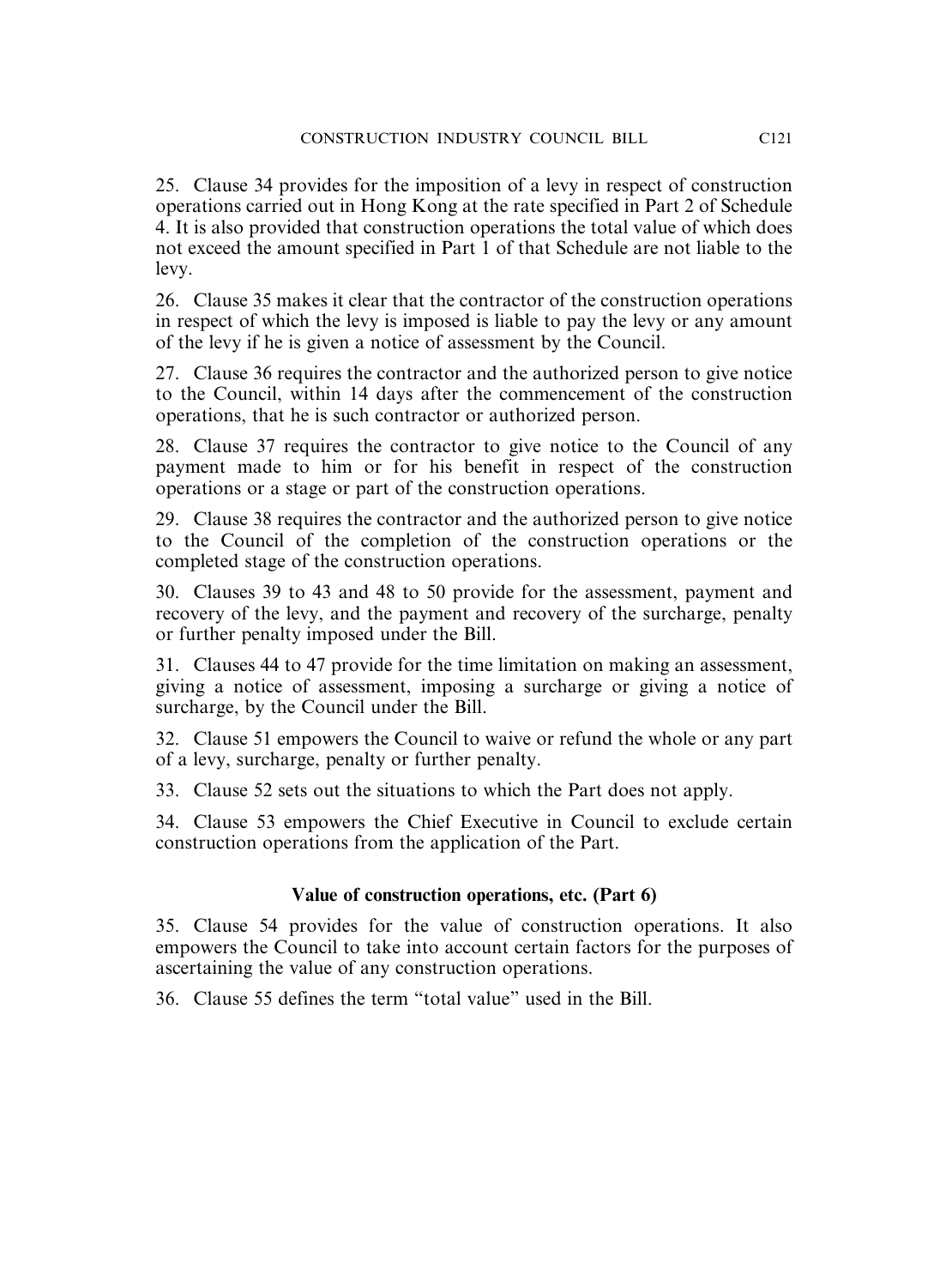25. Clause 34 provides for the imposition of a levy in respect of construction operations carried out in Hong Kong at the rate specified in Part 2 of Schedule 4. It is also provided that construction operations the total value of which does not exceed the amount specified in Part 1 of that Schedule are not liable to the levy.

26. Clause 35 makes it clear that the contractor of the construction operations in respect of which the levy is imposed is liable to pay the levy or any amount of the levy if he is given a notice of assessment by the Council.

27. Clause 36 requires the contractor and the authorized person to give notice to the Council, within 14 days after the commencement of the construction operations, that he is such contractor or authorized person.

28. Clause 37 requires the contractor to give notice to the Council of any payment made to him or for his benefit in respect of the construction operations or a stage or part of the construction operations.

29. Clause 38 requires the contractor and the authorized person to give notice to the Council of the completion of the construction operations or the completed stage of the construction operations.

30. Clauses 39 to 43 and 48 to 50 provide for the assessment, payment and recovery of the levy, and the payment and recovery of the surcharge, penalty or further penalty imposed under the Bill.

31. Clauses 44 to 47 provide for the time limitation on making an assessment, giving a notice of assessment, imposing a surcharge or giving a notice of surcharge, by the Council under the Bill.

32. Clause 51 empowers the Council to waive or refund the whole or any part of a levy, surcharge, penalty or further penalty.

33. Clause 52 sets out the situations to which the Part does not apply.

34. Clause 53 empowers the Chief Executive in Council to exclude certain construction operations from the application of the Part.

### Value of construction operations, etc. (Part 6)

35. Clause 54 provides for the value of construction operations. It also empowers the Council to take into account certain factors for the purposes of ascertaining the value of any construction operations.

36. Clause 55 defines the term "total value" used in the Bill.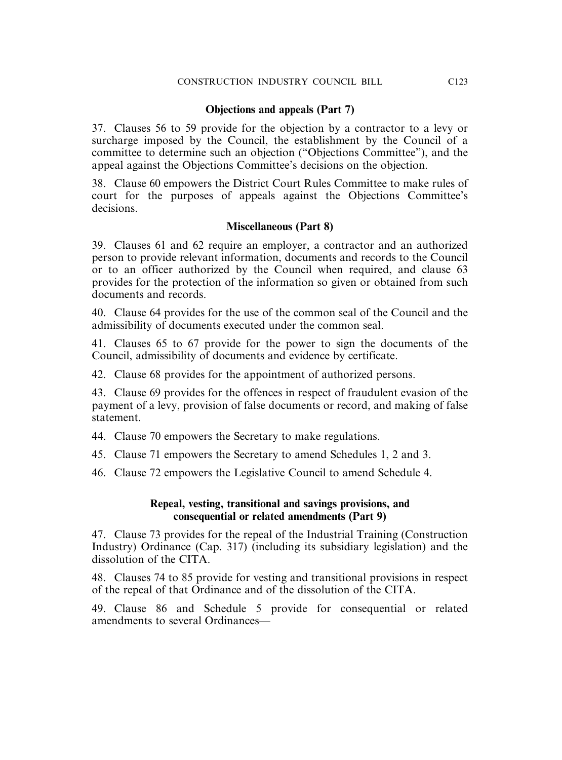### Objections and appeals (Part 7)

37. Clauses 56 to 59 provide for the objection by a contractor to a levy or surcharge imposed by the Council, the establishment by the Council of a committee to determine such an objection ("Objections Committee"), and the appeal against the Objections Committee's decisions on the objection.

38. Clause 60 empowers the District Court Rules Committee to make rules of court for the purposes of appeals against the Objections Committee's decisions.

### Miscellaneous (Part 8)

39. Clauses 61 and 62 require an employer, a contractor and an authorized person to provide relevant information, documents and records to the Council or to an officer authorized by the Council when required, and clause 63 provides for the protection of the information so given or obtained from such documents and records.

40. Clause 64 provides for the use of the common seal of the Council and the admissibility of documents executed under the common seal.

41. Clauses 65 to 67 provide for the power to sign the documents of the Council, admissibility of documents and evidence by certificate.

42. Clause 68 provides for the appointment of authorized persons.

43. Clause 69 provides for the offences in respect of fraudulent evasion of the payment of a levy, provision of false documents or record, and making of false statement.

44. Clause 70 empowers the Secretary to make regulations.

45. Clause 71 empowers the Secretary to amend Schedules 1, 2 and 3.

46. Clause 72 empowers the Legislative Council to amend Schedule 4.

### Repeal, vesting, transitional and savings provisions, and consequential or related amendments (Part 9)

47. Clause 73 provides for the repeal of the Industrial Training (Construction Industry) Ordinance (Cap. 317) (including its subsidiary legislation) and the dissolution of the CITA.

48. Clauses 74 to 85 provide for vesting and transitional provisions in respect of the repeal of that Ordinance and of the dissolution of the CITA.

49. Clause 86 and Schedule 5 provide for consequential or related amendments to several Ordinances—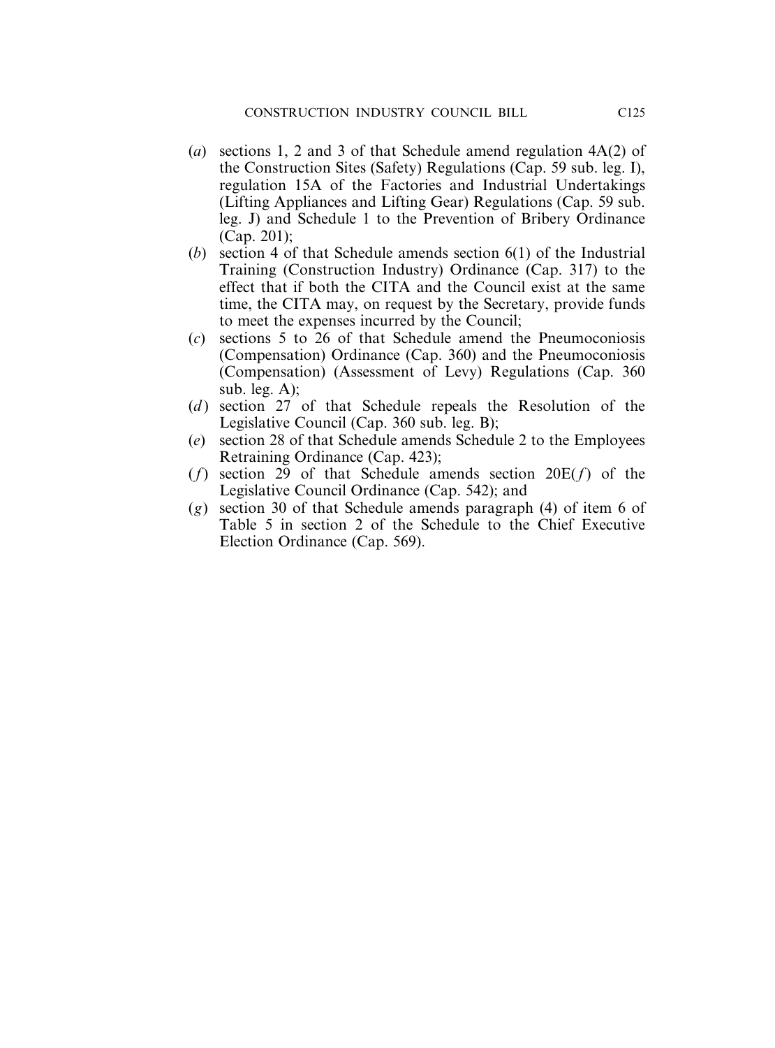- (*a*) sections 1, 2 and 3 of that Schedule amend regulation 4A(2) of the Construction Sites (Safety) Regulations (Cap. 59 sub. leg. I), regulation 15A of the Factories and Industrial Undertakings (Lifting Appliances and Lifting Gear) Regulations (Cap. 59 sub. leg. J) and Schedule 1 to the Prevention of Bribery Ordinance (Cap. 201);
- (*b*) section 4 of that Schedule amends section 6(1) of the Industrial Training (Construction Industry) Ordinance (Cap. 317) to the effect that if both the CITA and the Council exist at the same time, the CITA may, on request by the Secretary, provide funds to meet the expenses incurred by the Council;
- (*c*) sections 5 to 26 of that Schedule amend the Pneumoconiosis (Compensation) Ordinance (Cap. 360) and the Pneumoconiosis (Compensation) (Assessment of Levy) Regulations (Cap. 360 sub. leg. A);
- (*d*) section 27 of that Schedule repeals the Resolution of the Legislative Council (Cap. 360 sub. leg. B);
- (*e*) section 28 of that Schedule amends Schedule 2 to the Employees Retraining Ordinance (Cap. 423);
- (*f*) section 29 of that Schedule amends section 20E(*f*) of the Legislative Council Ordinance (Cap. 542); and
- (*g*) section 30 of that Schedule amends paragraph (4) of item 6 of Table 5 in section 2 of the Schedule to the Chief Executive Election Ordinance (Cap. 569).